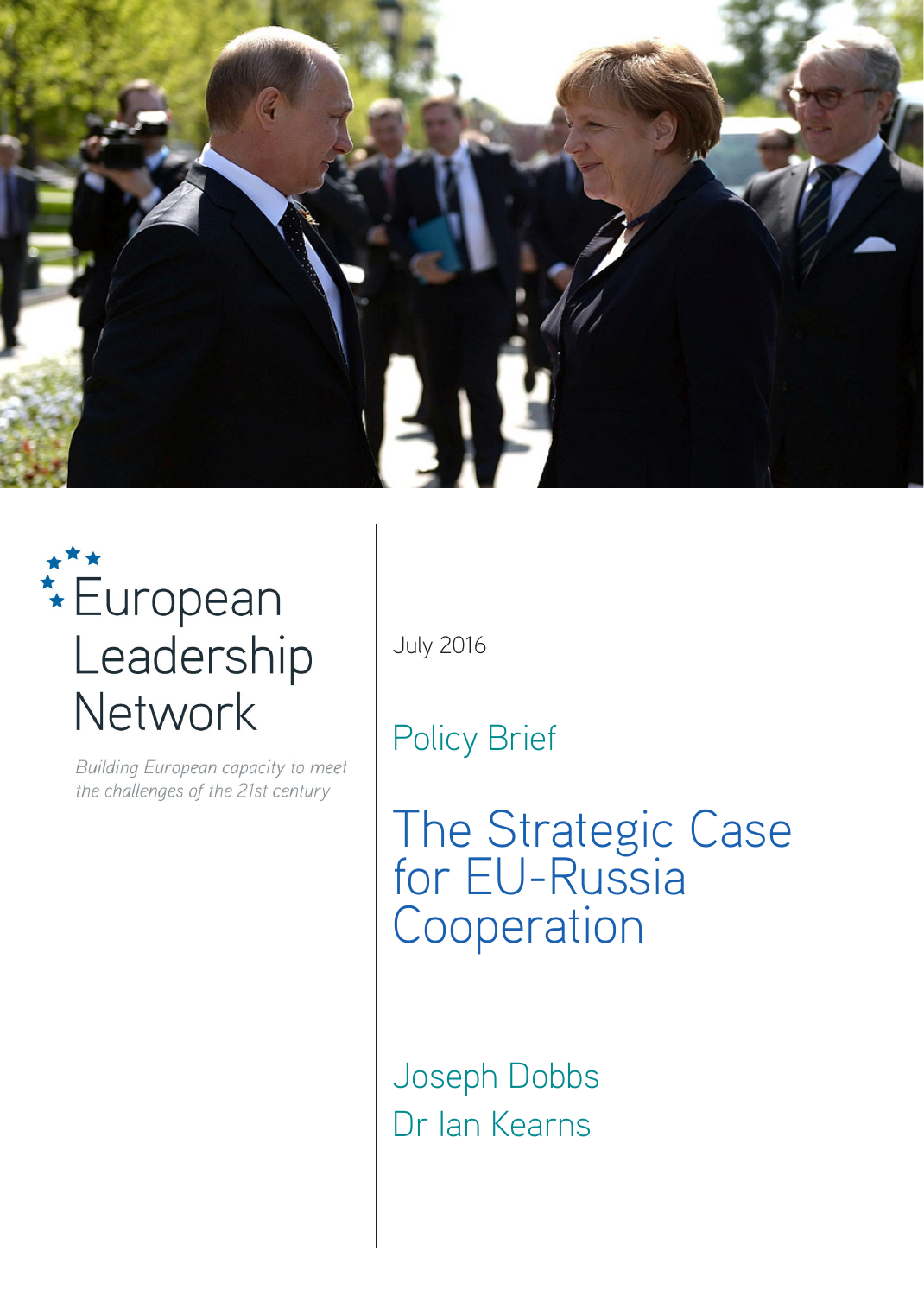European Leadership Network

*Building European capacity to meet the challenges of the 21st century*

July 2016

Policy Brief

# The Strategic Case for EU-Russia Cooperation

Joseph Dobbs

Dr Ian Kearns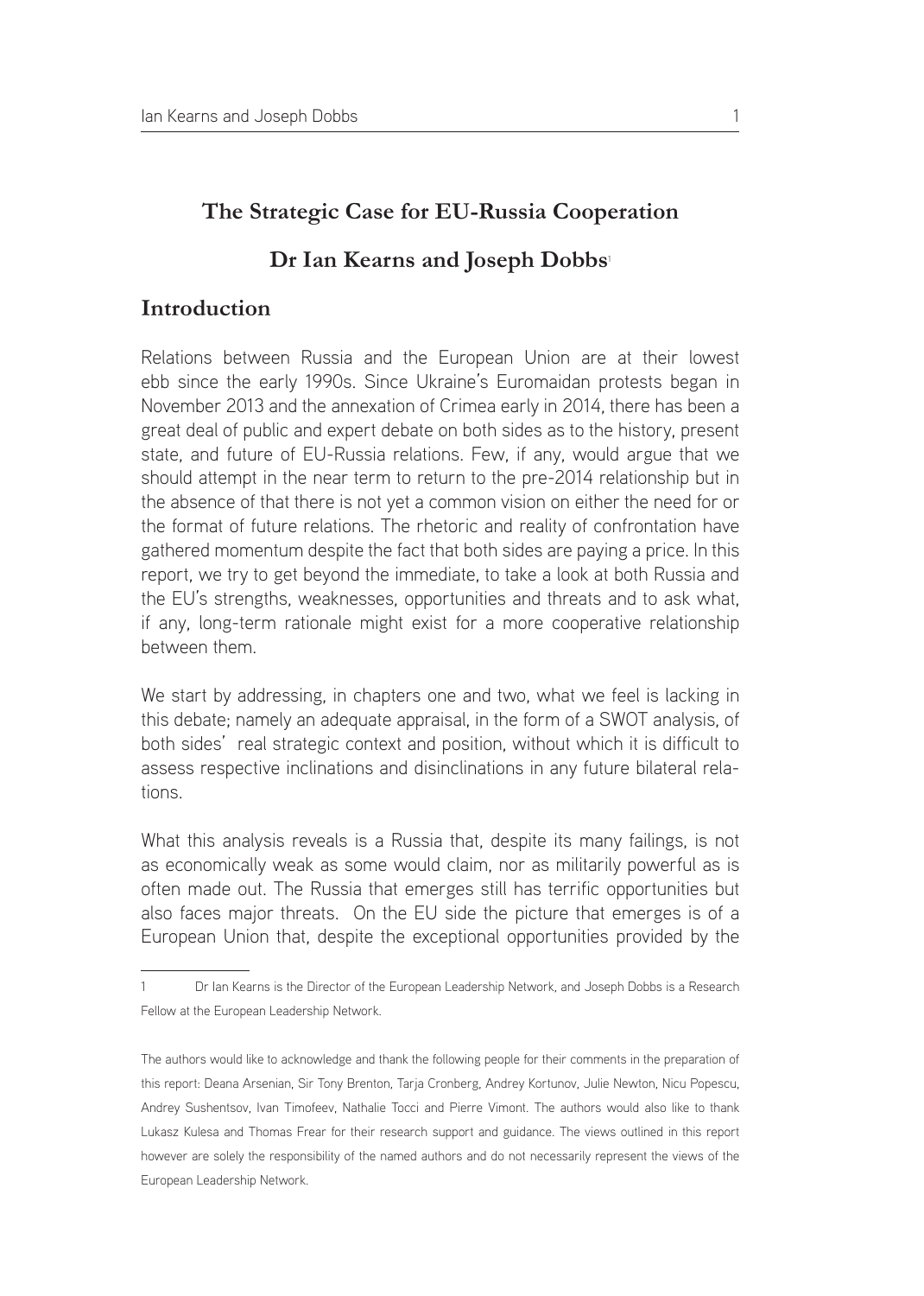# The Strategic Case for EU-Russia Cooperation

## Dr Ian Kearns and Joseph Dobbs[1]

## Introduction

Relations between Russia and the European Union are at their lowest ebb since the early 1990s. Since Ukraine's Euromaidan protests began in November 2013 and the annexation of Crimea early in 2014, there has been a great deal of public and expert debate on both sides as to the history, present state, and future of EU-Russia relations. Few, if any, would argue that we should attempt in the near term to return to the pre-2014 relationship but in the absence of that there is not yet a common vision on either the need for or the format of future relations. The rhetoric and reality of confrontation have gathered momentum despite the fact that both sides are paying a price. In this report, we try to get beyond the immediate, to take a look at both Russia and the EU's strengths, weaknesses, opportunities and threats and to ask what, if any, long-term rationale might exist for a more cooperative relationship between them.

We start by addressing, in chapters one and two, what we feel is lacking in this debate; namely an adequate appraisal, in the form of a SWOT analysis, of both sides' real strategic context and position, without which it is difficult to assess respective inclinations and disinclinations in any future bilateral relations.

What this analysis reveals is a Russia that, despite its many failings, is not as economically weak as some would claim, nor as militarily powerful as is often made out. The Russia that emerges still has terrific opportunities but also faces major threats. On the EU side the picture that emerges is of a European Union that, despite the exceptional opportunities provided by the

---

1 Dr Ian Kearns is the Director of the European Leadership Network, and Joseph Dobbs is a Research Fellow at the European Leadership Network.

The authors would like to acknowledge and thank the following people for their comments in the preparation of this report: Deana Arsenian, Sir Tony Brenton, Tarja Cronberg, Andrey Kortunov, Julie Newton, Nicu Popescu, Andrey Sushentsov, Ivan Timofeev, Nathalie Tocci and Pierre Vimont. The authors would also like to thank Lukasz Kulesa and Thomas Frear for their research support and guidance. The views outlined in this report however are solely the responsibility of the named authors and do not necessarily represent the views of the European Leadership Network.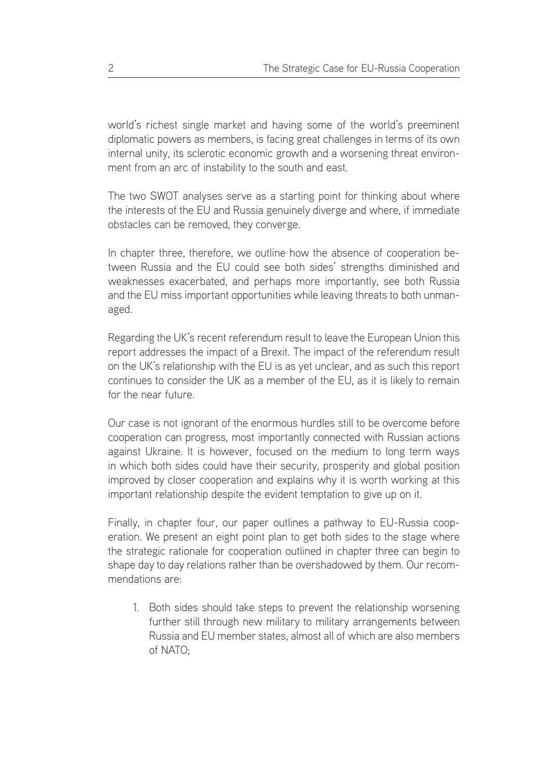world's richest single market and having some of the world's preeminent diplomatic powers as members, is facing great challenges in terms of its own internal unity, its sclerotic economic growth and a worsening threat environment from an arc of instability to the south and east.

The two SWOT analyses serve as a starting point for thinking about where the interests of the EU and Russia genuinely diverge and where, if immediate obstacles can be removed, they converge.

In chapter three, therefore, we outline how the absence of cooperation between Russia and the EU could see both sides' strengths diminished and weaknesses exacerbated, and perhaps more importantly, see both Russia and the EU miss important opportunities while leaving threats to both unmanaged.

Regarding the UK's recent referendum result to leave the European Union this report addresses the impact of a Brexit. The impact of the referendum result on the UK's relationship with the EU is as yet unclear, and as such this report continues to consider the UK as a member of the EU, as it is likely to remain for the near future.

Our case is not ignorant of the enormous hurdles still to be overcome before cooperation can progress, most importantly connected with Russian actions against Ukraine. It is however, focused on the medium to long term ways in which both sides could have their security, prosperity and global position improved by closer cooperation and explains why it is worth working at this important relationship despite the evident temptation to give up on it.

Finally, in chapter four, our paper outlines a pathway to EU-Russia cooperation. We present an eight point plan to get both sides to the stage where the strategic rationale for cooperation outlined in chapter three can begin to shape day to day relations rather than be overshadowed by them. Our recommendations are:

1. Both sides should take steps to prevent the relationship worsening further still through new military to military arrangements between Russia and EU member states, almost all of which are also members of NATO;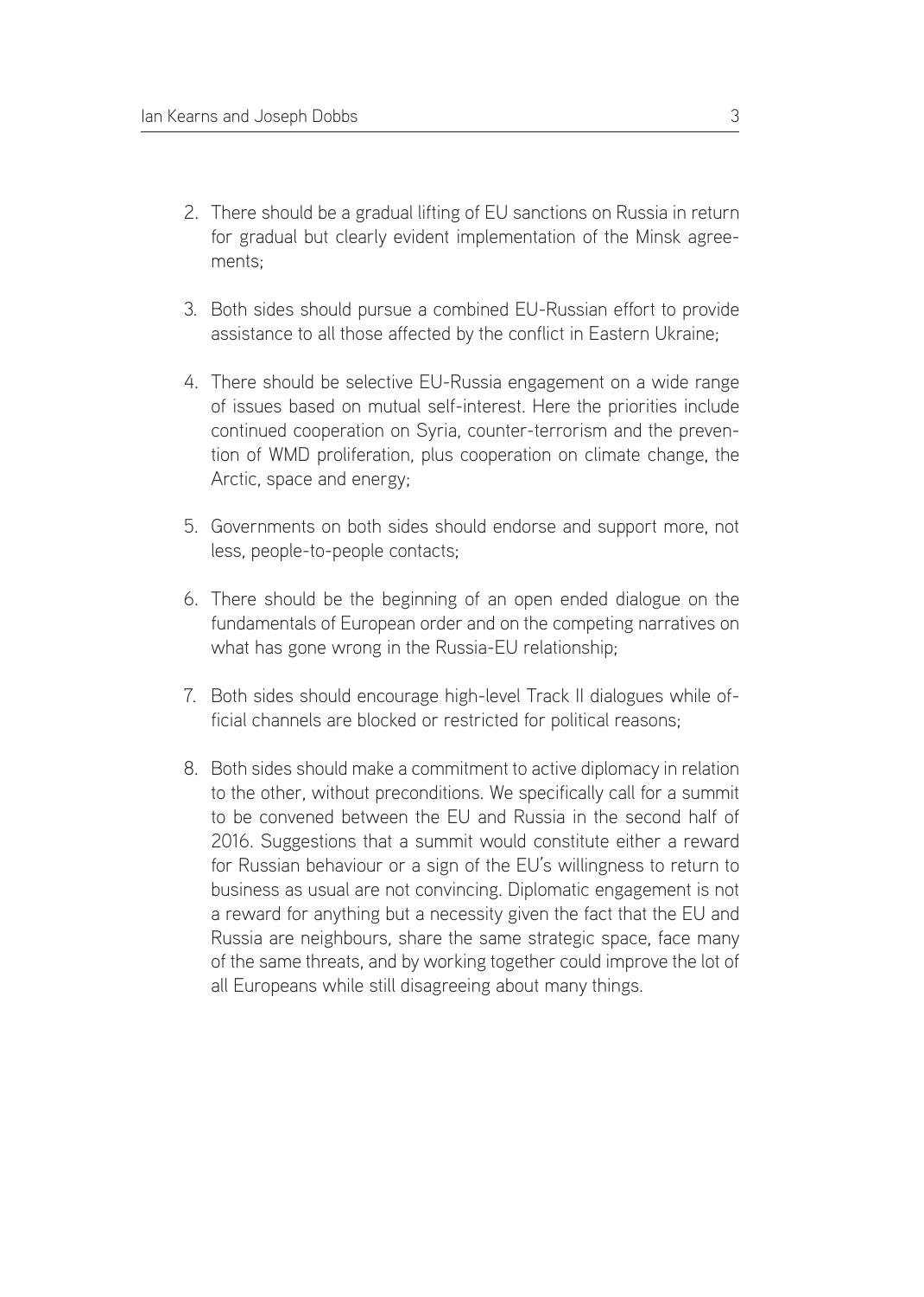2. There should be a gradual lifting of EU sanctions on Russia in return for gradual but clearly evident implementation of the Minsk agreements;

3. Both sides should pursue a combined EU-Russian effort to provide assistance to all those affected by the conflict in Eastern Ukraine;

4. There should be selective EU-Russia engagement on a wide range of issues based on mutual self-interest. Here the priorities include continued cooperation on Syria, counter-terrorism and the prevention of WMD proliferation, plus cooperation on climate change, the Arctic, space and energy;

5. Governments on both sides should endorse and support more, not less, people-to-people contacts;

6. There should be the beginning of an open ended dialogue on the fundamentals of European order and on the competing narratives on what has gone wrong in the Russia-EU relationship;

7. Both sides should encourage high-level Track II dialogues while official channels are blocked or restricted for political reasons;

8. Both sides should make a commitment to active diplomacy in relation to the other, without preconditions. We specifically call for a summit to be convened between the EU and Russia in the second half of 2016. Suggestions that a summit would constitute either a reward for Russian behaviour or a sign of the EU's willingness to return to business as usual are not convincing. Diplomatic engagement is not a reward for anything but a necessity given the fact that the EU and Russia are neighbours, share the same strategic space, face many of the same threats, and by working together could improve the lot of all Europeans while still disagreeing about many things.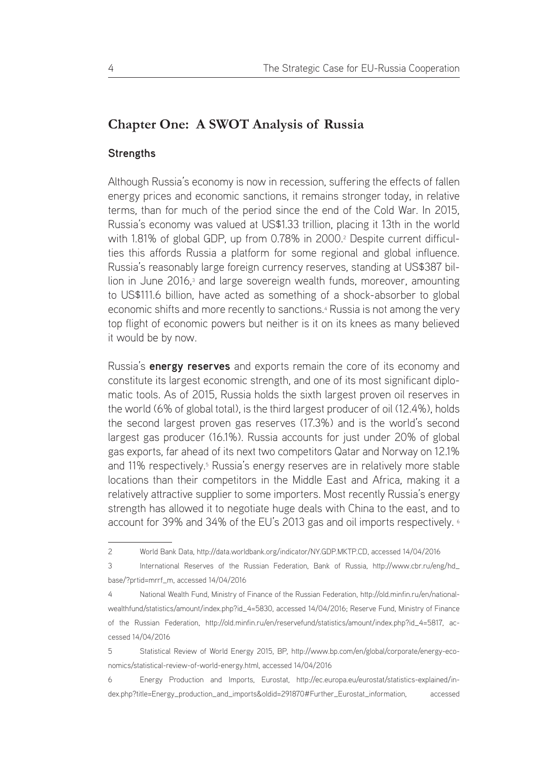## Chapter One: A SWOT Analysis of Russia

### Strengths

Although Russia's economy is now in recession, suffering the effects of fallen energy prices and economic sanctions, it remains stronger today, in relative terms, than for much of the period since the end of the Cold War. In 2015, Russia's economy was valued at US$1.33 trillion, placing it 13th in the world with 1.81% of global GDP, up from 0.78% in 2000.[2] Despite current difficulties this affords Russia a platform for some regional and global influence. Russia's reasonably large foreign currency reserves, standing at US$387 billion in June 2016,[3] and large sovereign wealth funds, moreover, amounting to US$111.6 billion, have acted as something of a shock-absorber to global economic shifts and more recently to sanctions.[4] Russia is not among the very top flight of economic powers but neither is it on its knees as many believed it would be by now.

Russia's **energy reserves** and exports remain the core of its economy and constitute its largest economic strength, and one of its most significant diplomatic tools. As of 2015, Russia holds the sixth largest proven oil reserves in the world (6% of global total), is the third largest producer of oil (12.4%), holds the second largest proven gas reserves (17.3%) and is the world's second largest gas producer (16.1%). Russia accounts for just under 20% of global gas exports, far ahead of its next two competitors Qatar and Norway on 12.1% and 11% respectively.[5] Russia's energy reserves are in relatively more stable locations than their competitors in the Middle East and Africa, making it a relatively attractive supplier to some importers. Most recently Russia's energy strength has allowed it to negotiate huge deals with China to the east, and to account for 39% and 34% of the EU's 2013 gas and oil imports respectively.[6]

---

2 World Bank Data, http://data.worldbank.org/indicator/NY.GDP.MKTP.CD, accessed 14/04/2016

3 International Reserves of the Russian Federation, Bank of Russia, http://www.cbr.ru/eng/hd_base/?prtid=mrrf_m, accessed 14/04/2016

4 National Wealth Fund, Ministry of Finance of the Russian Federation, http://old.minfin.ru/en/nationalwealthfund/statistics/amount/index.php?id_4=5830, accessed 14/04/2016; Reserve Fund, Ministry of Finance of the Russian Federation, http://old.minfin.ru/en/reservefund/statistics/amount/index.php?id_4=5817, accessed 14/04/2016

5 Statistical Review of World Energy 2015, BP, http://www.bp.com/en/global/corporate/energy-economics/statistical-review-of-world-energy.html, accessed 14/04/2016

6 Energy Production and Imports, Eurostat, http://ec.europa.eu/eurostat/statistics-explained/index.php?title=Energy_production_and_imports&oldid=291870#Further_Eurostat_information, accessed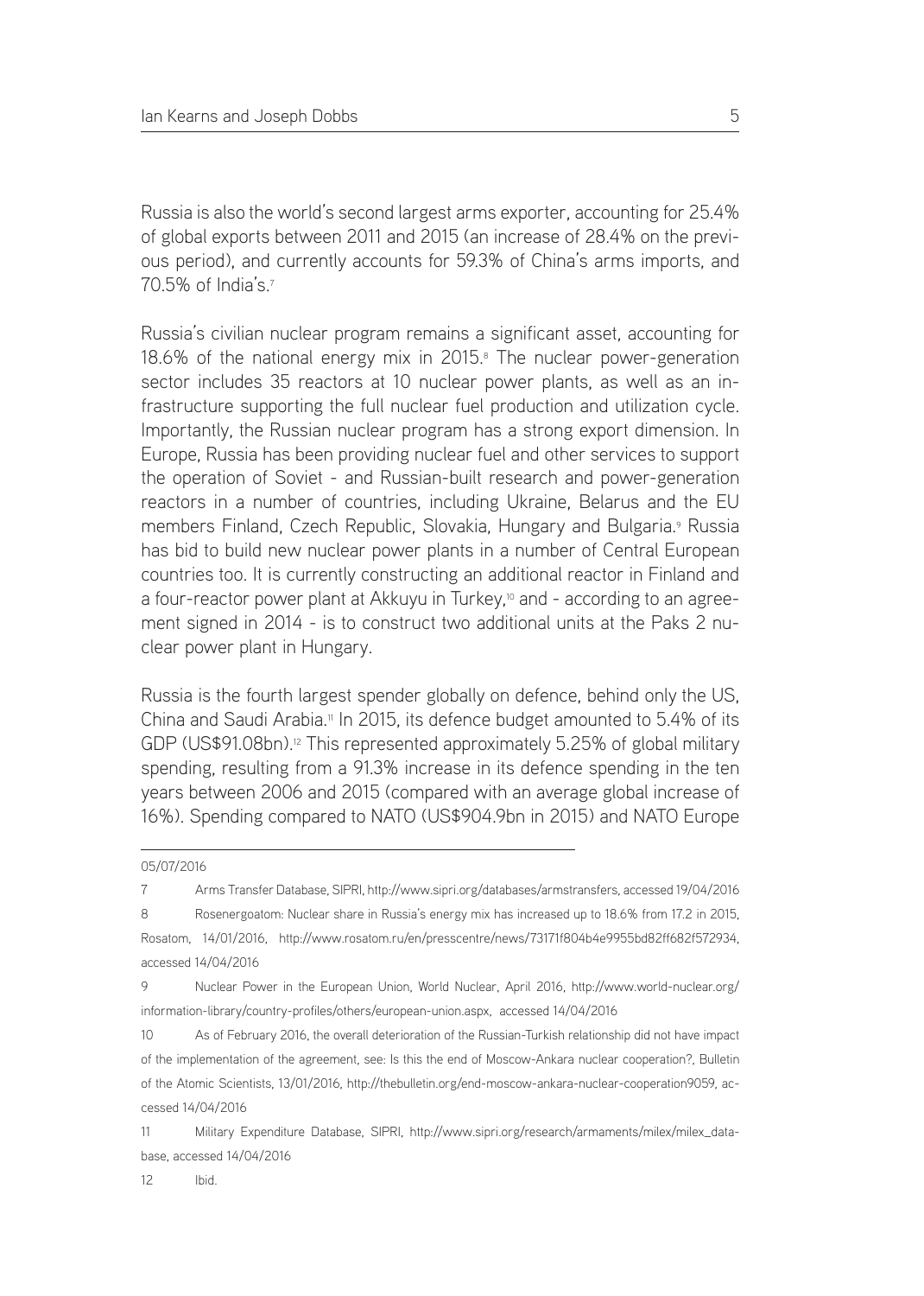Russia is also the world's second largest arms exporter, accounting for 25.4% of global exports between 2011 and 2015 (an increase of 28.4% on the previous period), and currently accounts for 59.3% of China's arms imports, and 70.5% of India's.[7]

Russia's civilian nuclear program remains a significant asset, accounting for 18.6% of the national energy mix in 2015.[8] The nuclear power-generation sector includes 35 reactors at 10 nuclear power plants, as well as an infrastructure supporting the full nuclear fuel production and utilization cycle. Importantly, the Russian nuclear program has a strong export dimension. In Europe, Russia has been providing nuclear fuel and other services to support the operation of Soviet - and Russian-built research and power-generation reactors in a number of countries, including Ukraine, Belarus and the EU members Finland, Czech Republic, Slovakia, Hungary and Bulgaria.[9] Russia has bid to build new nuclear power plants in a number of Central European countries too. It is currently constructing an additional reactor in Finland and a four-reactor power plant at Akkuyu in Turkey,[10] and - according to an agreement signed in 2014 - is to construct two additional units at the Paks 2 nuclear power plant in Hungary.

Russia is the fourth largest spender globally on defence, behind only the US, China and Saudi Arabia.[11] In 2015, its defence budget amounted to 5.4% of its GDP (US$91.08bn).[12] This represented approximately 5.25% of global military spending, resulting from a 91.3% increase in its defence spending in the ten years between 2006 and 2015 (compared with an average global increase of 16%). Spending compared to NATO (US$904.9bn in 2015) and NATO Europe

---

05/07/2016

7 Arms Transfer Database, SIPRI, http://www.sipri.org/databases/armstransfers, accessed 19/04/2016

8 Rosenergoatom: Nuclear share in Russia's energy mix has increased up to 18.6% from 17.2 in 2015, Rosatom, 14/01/2016, http://www.rosatom.ru/en/presscentre/news/73171f804b4e9955bd82ff682f572934, accessed 14/04/2016

9 Nuclear Power in the European Union, World Nuclear, April 2016, http://www.world-nuclear.org/information-library/country-profiles/others/european-union.aspx, accessed 14/04/2016

10 As of February 2016, the overall deterioration of the Russian-Turkish relationship did not have impact of the implementation of the agreement, see: Is this the end of Moscow-Ankara nuclear cooperation?, Bulletin of the Atomic Scientists, 13/01/2016, http://thebulletin.org/end-moscow-ankara-nuclear-cooperation9059, accessed 14/04/2016

11 Military Expenditure Database, SIPRI, http://www.sipri.org/research/armaments/milex/milex_database, accessed 14/04/2016

12 Ibid.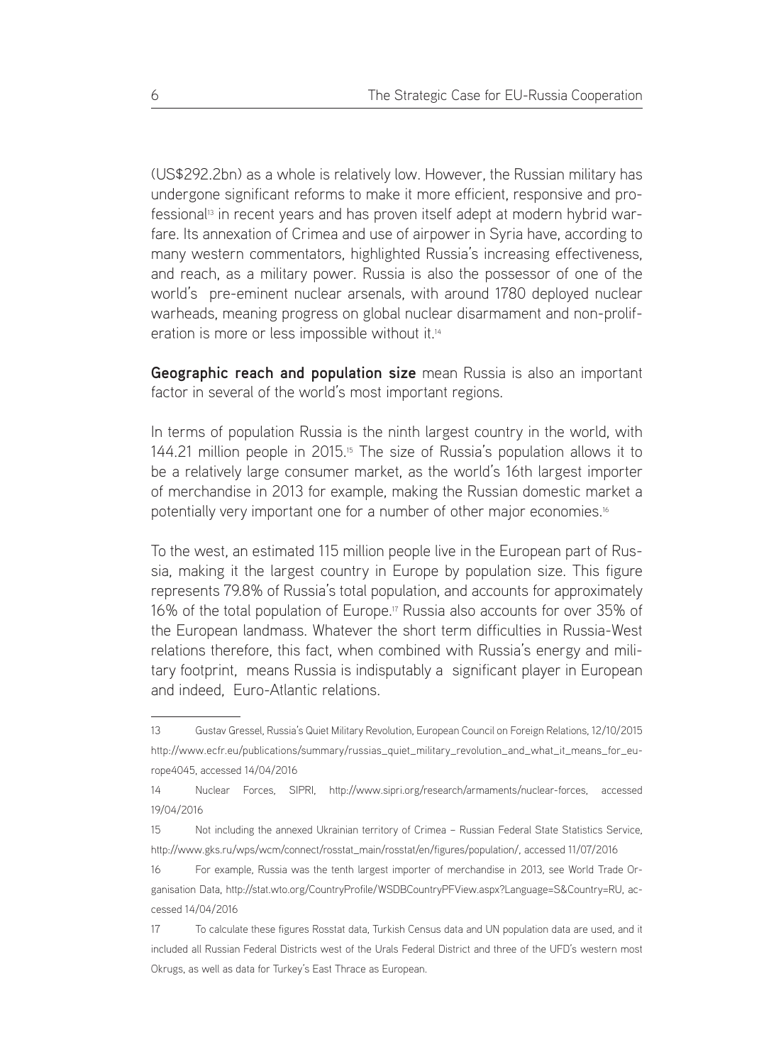(US$292.2bn) as a whole is relatively low. However, the Russian military has undergone significant reforms to make it more efficient, responsive and professional[13] in recent years and has proven itself adept at modern hybrid warfare. Its annexation of Crimea and use of airpower in Syria have, according to many western commentators, highlighted Russia's increasing effectiveness, and reach, as a military power. Russia is also the possessor of one of the world's pre-eminent nuclear arsenals, with around 1780 deployed nuclear warheads, meaning progress on global nuclear disarmament and non-proliferation is more or less impossible without it.[14]

**Geographic reach and population size** mean Russia is also an important factor in several of the world's most important regions.

In terms of population Russia is the ninth largest country in the world, with 144.21 million people in 2015.[15] The size of Russia's population allows it to be a relatively large consumer market, as the world's 16th largest importer of merchandise in 2013 for example, making the Russian domestic market a potentially very important one for a number of other major economies.[16]

To the west, an estimated 115 million people live in the European part of Russia, making it the largest country in Europe by population size. This figure represents 79.8% of Russia's total population, and accounts for approximately 16% of the total population of Europe.[17] Russia also accounts for over 35% of the European landmass. Whatever the short term difficulties in Russia-West relations therefore, this fact, when combined with Russia's energy and military footprint, means Russia is indisputably a significant player in European and indeed, Euro-Atlantic relations.

---

13 Gustav Gressel, Russia's Quiet Military Revolution, European Council on Foreign Relations, 12/10/2015 http://www.ecfr.eu/publications/summary/russias_quiet_military_revolution_and_what_it_means_for_europe4045, accessed 14/04/2016

14 Nuclear Forces, SIPRI, http://www.sipri.org/research/armaments/nuclear-forces, accessed 19/04/2016

15 Not including the annexed Ukrainian territory of Crimea – Russian Federal State Statistics Service, http://www.gks.ru/wps/wcm/connect/rosstat_main/rosstat/en/figures/population/, accessed 11/07/2016

16 For example, Russia was the tenth largest importer of merchandise in 2013, see World Trade Organisation Data, http://stat.wto.org/CountryProfile/WSDBCountryPFView.aspx?Language=S&Country=RU, accessed 14/04/2016

17 To calculate these figures Rosstat data, Turkish Census data and UN population data are used, and it included all Russian Federal Districts west of the Urals Federal District and three of the UFD's western most Okrugs, as well as data for Turkey's East Thrace as European.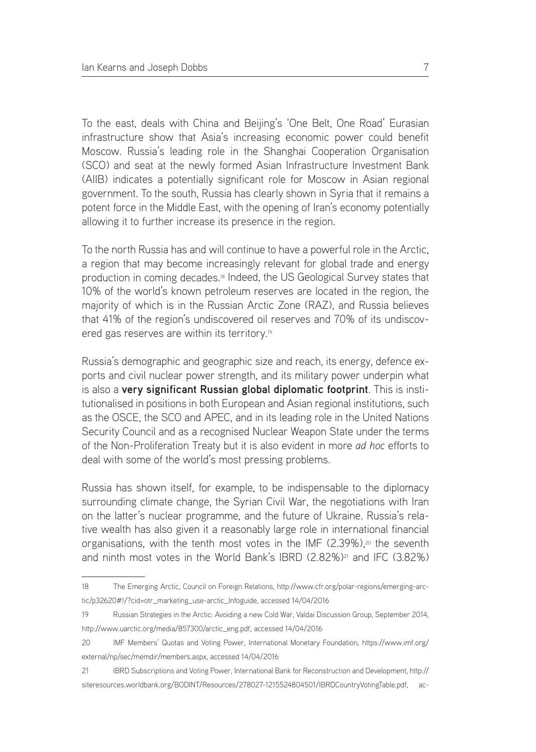To the east, deals with China and Beijing's 'One Belt, One Road' Eurasian infrastructure show that Asia's increasing economic power could benefit Moscow. Russia's leading role in the Shanghai Cooperation Organisation (SCO) and seat at the newly formed Asian Infrastructure Investment Bank (AIIB) indicates a potentially significant role for Moscow in Asian regional government. To the south, Russia has clearly shown in Syria that it remains a potent force in the Middle East, with the opening of Iran's economy potentially allowing it to further increase its presence in the region.

To the north Russia has and will continue to have a powerful role in the Arctic, a region that may become increasingly relevant for global trade and energy production in coming decades.[18] Indeed, the US Geological Survey states that 10% of the world's known petroleum reserves are located in the region, the majority of which is in the Russian Arctic Zone (RAZ), and Russia believes that 41% of the region's undiscovered oil reserves and 70% of its undiscovered gas reserves are within its territory.[19]

Russia's demographic and geographic size and reach, its energy, defence exports and civil nuclear power strength, and its military power underpin what is also a **very significant Russian global diplomatic footprint**. This is institutionalised in positions in both European and Asian regional institutions, such as the OSCE, the SCO and APEC, and in its leading role in the United Nations Security Council and as a recognised Nuclear Weapon State under the terms of the Non-Proliferation Treaty but it is also evident in more *ad hoc* efforts to deal with some of the world's most pressing problems.

Russia has shown itself, for example, to be indispensable to the diplomacy surrounding climate change, the Syrian Civil War, the negotiations with Iran on the latter's nuclear programme, and the future of Ukraine. Russia's relative wealth has also given it a reasonably large role in international financial organisations, with the tenth most votes in the IMF (2.39%),[20] the seventh and ninth most votes in the World Bank's IBRD (2.82%)[21] and IFC (3.82%)

---

18 The Emerging Arctic, Council on Foreign Relations, http://www.cfr.org/polar-regions/emerging-arctic/p32620#!/?cid=otr_marketing_use-arctic_Infoguide, accessed 14/04/2016

19 Russian Strategies in the Arctic: Avoiding a new Cold War, Valdai Discussion Group, September 2014, http://www.uarctic.org/media/857300/arctic_eng.pdf, accessed 14/04/2016

20 IMF Members' Quotas and Voting Power, International Monetary Foundation, https://www.imf.org/external/np/sec/memdir/members.aspx, accessed 14/04/2016

21 IBRD Subscriptions and Voting Power, International Bank for Reconstruction and Development, http://siteresources.worldbank.org/BODINT/Resources/278027-1215524804501/IBRDCountryVotingTable.pdf, ac-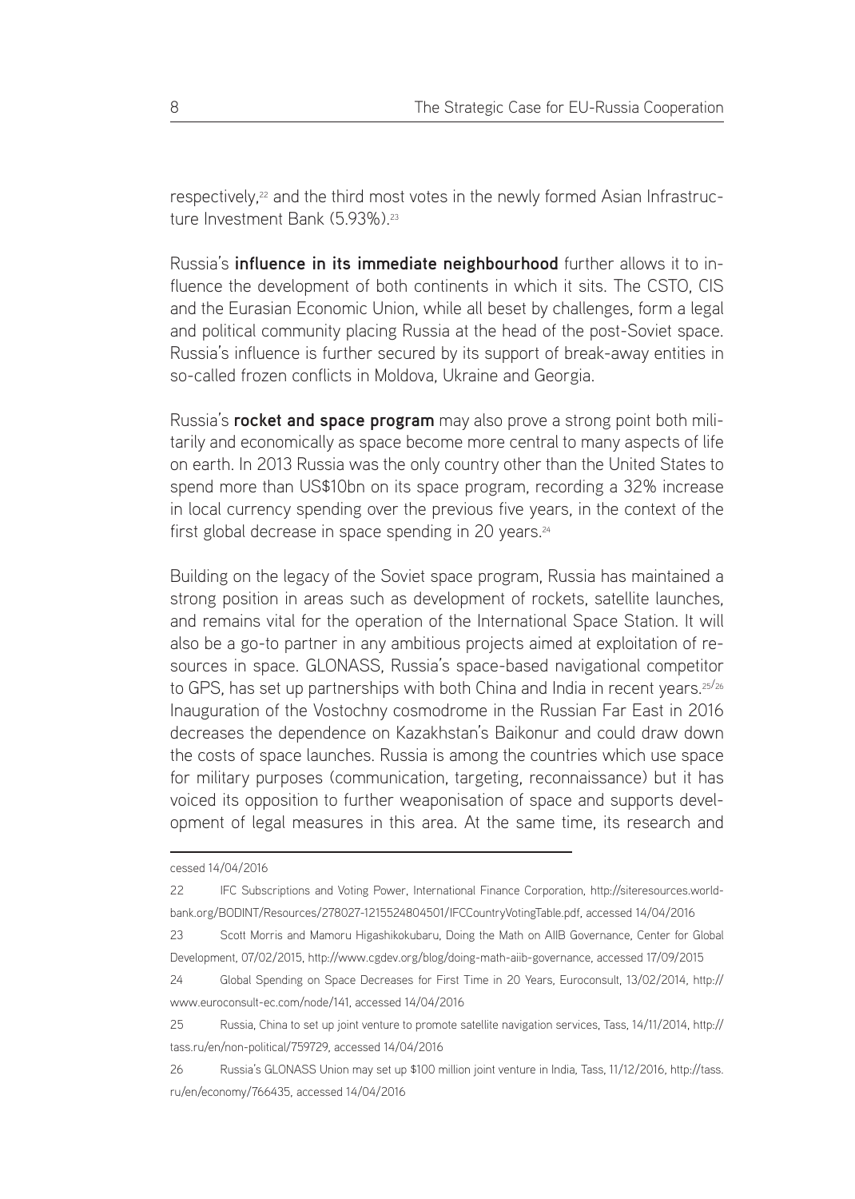respectively,[22] and the third most votes in the newly formed Asian Infrastructure Investment Bank (5.93%).[23]

Russia's **influence in its immediate neighbourhood** further allows it to influence the development of both continents in which it sits. The CSTO, CIS and the Eurasian Economic Union, while all beset by challenges, form a legal and political community placing Russia at the head of the post-Soviet space. Russia's influence is further secured by its support of break-away entities in so-called frozen conflicts in Moldova, Ukraine and Georgia.

Russia's **rocket and space program** may also prove a strong point both militarily and economically as space become more central to many aspects of life on earth. In 2013 Russia was the only country other than the United States to spend more than US$10bn on its space program, recording a 32% increase in local currency spending over the previous five years, in the context of the first global decrease in space spending in 20 years.[24]

Building on the legacy of the Soviet space program, Russia has maintained a strong position in areas such as development of rockets, satellite launches, and remains vital for the operation of the International Space Station. It will also be a go-to partner in any ambitious projects aimed at exploitation of resources in space. GLONASS, Russia's space-based navigational competitor to GPS, has set up partnerships with both China and India in recent years.[25/26] Inauguration of the Vostochny cosmodrome in the Russian Far East in 2016 decreases the dependence on Kazakhstan's Baikonur and could draw down the costs of space launches. Russia is among the countries which use space for military purposes (communication, targeting, reconnaissance) but it has voiced its opposition to further weaponisation of space and supports development of legal measures in this area. At the same time, its research and

---

cessed 14/04/2016

22 IFC Subscriptions and Voting Power, International Finance Corporation, http://siteresources.worldbank.org/BODINT/Resources/278027-1215524804501/IFCCountryVotingTable.pdf, accessed 14/04/2016

23 Scott Morris and Mamoru Higashikokubaru, Doing the Math on AIIB Governance, Center for Global Development, 07/02/2015, http://www.cgdev.org/blog/doing-math-aiib-governance, accessed 17/09/2015

24 Global Spending on Space Decreases for First Time in 20 Years, Euroconsult, 13/02/2014, http://www.euroconsult-ec.com/node/141, accessed 14/04/2016

25 Russia, China to set up joint venture to promote satellite navigation services, Tass, 14/11/2014, http://tass.ru/en/non-political/759729, accessed 14/04/2016

26 Russia's GLONASS Union may set up $100 million joint venture in India, Tass, 11/12/2016, http://tass.ru/en/economy/766435, accessed 14/04/2016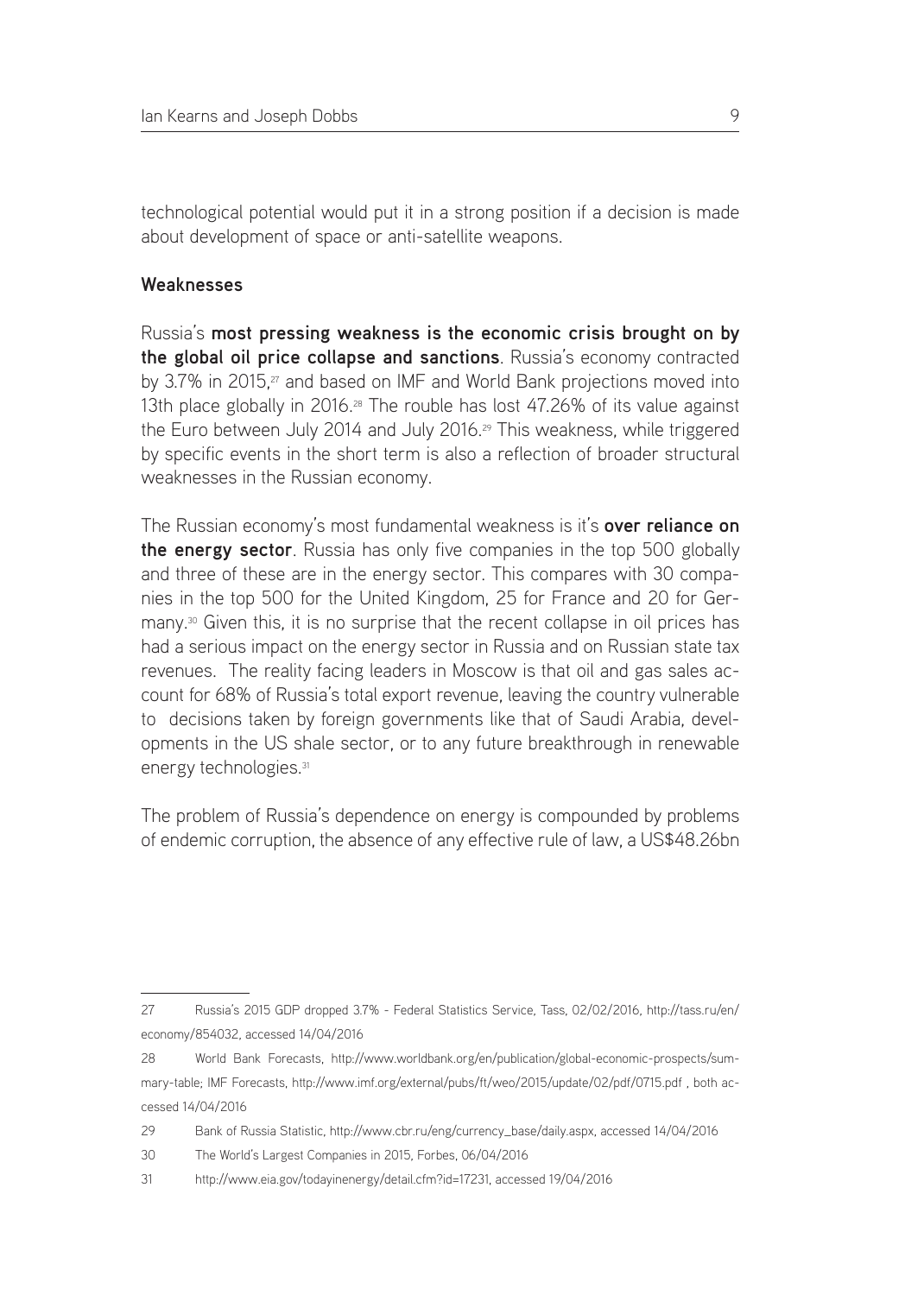technological potential would put it in a strong position if a decision is made about development of space or anti-satellite weapons.

**Weaknesses**

Russia's **most pressing weakness is the economic crisis brought on by the global oil price collapse and sanctions**. Russia's economy contracted by 3.7% in 2015,[27] and based on IMF and World Bank projections moved into 13th place globally in 2016.[28] The rouble has lost 47.26% of its value against the Euro between July 2014 and July 2016.[29] This weakness, while triggered by specific events in the short term is also a reflection of broader structural weaknesses in the Russian economy.

The Russian economy's most fundamental weakness is it's **over reliance on the energy sector**. Russia has only five companies in the top 500 globally and three of these are in the energy sector. This compares with 30 companies in the top 500 for the United Kingdom, 25 for France and 20 for Germany.[30] Given this, it is no surprise that the recent collapse in oil prices has had a serious impact on the energy sector in Russia and on Russian state tax revenues. The reality facing leaders in Moscow is that oil and gas sales account for 68% of Russia's total export revenue, leaving the country vulnerable to decisions taken by foreign governments like that of Saudi Arabia, developments in the US shale sector, or to any future breakthrough in renewable energy technologies.[31]

The problem of Russia's dependence on energy is compounded by problems of endemic corruption, the absence of any effective rule of law, a US$48.26bn

---

27 Russia's 2015 GDP dropped 3.7% - Federal Statistics Service, Tass, 02/02/2016, http://tass.ru/en/economy/854032, accessed 14/04/2016

28 World Bank Forecasts, http://www.worldbank.org/en/publication/global-economic-prospects/summary-table; IMF Forecasts, http://www.imf.org/external/pubs/ft/weo/2015/update/02/pdf/0715.pdf , both accessed 14/04/2016

29 Bank of Russia Statistic, http://www.cbr.ru/eng/currency_base/daily.aspx, accessed 14/04/2016

30 The World's Largest Companies in 2015, Forbes, 06/04/2016

31 http://www.eia.gov/todayinenergy/detail.cfm?id=17231, accessed 19/04/2016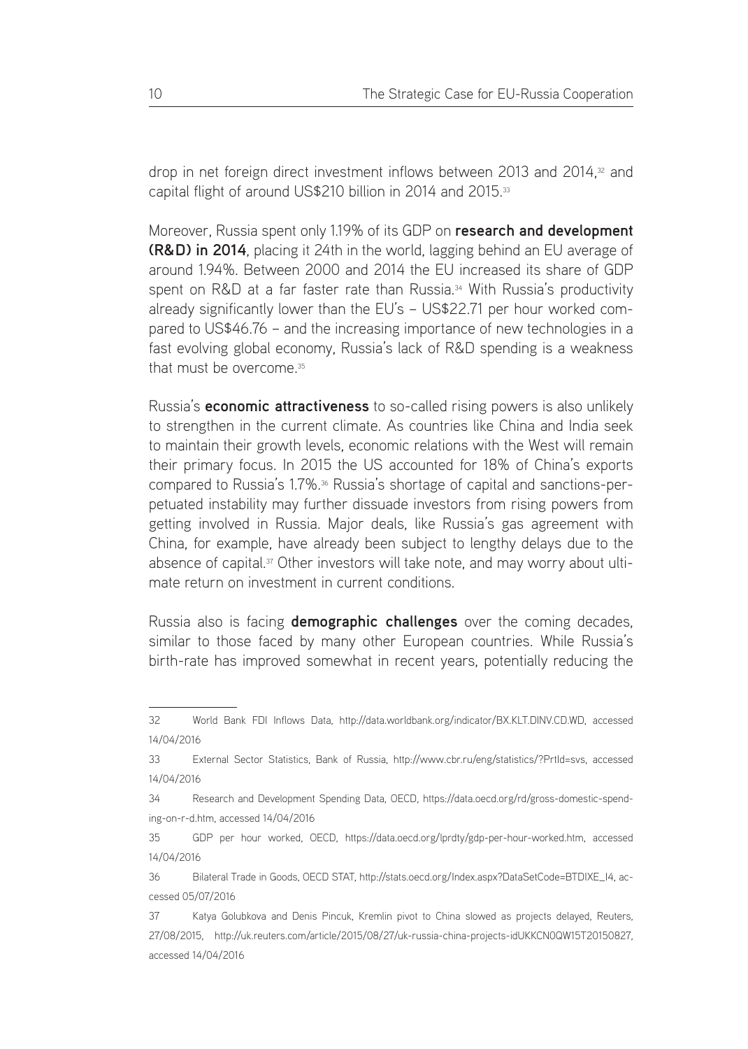drop in net foreign direct investment inflows between 2013 and 2014,[32] and capital flight of around US$210 billion in 2014 and 2015.[33]

Moreover, Russia spent only 1.19% of its GDP on **research and development (R&D) in 2014**, placing it 24th in the world, lagging behind an EU average of around 1.94%. Between 2000 and 2014 the EU increased its share of GDP spent on R&D at a far faster rate than Russia.[34] With Russia's productivity already significantly lower than the EU's – US$22.71 per hour worked compared to US$46.76 – and the increasing importance of new technologies in a fast evolving global economy, Russia's lack of R&D spending is a weakness that must be overcome.[35]

Russia's **economic attractiveness** to so-called rising powers is also unlikely to strengthen in the current climate. As countries like China and India seek to maintain their growth levels, economic relations with the West will remain their primary focus. In 2015 the US accounted for 18% of China's exports compared to Russia's 1.7%.[36] Russia's shortage of capital and sanctions-perpetuated instability may further dissuade investors from rising powers from getting involved in Russia. Major deals, like Russia's gas agreement with China, for example, have already been subject to lengthy delays due to the absence of capital.[37] Other investors will take note, and may worry about ultimate return on investment in current conditions.

Russia also is facing **demographic challenges** over the coming decades, similar to those faced by many other European countries. While Russia's birth-rate has improved somewhat in recent years, potentially reducing the

---

32 World Bank FDI Inflows Data, http://data.worldbank.org/indicator/BX.KLT.DINV.CD.WD, accessed 14/04/2016

33 External Sector Statistics, Bank of Russia, http://www.cbr.ru/eng/statistics/?PrtId=svs, accessed 14/04/2016

34 Research and Development Spending Data, OECD, https://data.oecd.org/rd/gross-domestic-spending-on-r-d.htm, accessed 14/04/2016

35 GDP per hour worked, OECD, https://data.oecd.org/lprdty/gdp-per-hour-worked.htm, accessed 14/04/2016

36 Bilateral Trade in Goods, OECD STAT, http://stats.oecd.org/Index.aspx?DataSetCode=BTDIXE_I4, accessed 05/07/2016

37 Katya Golubkova and Denis Pincuk, Kremlin pivot to China slowed as projects delayed, Reuters, 27/08/2015, http://uk.reuters.com/article/2015/08/27/uk-russia-china-projects-idUKKCN0QW15T20150827, accessed 14/04/2016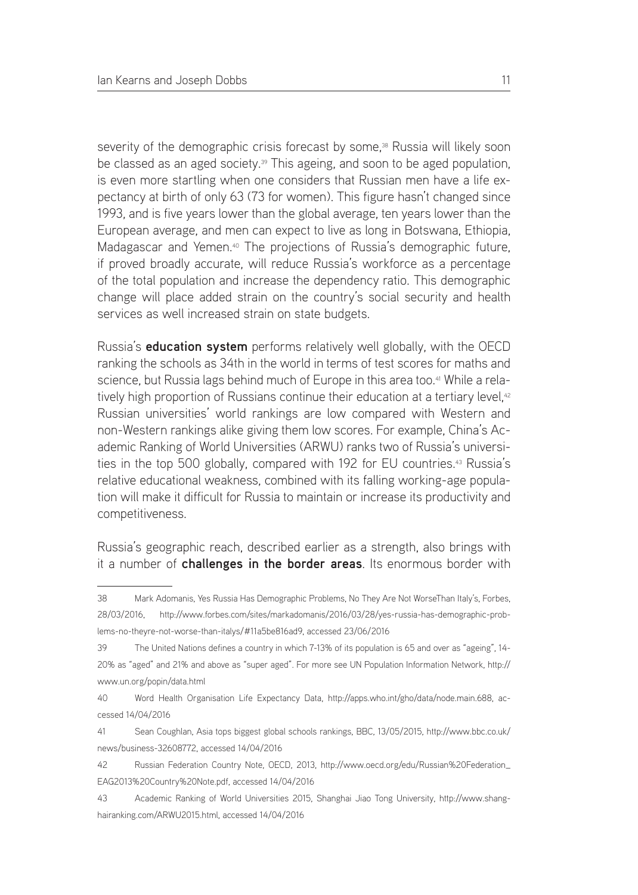severity of the demographic crisis forecast by some,[38] Russia will likely soon be classed as an aged society.[39] This ageing, and soon to be aged population, is even more startling when one considers that Russian men have a life expectancy at birth of only 63 (73 for women). This figure hasn't changed since 1993, and is five years lower than the global average, ten years lower than the European average, and men can expect to live as long in Botswana, Ethiopia, Madagascar and Yemen.[40] The projections of Russia's demographic future, if proved broadly accurate, will reduce Russia's workforce as a percentage of the total population and increase the dependency ratio. This demographic change will place added strain on the country's social security and health services as well increased strain on state budgets.

Russia's **education system** performs relatively well globally, with the OECD ranking the schools as 34th in the world in terms of test scores for maths and science, but Russia lags behind much of Europe in this area too.[41] While a relatively high proportion of Russians continue their education at a tertiary level,[42] Russian universities' world rankings are low compared with Western and non-Western rankings alike giving them low scores. For example, China's Academic Ranking of World Universities (ARWU) ranks two of Russia's universities in the top 500 globally, compared with 192 for EU countries.[43] Russia's relative educational weakness, combined with its falling working-age population will make it difficult for Russia to maintain or increase its productivity and competitiveness.

Russia's geographic reach, described earlier as a strength, also brings with it a number of **challenges in the border areas**. Its enormous border with

---

38 Mark Adomanis, Yes Russia Has Demographic Problems, No They Are Not WorseThan Italy's, Forbes, 28/03/2016, http://www.forbes.com/sites/markadomanis/2016/03/28/yes-russia-has-demographic-problems-no-theyre-not-worse-than-italys/#11a5be816ad9, accessed 23/06/2016

39 The United Nations defines a country in which 7-13% of its population is 65 and over as "ageing", 14-20% as "aged" and 21% and above as "super aged". For more see UN Population Information Network, http://www.un.org/popin/data.html

40 Word Health Organisation Life Expectancy Data, http://apps.who.int/gho/data/node.main.688, accessed 14/04/2016

41 Sean Coughlan, Asia tops biggest global schools rankings, BBC, 13/05/2015, http://www.bbc.co.uk/news/business-32608772, accessed 14/04/2016

42 Russian Federation Country Note, OECD, 2013, http://www.oecd.org/edu/Russian%20Federation_EAG2013%20Country%20Note.pdf, accessed 14/04/2016

43 Academic Ranking of World Universities 2015, Shanghai Jiao Tong University, http://www.shanghairanking.com/ARWU2015.html, accessed 14/04/2016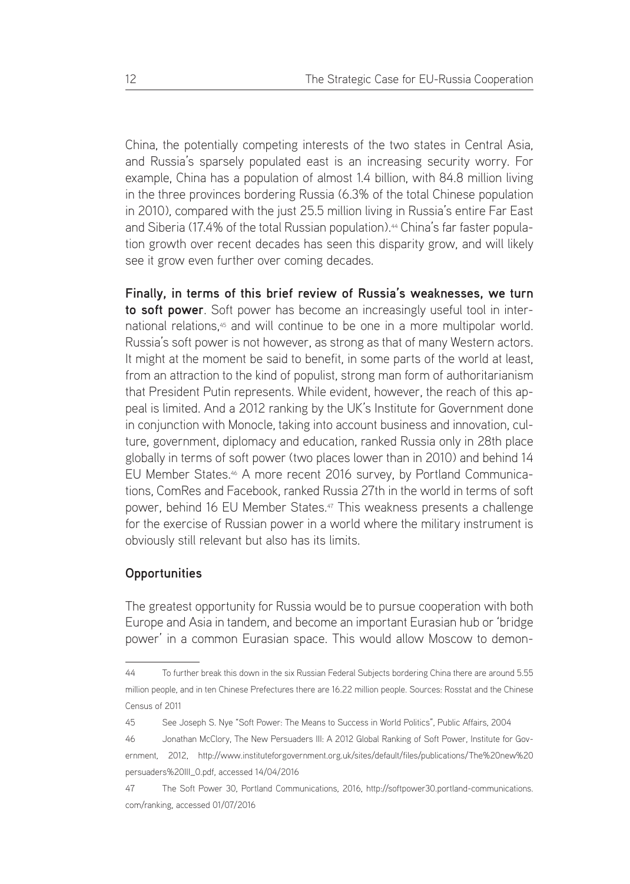China, the potentially competing interests of the two states in Central Asia, and Russia's sparsely populated east is an increasing security worry. For example, China has a population of almost 1.4 billion, with 84.8 million living in the three provinces bordering Russia (6.3% of the total Chinese population in 2010), compared with the just 25.5 million living in Russia's entire Far East and Siberia (17.4% of the total Russian population).[44] China's far faster population growth over recent decades has seen this disparity grow, and will likely see it grow even further over coming decades.

**Finally, in terms of this brief review of Russia's weaknesses, we turn to soft power**. Soft power has become an increasingly useful tool in international relations,[45] and will continue to be one in a more multipolar world. Russia's soft power is not however, as strong as that of many Western actors. It might at the moment be said to benefit, in some parts of the world at least, from an attraction to the kind of populist, strong man form of authoritarianism that President Putin represents. While evident, however, the reach of this appeal is limited. And a 2012 ranking by the UK's Institute for Government done in conjunction with Monocle, taking into account business and innovation, culture, government, diplomacy and education, ranked Russia only in 28th place globally in terms of soft power (two places lower than in 2010) and behind 14 EU Member States.[46] A more recent 2016 survey, by Portland Communications, ComRes and Facebook, ranked Russia 27th in the world in terms of soft power, behind 16 EU Member States.[47] This weakness presents a challenge for the exercise of Russian power in a world where the military instrument is obviously still relevant but also has its limits.

### Opportunities

The greatest opportunity for Russia would be to pursue cooperation with both Europe and Asia in tandem, and become an important Eurasian hub or 'bridge power' in a common Eurasian space. This would allow Moscow to demon-

---

44 To further break this down in the six Russian Federal Subjects bordering China there are around 5.55 million people, and in ten Chinese Prefectures there are 16.22 million people. Sources: Rosstat and the Chinese Census of 2011

45 See Joseph S. Nye "Soft Power: The Means to Success in World Politics", Public Affairs, 2004

46 Jonathan McClory, The New Persuaders III: A 2012 Global Ranking of Soft Power, Institute for Government, 2012, http://www.instituteforgovernment.org.uk/sites/default/files/publications/The%20new%20persuaders%20III_0.pdf, accessed 14/04/2016

47 The Soft Power 30, Portland Communications, 2016, http://softpower30.portland-communications.com/ranking, accessed 01/07/2016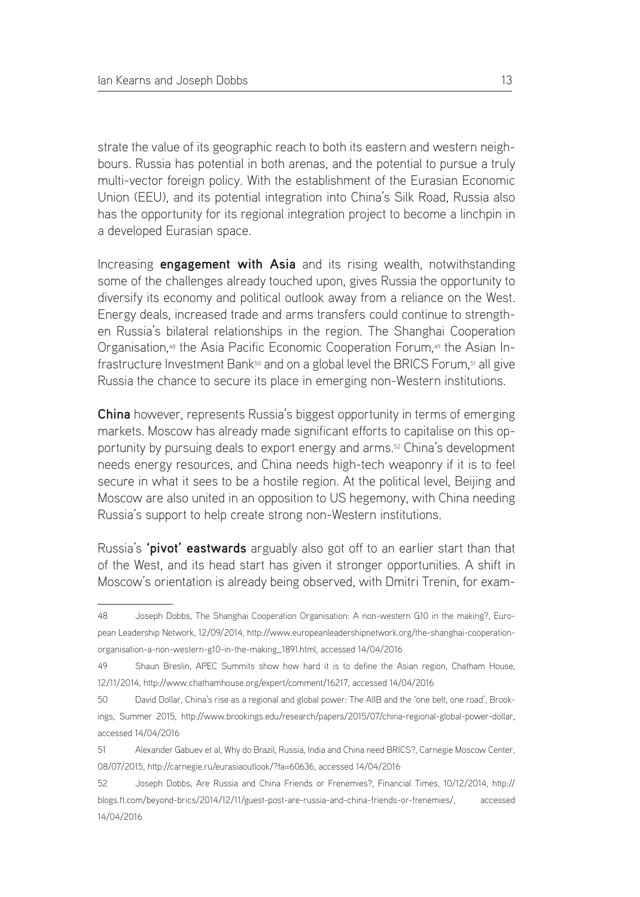strate the value of its geographic reach to both its eastern and western neighbours. Russia has potential in both arenas, and the potential to pursue a truly multi-vector foreign policy. With the establishment of the Eurasian Economic Union (EEU), and its potential integration into China's Silk Road, Russia also has the opportunity for its regional integration project to become a linchpin in a developed Eurasian space.

Increasing **engagement with Asia** and its rising wealth, notwithstanding some of the challenges already touched upon, gives Russia the opportunity to diversify its economy and political outlook away from a reliance on the West. Energy deals, increased trade and arms transfers could continue to strengthen Russia's bilateral relationships in the region. The Shanghai Cooperation Organisation,[48] the Asia Pacific Economic Cooperation Forum,[49] the Asian Infrastructure Investment Bank[50] and on a global level the BRICS Forum,[51] all give Russia the chance to secure its place in emerging non-Western institutions.

**China** however, represents Russia's biggest opportunity in terms of emerging markets. Moscow has already made significant efforts to capitalise on this opportunity by pursuing deals to export energy and arms.[52] China's development needs energy resources, and China needs high-tech weaponry if it is to feel secure in what it sees to be a hostile region. At the political level, Beijing and Moscow are also united in an opposition to US hegemony, with China needing Russia's support to help create strong non-Western institutions.

Russia's **'pivot' eastwards** arguably also got off to an earlier start than that of the West, and its head start has given it stronger opportunities. A shift in Moscow's orientation is already being observed, with Dmitri Trenin, for exam-

---

48 Joseph Dobbs, The Shanghai Cooperation Organisation: A non-western G10 in the making?, European Leadership Network, 12/09/2014, http://www.europeanleadershipnetwork.org/the-shanghai-cooperation-organisation-a-non-western-g10-in-the-making_1891.html, accessed 14/04/2016

49 Shaun Breslin, APEC Summits show how hard it is to define the Asian region, Chatham House, 12/11/2014, http://www.chathamhouse.org/expert/comment/16217, accessed 14/04/2016

50 David Dollar, China's rise as a regional and global power: The AIIB and the 'one belt, one road', Brookings, Summer 2015, http://www.brookings.edu/research/papers/2015/07/china-regional-global-power-dollar, accessed 14/04/2016

51 Alexander Gabuev et al, Why do Brazil, Russia, India and China need BRICS?, Carnegie Moscow Center, 08/07/2015, http://carnegie.ru/eurasiaoutlook/?fa=60636, accessed 14/04/2016

52 Joseph Dobbs, Are Russia and China Friends or Frenemies?, Financial Times, 10/12/2014, http://blogs.ft.com/beyond-brics/2014/12/11/guest-post-are-russia-and-china-friends-or-frenemies/, accessed 14/04/2016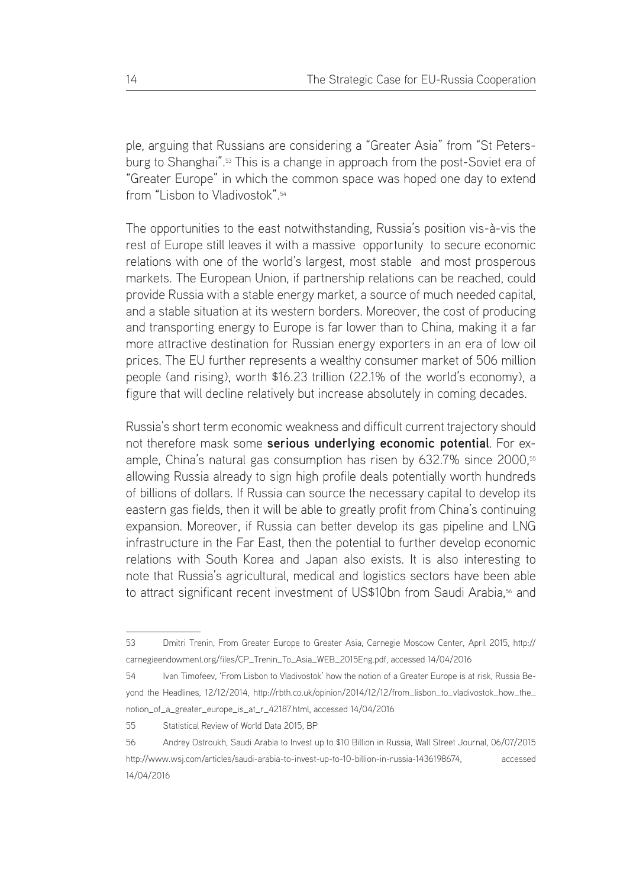ple, arguing that Russians are considering a "Greater Asia" from "St Petersburg to Shanghai".[53] This is a change in approach from the post-Soviet era of "Greater Europe" in which the common space was hoped one day to extend from "Lisbon to Vladivostok".[54]

The opportunities to the east notwithstanding, Russia's position vis-à-vis the rest of Europe still leaves it with a massive opportunity to secure economic relations with one of the world's largest, most stable and most prosperous markets. The European Union, if partnership relations can be reached, could provide Russia with a stable energy market, a source of much needed capital, and a stable situation at its western borders. Moreover, the cost of producing and transporting energy to Europe is far lower than to China, making it a far more attractive destination for Russian energy exporters in an era of low oil prices. The EU further represents a wealthy consumer market of 506 million people (and rising), worth $16.23 trillion (22.1% of the world's economy), a figure that will decline relatively but increase absolutely in coming decades.

Russia's short term economic weakness and difficult current trajectory should not therefore mask some **serious underlying economic potential**. For example, China's natural gas consumption has risen by 632.7% since 2000,[55] allowing Russia already to sign high profile deals potentially worth hundreds of billions of dollars. If Russia can source the necessary capital to develop its eastern gas fields, then it will be able to greatly profit from China's continuing expansion. Moreover, if Russia can better develop its gas pipeline and LNG infrastructure in the Far East, then the potential to further develop economic relations with South Korea and Japan also exists. It is also interesting to note that Russia's agricultural, medical and logistics sectors have been able to attract significant recent investment of US$10bn from Saudi Arabia,[56] and

---

53 Dmitri Trenin, From Greater Europe to Greater Asia, Carnegie Moscow Center, April 2015, http://carnegieendowment.org/files/CP_Trenin_To_Asia_WEB_2015Eng.pdf, accessed 14/04/2016

54 Ivan Timofeev, 'From Lisbon to Vladivostok' how the notion of a Greater Europe is at risk, Russia Beyond the Headlines, 12/12/2014, http://rbth.co.uk/opinion/2014/12/12/from_lisbon_to_vladivostok_how_the_notion_of_a_greater_europe_is_at_r_42187.html, accessed 14/04/2016

55 Statistical Review of World Data 2015, BP

56 Andrey Ostroukh, Saudi Arabia to Invest up to $10 Billion in Russia, Wall Street Journal, 06/07/2015 http://www.wsj.com/articles/saudi-arabia-to-invest-up-to-10-billion-in-russia-1436198674, accessed 14/04/2016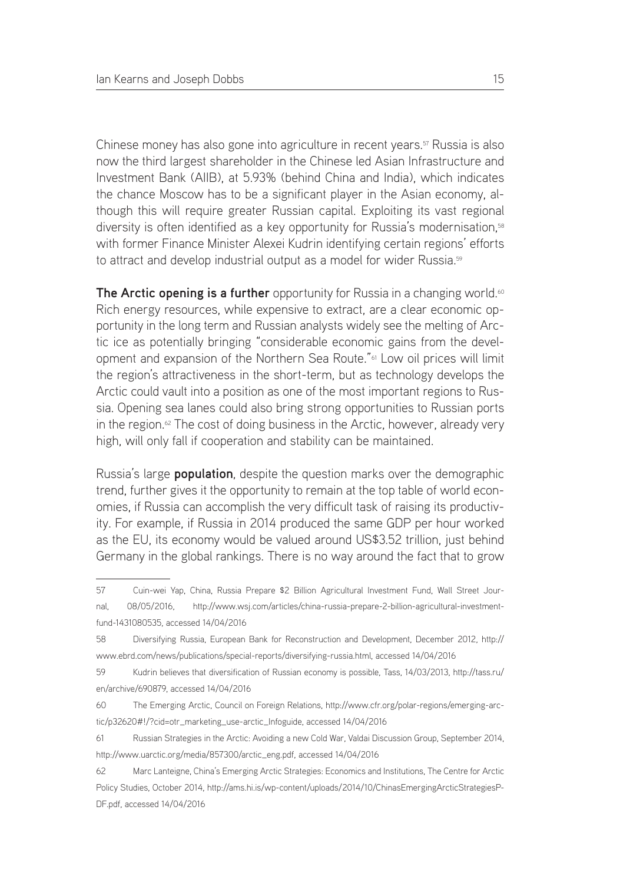Chinese money has also gone into agriculture in recent years.[57] Russia is also now the third largest shareholder in the Chinese led Asian Infrastructure and Investment Bank (AIIB), at 5.93% (behind China and India), which indicates the chance Moscow has to be a significant player in the Asian economy, although this will require greater Russian capital. Exploiting its vast regional diversity is often identified as a key opportunity for Russia's modernisation,[58] with former Finance Minister Alexei Kudrin identifying certain regions' efforts to attract and develop industrial output as a model for wider Russia.[59]

**The Arctic opening is a further** opportunity for Russia in a changing world.[60] Rich energy resources, while expensive to extract, are a clear economic opportunity in the long term and Russian analysts widely see the melting of Arctic ice as potentially bringing "considerable economic gains from the development and expansion of the Northern Sea Route."[61] Low oil prices will limit the region's attractiveness in the short-term, but as technology develops the Arctic could vault into a position as one of the most important regions to Russia. Opening sea lanes could also bring strong opportunities to Russian ports in the region.[62] The cost of doing business in the Arctic, however, already very high, will only fall if cooperation and stability can be maintained.

Russia's large **population**, despite the question marks over the demographic trend, further gives it the opportunity to remain at the top table of world economies, if Russia can accomplish the very difficult task of raising its productivity. For example, if Russia in 2014 produced the same GDP per hour worked as the EU, its economy would be valued around US$3.52 trillion, just behind Germany in the global rankings. There is no way around the fact that to grow

---

57 Cuin-wei Yap, China, Russia Prepare $2 Billion Agricultural Investment Fund, Wall Street Journal, 08/05/2016, http://www.wsj.com/articles/china-russia-prepare-2-billion-agricultural-investment-fund-1431080535, accessed 14/04/2016

58 Diversifying Russia, European Bank for Reconstruction and Development, December 2012, http://www.ebrd.com/news/publications/special-reports/diversifying-russia.html, accessed 14/04/2016

59 Kudrin believes that diversification of Russian economy is possible, Tass, 14/03/2013, http://tass.ru/en/archive/690879, accessed 14/04/2016

60 The Emerging Arctic, Council on Foreign Relations, http://www.cfr.org/polar-regions/emerging-arctic/p32620#!/?cid=otr_marketing_use-arctic_Infoguide, accessed 14/04/2016

61 Russian Strategies in the Arctic: Avoiding a new Cold War, Valdai Discussion Group, September 2014, http://www.uarctic.org/media/857300/arctic_eng.pdf, accessed 14/04/2016

62 Marc Lanteigne, China's Emerging Arctic Strategies: Economics and Institutions, The Centre for Arctic Policy Studies, October 2014, http://ams.hi.is/wp-content/uploads/2014/10/ChinasEmergingArcticStrategiesPDF.pdf, accessed 14/04/2016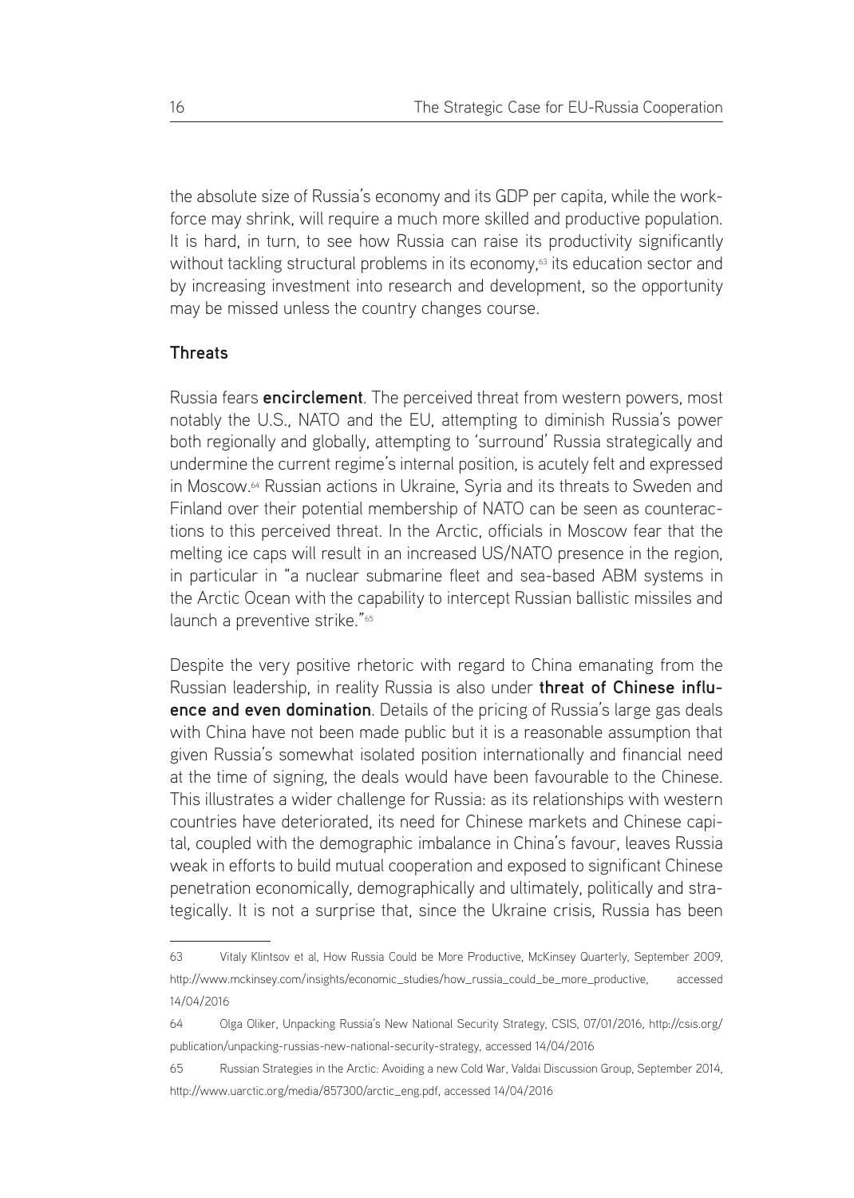the absolute size of Russia's economy and its GDP per capita, while the workforce may shrink, will require a much more skilled and productive population. It is hard, in turn, to see how Russia can raise its productivity significantly without tackling structural problems in its economy,[63] its education sector and by increasing investment into research and development, so the opportunity may be missed unless the country changes course.

**Threats**

Russia fears **encirclement**. The perceived threat from western powers, most notably the U.S., NATO and the EU, attempting to diminish Russia's power both regionally and globally, attempting to 'surround' Russia strategically and undermine the current regime's internal position, is acutely felt and expressed in Moscow.[64] Russian actions in Ukraine, Syria and its threats to Sweden and Finland over their potential membership of NATO can be seen as counteractions to this perceived threat. In the Arctic, officials in Moscow fear that the melting ice caps will result in an increased US/NATO presence in the region, in particular in "a nuclear submarine fleet and sea-based ABM systems in the Arctic Ocean with the capability to intercept Russian ballistic missiles and launch a preventive strike."[65]

Despite the very positive rhetoric with regard to China emanating from the Russian leadership, in reality Russia is also under **threat of Chinese influence and even domination**. Details of the pricing of Russia's large gas deals with China have not been made public but it is a reasonable assumption that given Russia's somewhat isolated position internationally and financial need at the time of signing, the deals would have been favourable to the Chinese. This illustrates a wider challenge for Russia: as its relationships with western countries have deteriorated, its need for Chinese markets and Chinese capital, coupled with the demographic imbalance in China's favour, leaves Russia weak in efforts to build mutual cooperation and exposed to significant Chinese penetration economically, demographically and ultimately, politically and strategically. It is not a surprise that, since the Ukraine crisis, Russia has been

---

63 Vitaly Klintsov et al, How Russia Could be More Productive, McKinsey Quarterly, September 2009, http://www.mckinsey.com/insights/economic_studies/how_russia_could_be_more_productive, accessed 14/04/2016

64 Olga Oliker, Unpacking Russia's New National Security Strategy, CSIS, 07/01/2016, http://csis.org/publication/unpacking-russias-new-national-security-strategy, accessed 14/04/2016

65 Russian Strategies in the Arctic: Avoiding a new Cold War, Valdai Discussion Group, September 2014, http://www.uarctic.org/media/857300/arctic_eng.pdf, accessed 14/04/2016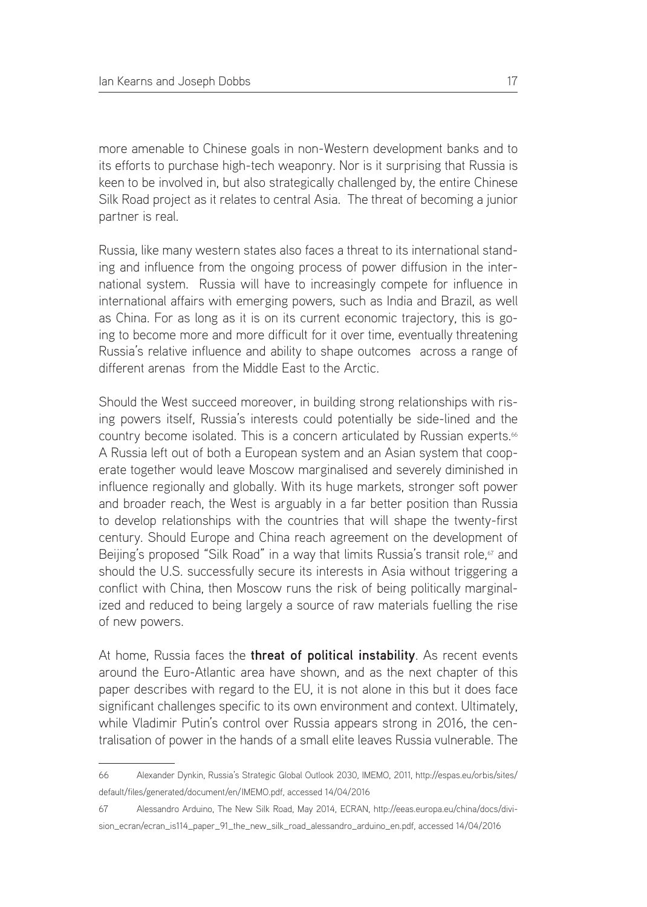more amenable to Chinese goals in non-Western development banks and to its efforts to purchase high-tech weaponry. Nor is it surprising that Russia is keen to be involved in, but also strategically challenged by, the entire Chinese Silk Road project as it relates to central Asia. The threat of becoming a junior partner is real.

Russia, like many western states also faces a threat to its international standing and influence from the ongoing process of power diffusion in the international system. Russia will have to increasingly compete for influence in international affairs with emerging powers, such as India and Brazil, as well as China. For as long as it is on its current economic trajectory, this is going to become more and more difficult for it over time, eventually threatening Russia's relative influence and ability to shape outcomes across a range of different arenas from the Middle East to the Arctic.

Should the West succeed moreover, in building strong relationships with rising powers itself, Russia's interests could potentially be side-lined and the country become isolated. This is a concern articulated by Russian experts.[66] A Russia left out of both a European system and an Asian system that cooperate together would leave Moscow marginalised and severely diminished in influence regionally and globally. With its huge markets, stronger soft power and broader reach, the West is arguably in a far better position than Russia to develop relationships with the countries that will shape the twenty-first century. Should Europe and China reach agreement on the development of Beijing's proposed "Silk Road" in a way that limits Russia's transit role,[67] and should the U.S. successfully secure its interests in Asia without triggering a conflict with China, then Moscow runs the risk of being politically marginalized and reduced to being largely a source of raw materials fuelling the rise of new powers.

At home, Russia faces the **threat of political instability**. As recent events around the Euro-Atlantic area have shown, and as the next chapter of this paper describes with regard to the EU, it is not alone in this but it does face significant challenges specific to its own environment and context. Ultimately, while Vladimir Putin's control over Russia appears strong in 2016, the centralisation of power in the hands of a small elite leaves Russia vulnerable. The

---

66 Alexander Dynkin, Russia's Strategic Global Outlook 2030, IMEMO, 2011, http://espas.eu/orbis/sites/default/files/generated/document/en/IMEMO.pdf, accessed 14/04/2016

67 Alessandro Arduino, The New Silk Road, May 2014, ECRAN, http://eeas.europa.eu/china/docs/division_ecran/ecran_is114_paper_91_the_new_silk_road_alessandro_arduino_en.pdf, accessed 14/04/2016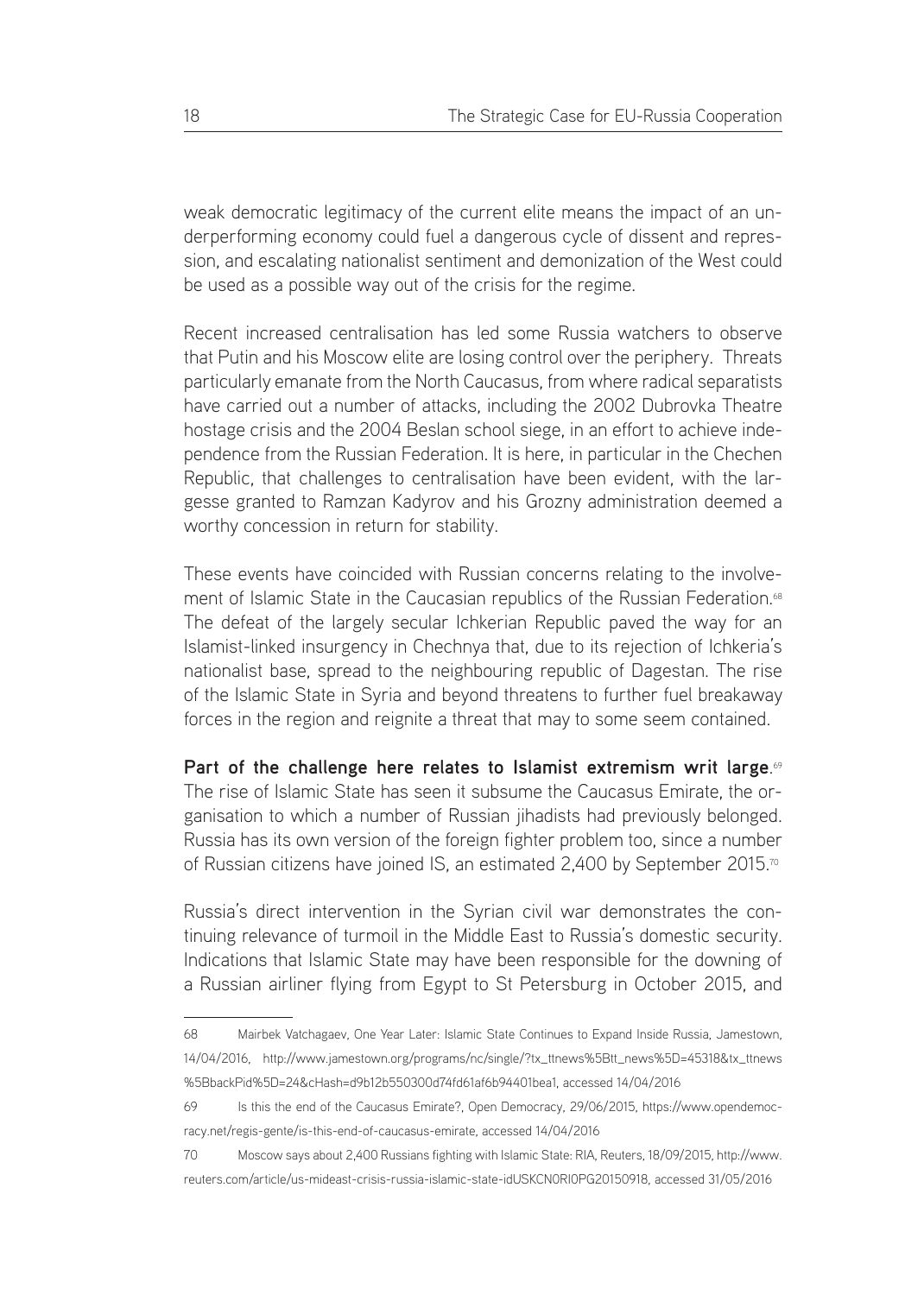weak democratic legitimacy of the current elite means the impact of an underperforming economy could fuel a dangerous cycle of dissent and repression, and escalating nationalist sentiment and demonization of the West could be used as a possible way out of the crisis for the regime.

Recent increased centralisation has led some Russia watchers to observe that Putin and his Moscow elite are losing control over the periphery. Threats particularly emanate from the North Caucasus, from where radical separatists have carried out a number of attacks, including the 2002 Dubrovka Theatre hostage crisis and the 2004 Beslan school siege, in an effort to achieve independence from the Russian Federation. It is here, in particular in the Chechen Republic, that challenges to centralisation have been evident, with the largesse granted to Ramzan Kadyrov and his Grozny administration deemed a worthy concession in return for stability.

These events have coincided with Russian concerns relating to the involvement of Islamic State in the Caucasian republics of the Russian Federation.[68] The defeat of the largely secular Ichkerian Republic paved the way for an Islamist-linked insurgency in Chechnya that, due to its rejection of Ichkeria's nationalist base, spread to the neighbouring republic of Dagestan. The rise of the Islamic State in Syria and beyond threatens to further fuel breakaway forces in the region and reignite a threat that may to some seem contained.

**Part of the challenge here relates to Islamist extremism writ large**.[69] The rise of Islamic State has seen it subsume the Caucasus Emirate, the organisation to which a number of Russian jihadists had previously belonged. Russia has its own version of the foreign fighter problem too, since a number of Russian citizens have joined IS, an estimated 2,400 by September 2015.[70]

Russia's direct intervention in the Syrian civil war demonstrates the continuing relevance of turmoil in the Middle East to Russia's domestic security. Indications that Islamic State may have been responsible for the downing of a Russian airliner flying from Egypt to St Petersburg in October 2015, and

---

68 Mairbek Vatchagaev, One Year Later: Islamic State Continues to Expand Inside Russia, Jamestown, 14/04/2016, http://www.jamestown.org/programs/nc/single/?tx_ttnews%5Btt_news%5D=45318&tx_ttnews%5BbackPid%5D=24&cHash=d9b12b550300d74fd61af6b94401bea1, accessed 14/04/2016

69 Is this the end of the Caucasus Emirate?, Open Democracy, 29/06/2015, https://www.opendemocracy.net/regis-gente/is-this-end-of-caucasus-emirate, accessed 14/04/2016

70 Moscow says about 2,400 Russians fighting with Islamic State: RIA, Reuters, 18/09/2015, http://www.reuters.com/article/us-mideast-crisis-russia-islamic-state-idUSKCN0RI0PG20150918, accessed 31/05/2016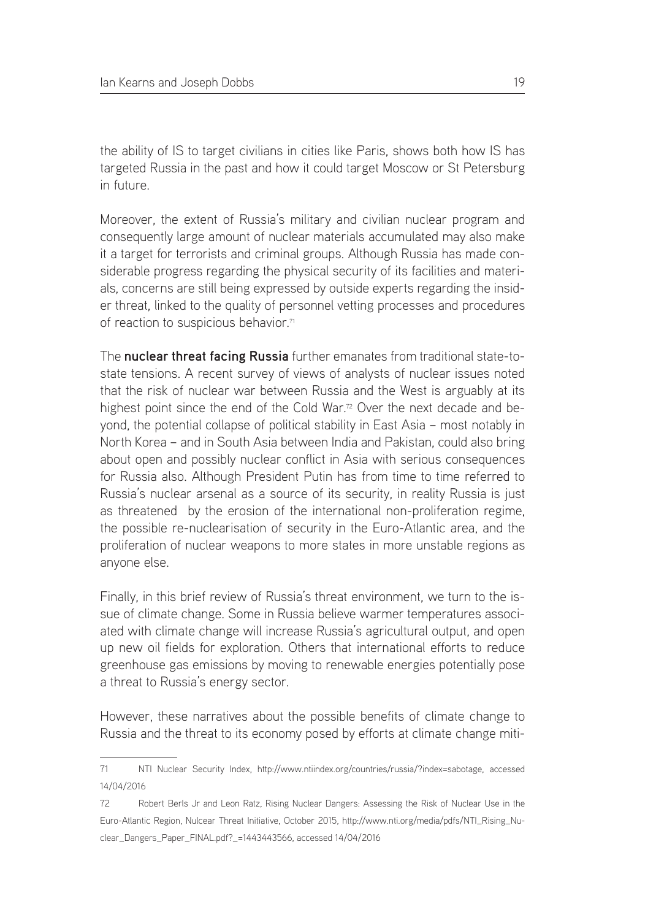the ability of IS to target civilians in cities like Paris, shows both how IS has targeted Russia in the past and how it could target Moscow or St Petersburg in future.

Moreover, the extent of Russia's military and civilian nuclear program and consequently large amount of nuclear materials accumulated may also make it a target for terrorists and criminal groups. Although Russia has made considerable progress regarding the physical security of its facilities and materials, concerns are still being expressed by outside experts regarding the insider threat, linked to the quality of personnel vetting processes and procedures of reaction to suspicious behavior.[71]

The **nuclear threat facing Russia** further emanates from traditional state-to-state tensions. A recent survey of views of analysts of nuclear issues noted that the risk of nuclear war between Russia and the West is arguably at its highest point since the end of the Cold War.[72] Over the next decade and beyond, the potential collapse of political stability in East Asia – most notably in North Korea – and in South Asia between India and Pakistan, could also bring about open and possibly nuclear conflict in Asia with serious consequences for Russia also. Although President Putin has from time to time referred to Russia's nuclear arsenal as a source of its security, in reality Russia is just as threatened by the erosion of the international non-proliferation regime, the possible re-nuclearisation of security in the Euro-Atlantic area, and the proliferation of nuclear weapons to more states in more unstable regions as anyone else.

Finally, in this brief review of Russia's threat environment, we turn to the issue of climate change. Some in Russia believe warmer temperatures associated with climate change will increase Russia's agricultural output, and open up new oil fields for exploration. Others that international efforts to reduce greenhouse gas emissions by moving to renewable energies potentially pose a threat to Russia's energy sector.

However, these narratives about the possible benefits of climate change to Russia and the threat to its economy posed by efforts at climate change miti-

---

71 NTI Nuclear Security Index, http://www.ntiindex.org/countries/russia/?index=sabotage, accessed 14/04/2016

72 Robert Berls Jr and Leon Ratz, Rising Nuclear Dangers: Assessing the Risk of Nuclear Use in the Euro-Atlantic Region, Nulcear Threat Initiative, October 2015, http://www.nti.org/media/pdfs/NTI_Rising_Nuclear_Dangers_Paper_FINAL.pdf?_=1443443566, accessed 14/04/2016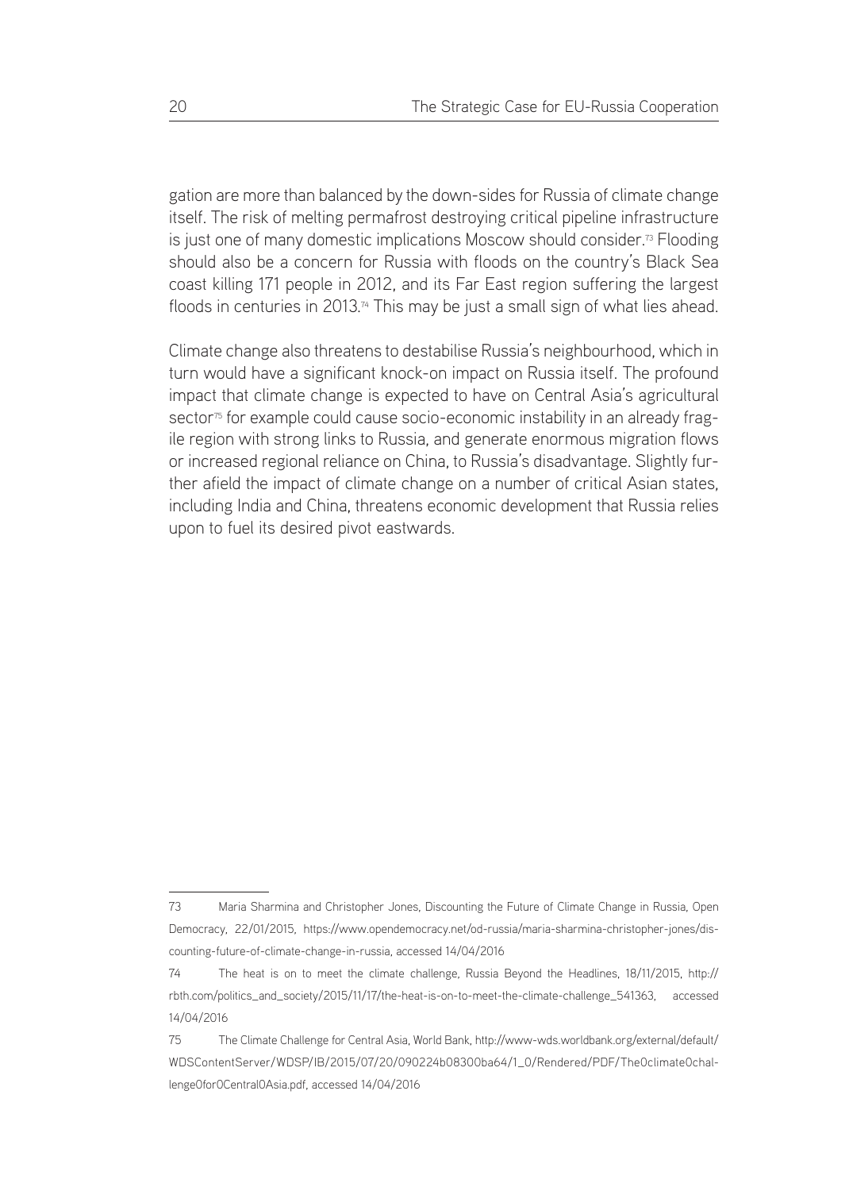gation are more than balanced by the down-sides for Russia of climate change itself. The risk of melting permafrost destroying critical pipeline infrastructure is just one of many domestic implications Moscow should consider.[73] Flooding should also be a concern for Russia with floods on the country's Black Sea coast killing 171 people in 2012, and its Far East region suffering the largest floods in centuries in 2013.[74] This may be just a small sign of what lies ahead.

Climate change also threatens to destabilise Russia's neighbourhood, which in turn would have a significant knock-on impact on Russia itself. The profound impact that climate change is expected to have on Central Asia's agricultural sector[75] for example could cause socio-economic instability in an already fragile region with strong links to Russia, and generate enormous migration flows or increased regional reliance on China, to Russia's disadvantage. Slightly further afield the impact of climate change on a number of critical Asian states, including India and China, threatens economic development that Russia relies upon to fuel its desired pivot eastwards.

---

73 Maria Sharmina and Christopher Jones, Discounting the Future of Climate Change in Russia, Open Democracy, 22/01/2015, https://www.opendemocracy.net/od-russia/maria-sharmina-christopher-jones/discounting-future-of-climate-change-in-russia, accessed 14/04/2016

74 The heat is on to meet the climate challenge, Russia Beyond the Headlines, 18/11/2015, http://rbth.com/politics_and_society/2015/11/17/the-heat-is-on-to-meet-the-climate-challenge_541363, accessed 14/04/2016

75 The Climate Challenge for Central Asia, World Bank, http://www-wds.worldbank.org/external/default/WDSContentServer/WDSP/IB/2015/07/20/090224b08300ba64/1_0/Rendered/PDF/The0climate0challenge0for0Central0Asia.pdf, accessed 14/04/2016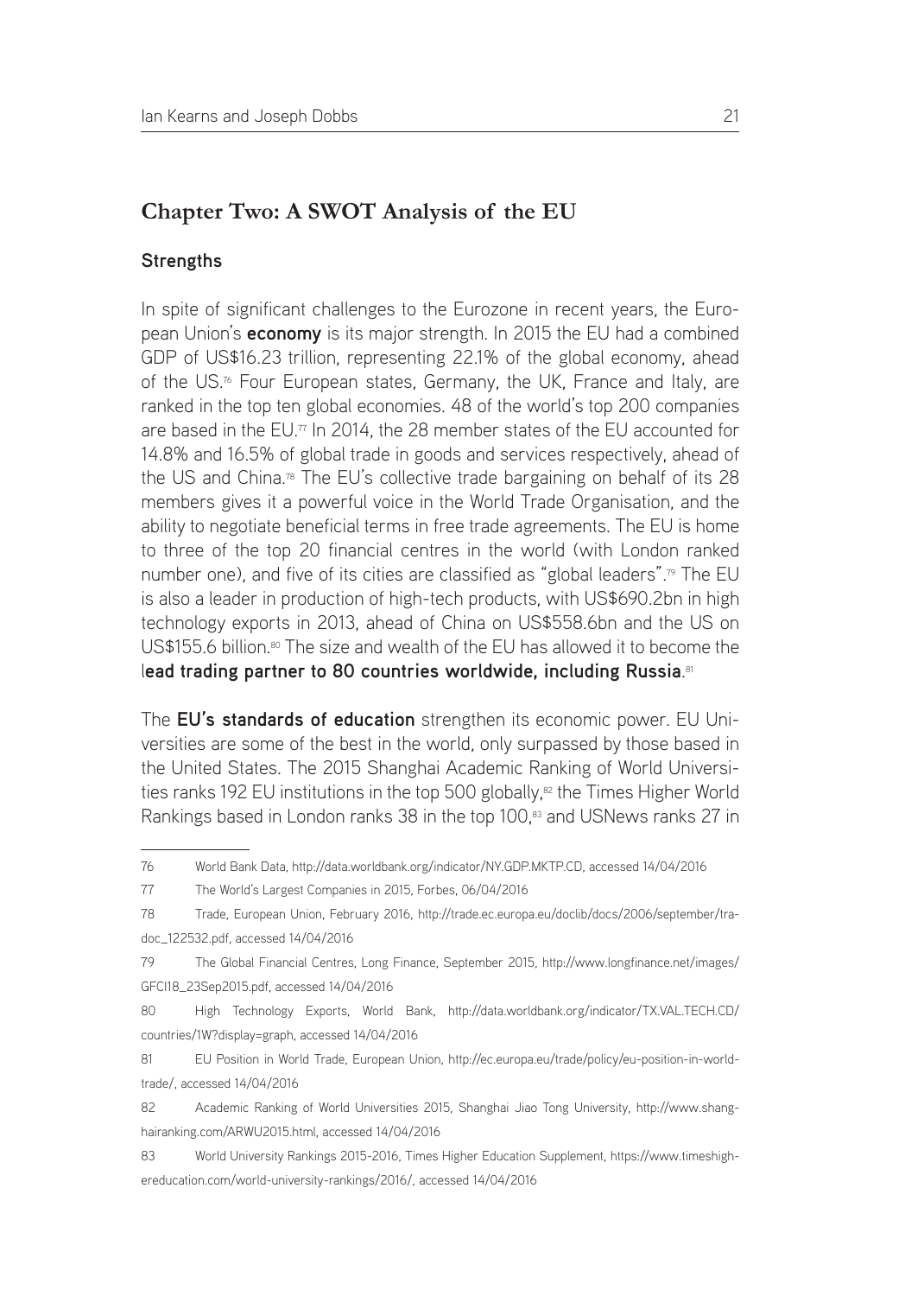## Chapter Two: A SWOT Analysis of the EU

### Strengths

In spite of significant challenges to the Eurozone in recent years, the European Union's **economy** is its major strength. In 2015 the EU had a combined GDP of US$16.23 trillion, representing 22.1% of the global economy, ahead of the US.[76] Four European states, Germany, the UK, France and Italy, are ranked in the top ten global economies. 48 of the world's top 200 companies are based in the EU.[77] In 2014, the 28 member states of the EU accounted for 14.8% and 16.5% of global trade in goods and services respectively, ahead of the US and China.[78] The EU's collective trade bargaining on behalf of its 28 members gives it a powerful voice in the World Trade Organisation, and the ability to negotiate beneficial terms in free trade agreements. The EU is home to three of the top 20 financial centres in the world (with London ranked number one), and five of its cities are classified as "global leaders".[79] The EU is also a leader in production of high-tech products, with US$690.2bn in high technology exports in 2013, ahead of China on US$558.6bn and the US on US$155.6 billion.[80] The size and wealth of the EU has allowed it to become the **lead trading partner to 80 countries worldwide, including Russia**.[81]

The **EU's standards of education** strengthen its economic power. EU Universities are some of the best in the world, only surpassed by those based in the United States. The 2015 Shanghai Academic Ranking of World Universities ranks 192 EU institutions in the top 500 globally,[82] the Times Higher World Rankings based in London ranks 38 in the top 100,[83] and USNews ranks 27 in

---

76 World Bank Data, http://data.worldbank.org/indicator/NY.GDP.MKTP.CD, accessed 14/04/2016

77 The World's Largest Companies in 2015, Forbes, 06/04/2016

78 Trade, European Union, February 2016, http://trade.ec.europa.eu/doclib/docs/2006/september/tradoc_122532.pdf, accessed 14/04/2016

79 The Global Financial Centres, Long Finance, September 2015, http://www.longfinance.net/images/GFCI18_23Sep2015.pdf, accessed 14/04/2016

80 High Technology Exports, World Bank, http://data.worldbank.org/indicator/TX.VAL.TECH.CD/countries/1W?display=graph, accessed 14/04/2016

81 EU Position in World Trade, European Union, http://ec.europa.eu/trade/policy/eu-position-in-world-trade/, accessed 14/04/2016

82 Academic Ranking of World Universities 2015, Shanghai Jiao Tong University, http://www.shanghairanking.com/ARWU2015.html, accessed 14/04/2016

83 World University Rankings 2015-2016, Times Higher Education Supplement, https://www.timeshighereducation.com/world-university-rankings/2016/, accessed 14/04/2016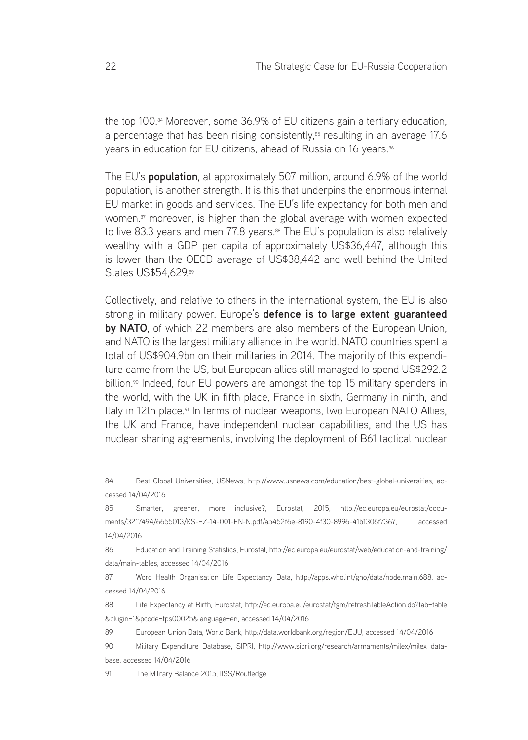the top 100.[84] Moreover, some 36.9% of EU citizens gain a tertiary education, a percentage that has been rising consistently,[85] resulting in an average 17.6 years in education for EU citizens, ahead of Russia on 16 years.[86]

The EU's **population**, at approximately 507 million, around 6.9% of the world population, is another strength. It is this that underpins the enormous internal EU market in goods and services. The EU's life expectancy for both men and women,[87] moreover, is higher than the global average with women expected to live 83.3 years and men 77.8 years.[88] The EU's population is also relatively wealthy with a GDP per capita of approximately US$36,447, although this is lower than the OECD average of US$38,442 and well behind the United States US$54,629.[89]

Collectively, and relative to others in the international system, the EU is also strong in military power. Europe's **defence is to large extent guaranteed by NATO**, of which 22 members are also members of the European Union, and NATO is the largest military alliance in the world. NATO countries spent a total of US$904.9bn on their militaries in 2014. The majority of this expenditure came from the US, but European allies still managed to spend US$292.2 billion.[90] Indeed, four EU powers are amongst the top 15 military spenders in the world, with the UK in fifth place, France in sixth, Germany in ninth, and Italy in 12th place.[91] In terms of nuclear weapons, two European NATO Allies, the UK and France, have independent nuclear capabilities, and the US has nuclear sharing agreements, involving the deployment of B61 tactical nuclear

---

84 Best Global Universities, USNews, http://www.usnews.com/education/best-global-universities, accessed 14/04/2016

85 Smarter, greener, more inclusive?, Eurostat, 2015, http://ec.europa.eu/eurostat/documents/3217494/6655013/KS-EZ-14-001-EN-N.pdf/a5452f6e-8190-4f30-8996-41b1306f7367, accessed 14/04/2016

86 Education and Training Statistics, Eurostat, http://ec.europa.eu/eurostat/web/education-and-training/data/main-tables, accessed 14/04/2016

87 Word Health Organisation Life Expectancy Data, http://apps.who.int/gho/data/node.main.688, accessed 14/04/2016

88 Life Expectancy at Birth, Eurostat, http://ec.europa.eu/eurostat/tgm/refreshTableAction.do?tab=table&plugin=1&pcode=tps00025&language=en, accessed 14/04/2016

89 European Union Data, World Bank, http://data.worldbank.org/region/EUU, accessed 14/04/2016

90 Military Expenditure Database, SIPRI, http://www.sipri.org/research/armaments/milex/milex_database, accessed 14/04/2016

91 The Military Balance 2015, IISS/Routledge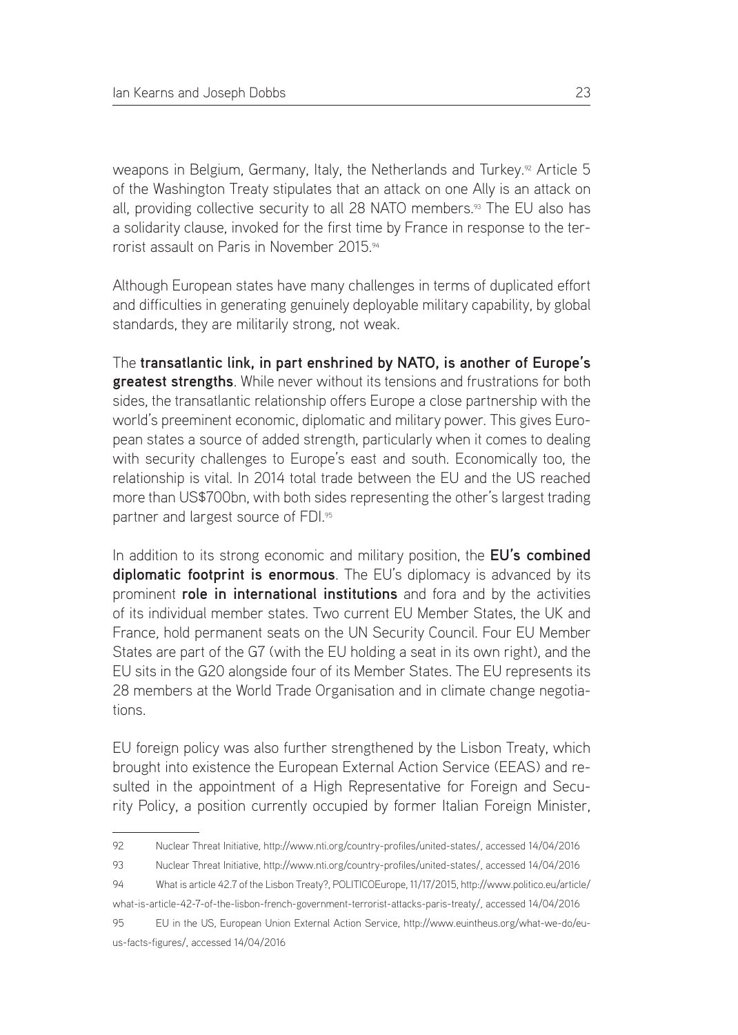weapons in Belgium, Germany, Italy, the Netherlands and Turkey.[92] Article 5 of the Washington Treaty stipulates that an attack on one Ally is an attack on all, providing collective security to all 28 NATO members.[93] The EU also has a solidarity clause, invoked for the first time by France in response to the terrorist assault on Paris in November 2015.[94]

Although European states have many challenges in terms of duplicated effort and difficulties in generating genuinely deployable military capability, by global standards, they are militarily strong, not weak.

The **transatlantic link, in part enshrined by NATO, is another of Europe's greatest strengths**. While never without its tensions and frustrations for both sides, the transatlantic relationship offers Europe a close partnership with the world's preeminent economic, diplomatic and military power. This gives European states a source of added strength, particularly when it comes to dealing with security challenges to Europe's east and south. Economically too, the relationship is vital. In 2014 total trade between the EU and the US reached more than US$700bn, with both sides representing the other's largest trading partner and largest source of FDI.[95]

In addition to its strong economic and military position, the **EU's combined diplomatic footprint is enormous**. The EU's diplomacy is advanced by its prominent **role in international institutions** and fora and by the activities of its individual member states. Two current EU Member States, the UK and France, hold permanent seats on the UN Security Council. Four EU Member States are part of the G7 (with the EU holding a seat in its own right), and the EU sits in the G20 alongside four of its Member States. The EU represents its 28 members at the World Trade Organisation and in climate change negotiations.

EU foreign policy was also further strengthened by the Lisbon Treaty, which brought into existence the European External Action Service (EEAS) and resulted in the appointment of a High Representative for Foreign and Security Policy, a position currently occupied by former Italian Foreign Minister,

---

92 Nuclear Threat Initiative, http://www.nti.org/country-profiles/united-states/, accessed 14/04/2016

93 Nuclear Threat Initiative, http://www.nti.org/country-profiles/united-states/, accessed 14/04/2016

94 What is article 42.7 of the Lisbon Treaty?, POLITICOEurope, 11/17/2015, http://www.politico.eu/article/what-is-article-42-7-of-the-lisbon-french-government-terrorist-attacks-paris-treaty/, accessed 14/04/2016

95 EU in the US, European Union External Action Service, http://www.euintheus.org/what-we-do/eu-us-facts-figures/, accessed 14/04/2016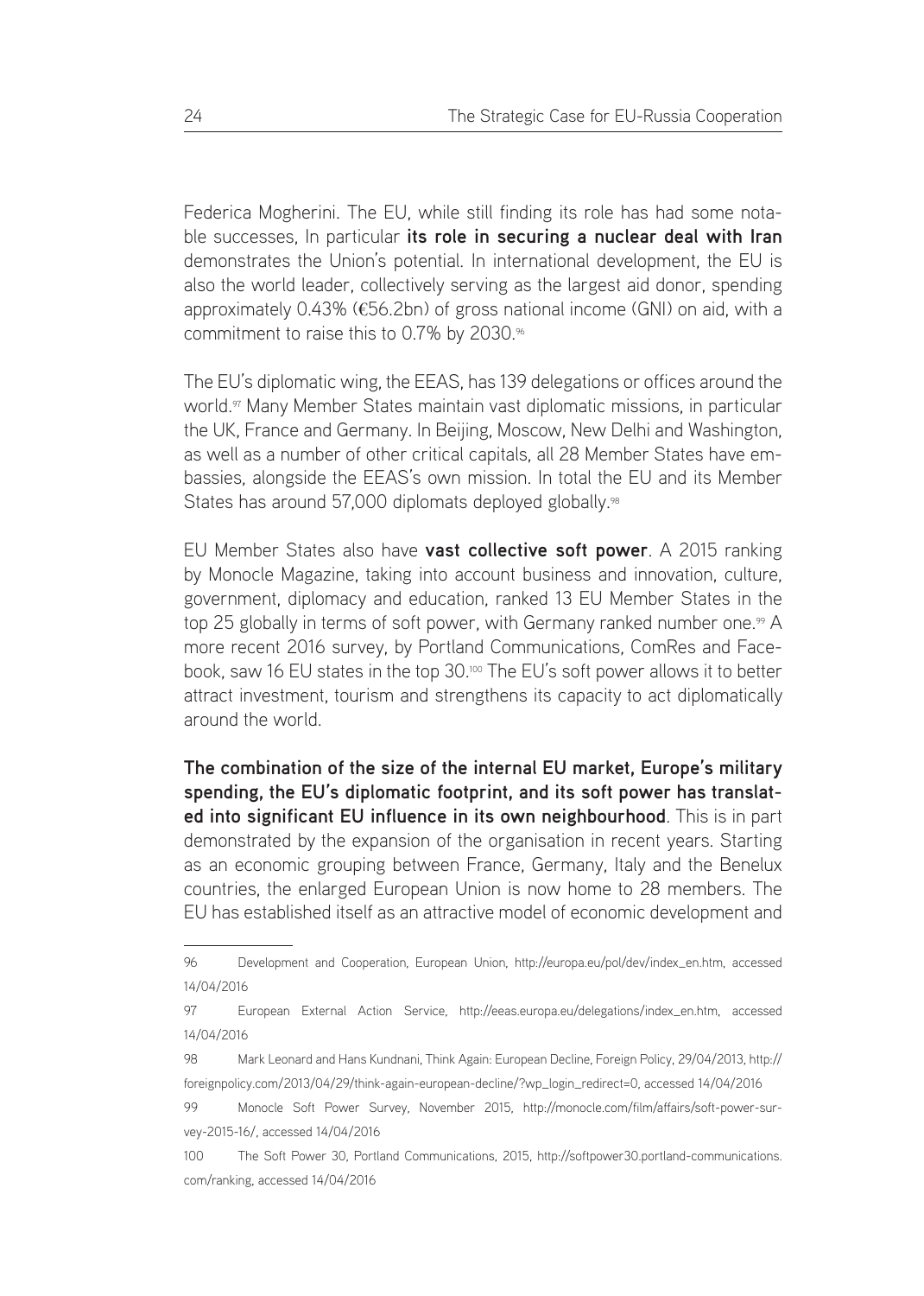Federica Mogherini. The EU, while still finding its role has had some notable successes, In particular **its role in securing a nuclear deal with Iran** demonstrates the Union's potential. In international development, the EU is also the world leader, collectively serving as the largest aid donor, spending approximately 0.43% (€56.2bn) of gross national income (GNI) on aid, with a commitment to raise this to 0.7% by 2030.[96]

The EU's diplomatic wing, the EEAS, has 139 delegations or offices around the world.[97] Many Member States maintain vast diplomatic missions, in particular the UK, France and Germany. In Beijing, Moscow, New Delhi and Washington, as well as a number of other critical capitals, all 28 Member States have embassies, alongside the EEAS's own mission. In total the EU and its Member States has around 57,000 diplomats deployed globally.[98]

EU Member States also have **vast collective soft power**. A 2015 ranking by Monocle Magazine, taking into account business and innovation, culture, government, diplomacy and education, ranked 13 EU Member States in the top 25 globally in terms of soft power, with Germany ranked number one.[99] A more recent 2016 survey, by Portland Communications, ComRes and Facebook, saw 16 EU states in the top 30.[100] The EU's soft power allows it to better attract investment, tourism and strengthens its capacity to act diplomatically around the world.

**The combination of the size of the internal EU market, Europe's military spending, the EU's diplomatic footprint, and its soft power has translated into significant EU influence in its own neighbourhood**. This is in part demonstrated by the expansion of the organisation in recent years. Starting as an economic grouping between France, Germany, Italy and the Benelux countries, the enlarged European Union is now home to 28 members. The EU has established itself as an attractive model of economic development and

---

96 Development and Cooperation, European Union, http://europa.eu/pol/dev/index_en.htm, accessed 14/04/2016

97 European External Action Service, http://eeas.europa.eu/delegations/index_en.htm, accessed 14/04/2016

98 Mark Leonard and Hans Kundnani, Think Again: European Decline, Foreign Policy, 29/04/2013, http://foreignpolicy.com/2013/04/29/think-again-european-decline/?wp_login_redirect=0, accessed 14/04/2016

99 Monocle Soft Power Survey, November 2015, http://monocle.com/film/affairs/soft-power-survey-2015-16/, accessed 14/04/2016

100 The Soft Power 30, Portland Communications, 2015, http://softpower30.portland-communications.com/ranking, accessed 14/04/2016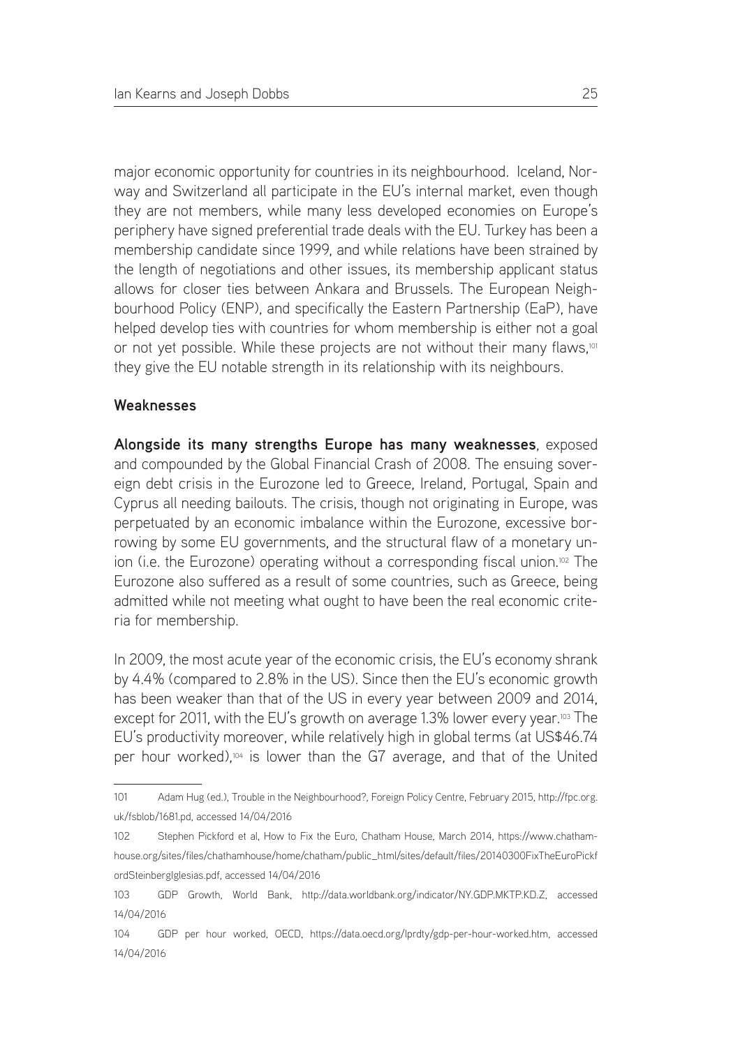major economic opportunity for countries in its neighbourhood. Iceland, Norway and Switzerland all participate in the EU's internal market, even though they are not members, while many less developed economies on Europe's periphery have signed preferential trade deals with the EU. Turkey has been a membership candidate since 1999, and while relations have been strained by the length of negotiations and other issues, its membership applicant status allows for closer ties between Ankara and Brussels. The European Neighbourhood Policy (ENP), and specifically the Eastern Partnership (EaP), have helped develop ties with countries for whom membership is either not a goal or not yet possible. While these projects are not without their many flaws,[101] they give the EU notable strength in its relationship with its neighbours.

### Weaknesses

**Alongside its many strengths Europe has many weaknesses**, exposed and compounded by the Global Financial Crash of 2008. The ensuing sovereign debt crisis in the Eurozone led to Greece, Ireland, Portugal, Spain and Cyprus all needing bailouts. The crisis, though not originating in Europe, was perpetuated by an economic imbalance within the Eurozone, excessive borrowing by some EU governments, and the structural flaw of a monetary union (i.e. the Eurozone) operating without a corresponding fiscal union.[102] The Eurozone also suffered as a result of some countries, such as Greece, being admitted while not meeting what ought to have been the real economic criteria for membership.

In 2009, the most acute year of the economic crisis, the EU's economy shrank by 4.4% (compared to 2.8% in the US). Since then the EU's economic growth has been weaker than that of the US in every year between 2009 and 2014, except for 2011, with the EU's growth on average 1.3% lower every year.[103] The EU's productivity moreover, while relatively high in global terms (at US$46.74 per hour worked),[104] is lower than the G7 average, and that of the United

---

101 Adam Hug (ed.), Trouble in the Neighbourhood?, Foreign Policy Centre, February 2015, http://fpc.org.uk/fsblob/1681.pd, accessed 14/04/2016

102 Stephen Pickford et al, How to Fix the Euro, Chatham House, March 2014, https://www.chathamhouse.org/sites/files/chathamhouse/home/chatham/public_html/sites/default/files/20140300FixTheEuroPickfordSteinbergIglesias.pdf, accessed 14/04/2016

103 GDP Growth, World Bank, http://data.worldbank.org/indicator/NY.GDP.MKTP.KD.Z, accessed 14/04/2016

104 GDP per hour worked, OECD, https://data.oecd.org/lprdty/gdp-per-hour-worked.htm, accessed 14/04/2016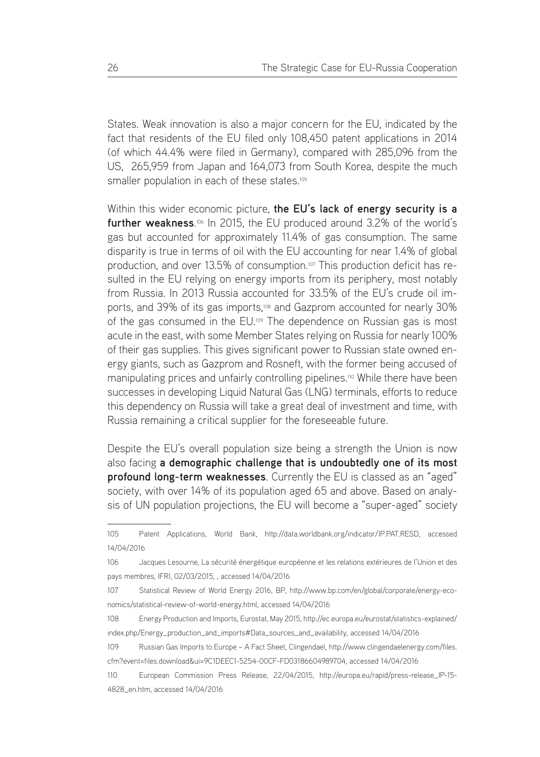States. Weak innovation is also a major concern for the EU, indicated by the fact that residents of the EU filed only 108,450 patent applications in 2014 (of which 44.4% were filed in Germany), compared with 285,096 from the US, 265,959 from Japan and 164,073 from South Korea, despite the much smaller population in each of these states.[105]

Within this wider economic picture, **the EU's lack of energy security is a further weakness**.[106] In 2015, the EU produced around 3.2% of the world's gas but accounted for approximately 11.4% of gas consumption. The same disparity is true in terms of oil with the EU accounting for near 1.4% of global production, and over 13.5% of consumption.[107] This production deficit has resulted in the EU relying on energy imports from its periphery, most notably from Russia. In 2013 Russia accounted for 33.5% of the EU's crude oil imports, and 39% of its gas imports,[108] and Gazprom accounted for nearly 30% of the gas consumed in the EU.[109] The dependence on Russian gas is most acute in the east, with some Member States relying on Russia for nearly 100% of their gas supplies. This gives significant power to Russian state owned energy giants, such as Gazprom and Rosneft, with the former being accused of manipulating prices and unfairly controlling pipelines.[110] While there have been successes in developing Liquid Natural Gas (LNG) terminals, efforts to reduce this dependency on Russia will take a great deal of investment and time, with Russia remaining a critical supplier for the foreseeable future.

Despite the EU's overall population size being a strength the Union is now also facing **a demographic challenge that is undoubtedly one of its most profound long-term weaknesses**. Currently the EU is classed as an "aged" society, with over 14% of its population aged 65 and above. Based on analysis of UN population projections, the EU will become a "super-aged" society

---

105 Patent Applications, World Bank, http://data.worldbank.org/indicator/IP.PAT.RESD, accessed 14/04/2016

106 Jacques Lesourne, La sécurité énergétique européenne et les relations extérieures de l'Union et des pays membres, IFRI, 02/03/2015, , accessed 14/04/2016

107 Statistical Review of World Energy 2016, BP, http://www.bp.com/en/global/corporate/energy-economics/statistical-review-of-world-energy.html, accessed 14/04/2016

108 Energy Production and Imports, Eurostat, May 2015, http://ec.europa.eu/eurostat/statistics-explained/index.php/Energy_production_and_imports#Data_sources_and_availability, accessed 14/04/2016

109 Russian Gas Imports to Europe – A Fact Sheet, Clingendael, http://www.clingendaelenergy.com/files.cfm?event=files.download&ui=9C1DEEC1-5254-00CF-FD03186604989704, accessed 14/04/2016

110 European Commission Press Release, 22/04/2015, http://europa.eu/rapid/press-release_IP-15-4828_en.htm, accessed 14/04/2016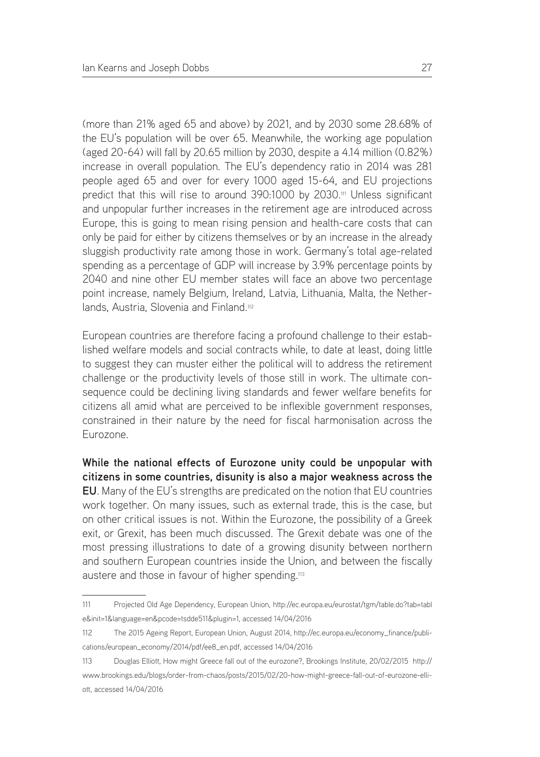(more than 21% aged 65 and above) by 2021, and by 2030 some 28.68% of the EU's population will be over 65. Meanwhile, the working age population (aged 20-64) will fall by 20.65 million by 2030, despite a 4.14 million (0.82%) increase in overall population. The EU's dependency ratio in 2014 was 281 people aged 65 and over for every 1000 aged 15-64, and EU projections predict that this will rise to around 390:1000 by 2030.[111] Unless significant and unpopular further increases in the retirement age are introduced across Europe, this is going to mean rising pension and health-care costs that can only be paid for either by citizens themselves or by an increase in the already sluggish productivity rate among those in work. Germany's total age-related spending as a percentage of GDP will increase by 3.9% percentage points by 2040 and nine other EU member states will face an above two percentage point increase, namely Belgium, Ireland, Latvia, Lithuania, Malta, the Netherlands, Austria, Slovenia and Finland.[112]

European countries are therefore facing a profound challenge to their established welfare models and social contracts while, to date at least, doing little to suggest they can muster either the political will to address the retirement challenge or the productivity levels of those still in work. The ultimate consequence could be declining living standards and fewer welfare benefits for citizens all amid what are perceived to be inflexible government responses, constrained in their nature by the need for fiscal harmonisation across the Eurozone.

**While the national effects of Eurozone unity could be unpopular with citizens in some countries, disunity is also a major weakness across the EU**. Many of the EU's strengths are predicated on the notion that EU countries work together. On many issues, such as external trade, this is the case, but on other critical issues is not. Within the Eurozone, the possibility of a Greek exit, or Grexit, has been much discussed. The Grexit debate was one of the most pressing illustrations to date of a growing disunity between northern and southern European countries inside the Union, and between the fiscally austere and those in favour of higher spending.[113]

---

111 Projected Old Age Dependency, European Union, http://ec.europa.eu/eurostat/tgm/table.do?tab=table&init=1&language=en&pcode=tsdde511&plugin=1, accessed 14/04/2016

112 The 2015 Ageing Report, European Union, August 2014, http://ec.europa.eu/economy_finance/publications/european_economy/2014/pdf/ee8_en.pdf, accessed 14/04/2016

113 Douglas Elliott, How might Greece fall out of the eurozone?, Brookings Institute, 20/02/2015 http://www.brookings.edu/blogs/order-from-chaos/posts/2015/02/20-how-might-greece-fall-out-of-eurozone-elliott, accessed 14/04/2016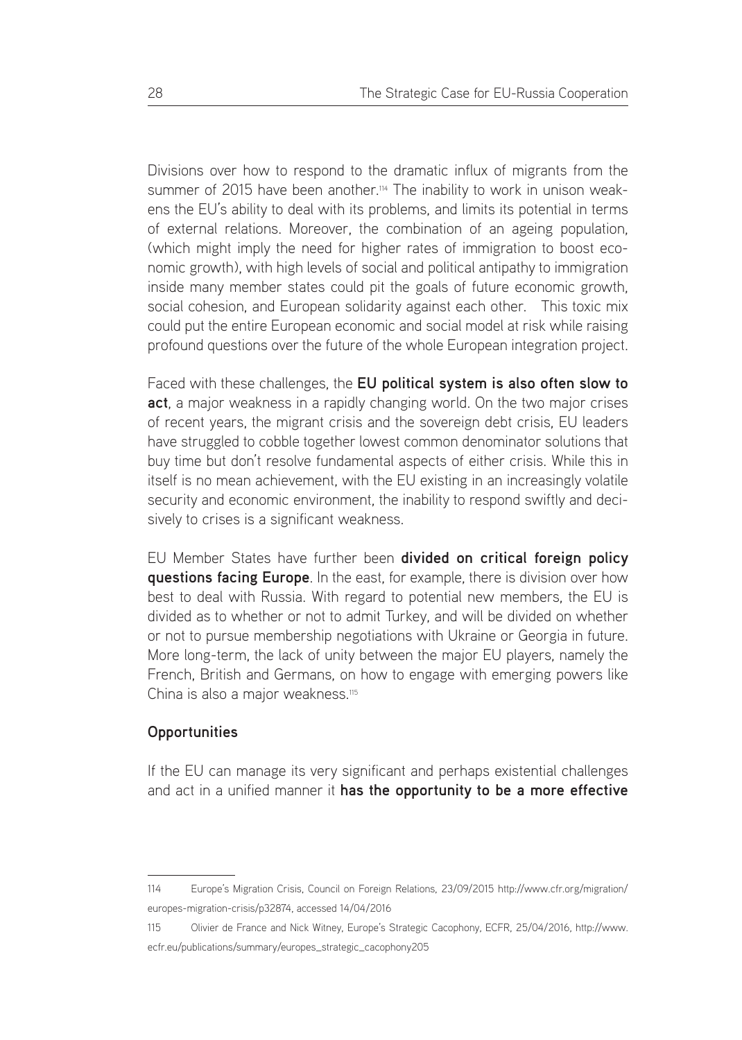Divisions over how to respond to the dramatic influx of migrants from the summer of 2015 have been another.[114] The inability to work in unison weakens the EU's ability to deal with its problems, and limits its potential in terms of external relations. Moreover, the combination of an ageing population, (which might imply the need for higher rates of immigration to boost economic growth), with high levels of social and political antipathy to immigration inside many member states could pit the goals of future economic growth, social cohesion, and European solidarity against each other. This toxic mix could put the entire European economic and social model at risk while raising profound questions over the future of the whole European integration project.

Faced with these challenges, the **EU political system is also often slow to act**, a major weakness in a rapidly changing world. On the two major crises of recent years, the migrant crisis and the sovereign debt crisis, EU leaders have struggled to cobble together lowest common denominator solutions that buy time but don't resolve fundamental aspects of either crisis. While this in itself is no mean achievement, with the EU existing in an increasingly volatile security and economic environment, the inability to respond swiftly and decisively to crises is a significant weakness.

EU Member States have further been **divided on critical foreign policy questions facing Europe**. In the east, for example, there is division over how best to deal with Russia. With regard to potential new members, the EU is divided as to whether or not to admit Turkey, and will be divided on whether or not to pursue membership negotiations with Ukraine or Georgia in future. More long-term, the lack of unity between the major EU players, namely the French, British and Germans, on how to engage with emerging powers like China is also a major weakness.[115]

### Opportunities

If the EU can manage its very significant and perhaps existential challenges and act in a unified manner it **has the opportunity to be a more effective**

---

114 Europe's Migration Crisis, Council on Foreign Relations, 23/09/2015 http://www.cfr.org/migration/europes-migration-crisis/p32874, accessed 14/04/2016

115 Olivier de France and Nick Witney, Europe's Strategic Cacophony, ECFR, 25/04/2016, http://www.ecfr.eu/publications/summary/europes_strategic_cacophony205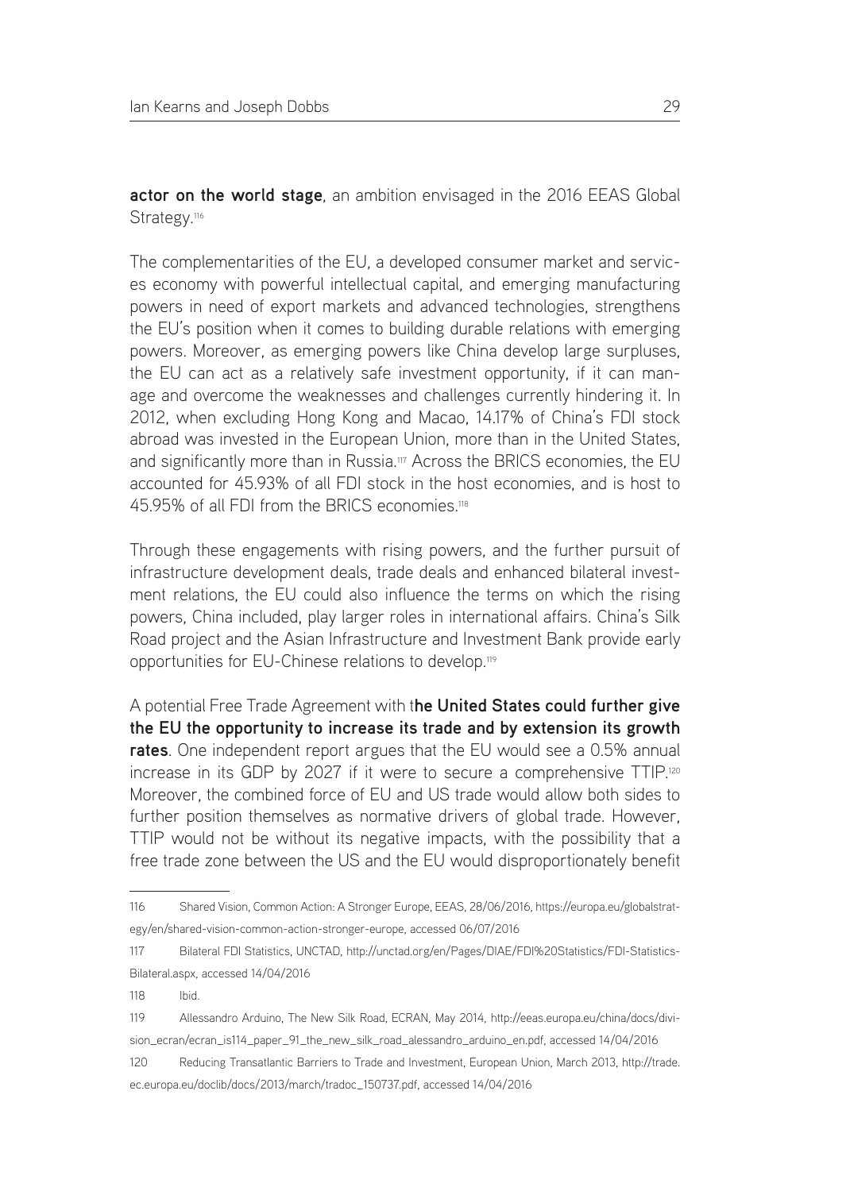**actor on the world stage**, an ambition envisaged in the 2016 EEAS Global Strategy.[116]

The complementarities of the EU, a developed consumer market and services economy with powerful intellectual capital, and emerging manufacturing powers in need of export markets and advanced technologies, strengthens the EU's position when it comes to building durable relations with emerging powers. Moreover, as emerging powers like China develop large surpluses, the EU can act as a relatively safe investment opportunity, if it can manage and overcome the weaknesses and challenges currently hindering it. In 2012, when excluding Hong Kong and Macao, 14.17% of China's FDI stock abroad was invested in the European Union, more than in the United States, and significantly more than in Russia.[117] Across the BRICS economies, the EU accounted for 45.93% of all FDI stock in the host economies, and is host to 45.95% of all FDI from the BRICS economies.[118]

Through these engagements with rising powers, and the further pursuit of infrastructure development deals, trade deals and enhanced bilateral investment relations, the EU could also influence the terms on which the rising powers, China included, play larger roles in international affairs. China's Silk Road project and the Asian Infrastructure and Investment Bank provide early opportunities for EU-Chinese relations to develop.[119]

A potential Free Trade Agreement with t**he United States could further give the EU the opportunity to increase its trade and by extension its growth rates**. One independent report argues that the EU would see a 0.5% annual increase in its GDP by 2027 if it were to secure a comprehensive TTIP.[120] Moreover, the combined force of EU and US trade would allow both sides to further position themselves as normative drivers of global trade. However, TTIP would not be without its negative impacts, with the possibility that a free trade zone between the US and the EU would disproportionately benefit

---

116 Shared Vision, Common Action: A Stronger Europe, EEAS, 28/06/2016, https://europa.eu/globalstrategy/en/shared-vision-common-action-stronger-europe, accessed 06/07/2016

117 Bilateral FDI Statistics, UNCTAD, http://unctad.org/en/Pages/DIAE/FDI%20Statistics/FDI-Statistics-Bilateral.aspx, accessed 14/04/2016

118 Ibid.

119 Allessandro Arduino, The New Silk Road, ECRAN, May 2014, http://eeas.europa.eu/china/docs/division_ecran/ecran_is114_paper_91_the_new_silk_road_alessandro_arduino_en.pdf, accessed 14/04/2016

120 Reducing Transatlantic Barriers to Trade and Investment, European Union, March 2013, http://trade.ec.europa.eu/doclib/docs/2013/march/tradoc_150737.pdf, accessed 14/04/2016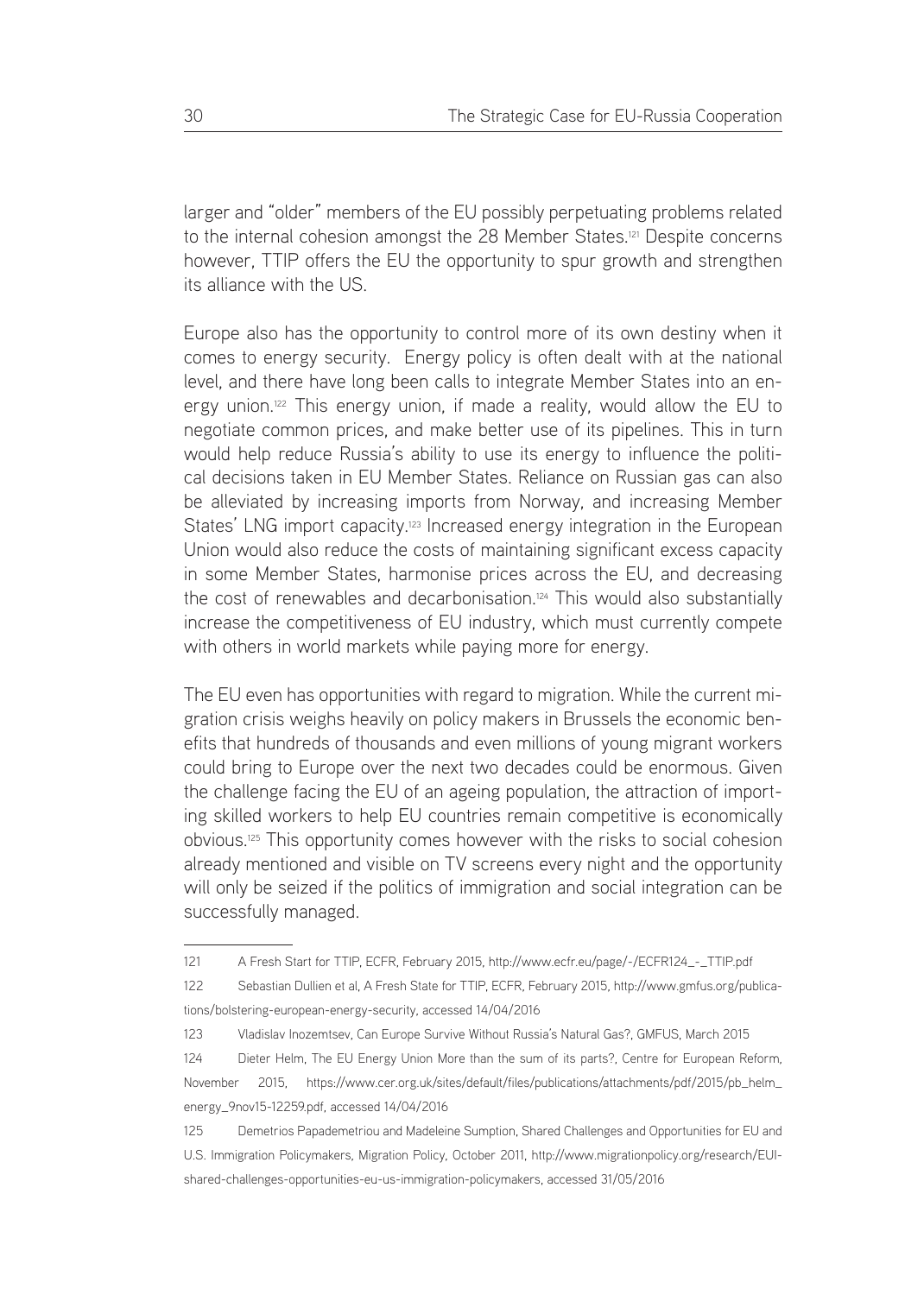larger and "older" members of the EU possibly perpetuating problems related to the internal cohesion amongst the 28 Member States.[121] Despite concerns however, TTIP offers the EU the opportunity to spur growth and strengthen its alliance with the US.

Europe also has the opportunity to control more of its own destiny when it comes to energy security. Energy policy is often dealt with at the national level, and there have long been calls to integrate Member States into an energy union.[122] This energy union, if made a reality, would allow the EU to negotiate common prices, and make better use of its pipelines. This in turn would help reduce Russia's ability to use its energy to influence the political decisions taken in EU Member States. Reliance on Russian gas can also be alleviated by increasing imports from Norway, and increasing Member States' LNG import capacity.[123] Increased energy integration in the European Union would also reduce the costs of maintaining significant excess capacity in some Member States, harmonise prices across the EU, and decreasing the cost of renewables and decarbonisation.[124] This would also substantially increase the competitiveness of EU industry, which must currently compete with others in world markets while paying more for energy.

The EU even has opportunities with regard to migration. While the current migration crisis weighs heavily on policy makers in Brussels the economic benefits that hundreds of thousands and even millions of young migrant workers could bring to Europe over the next two decades could be enormous. Given the challenge facing the EU of an ageing population, the attraction of importing skilled workers to help EU countries remain competitive is economically obvious.[125] This opportunity comes however with the risks to social cohesion already mentioned and visible on TV screens every night and the opportunity will only be seized if the politics of immigration and social integration can be successfully managed.

---

121 A Fresh Start for TTIP, ECFR, February 2015, http://www.ecfr.eu/page/-/ECFR124_-_TTIP.pdf

122 Sebastian Dullien et al, A Fresh State for TTIP, ECFR, February 2015, http://www.gmfus.org/publications/bolstering-european-energy-security, accessed 14/04/2016

123 Vladislav Inozemtsev, Can Europe Survive Without Russia's Natural Gas?, GMFUS, March 2015

124 Dieter Helm, The EU Energy Union More than the sum of its parts?, Centre for European Reform, November 2015, https://www.cer.org.uk/sites/default/files/publications/attachments/pdf/2015/pb_helm_energy_9nov15-12259.pdf, accessed 14/04/2016

125 Demetrios Papademetriou and Madeleine Sumption, Shared Challenges and Opportunities for EU and U.S. Immigration Policymakers, Migration Policy, October 2011, http://www.migrationpolicy.org/research/EUI-shared-challenges-opportunities-eu-us-immigration-policymakers, accessed 31/05/2016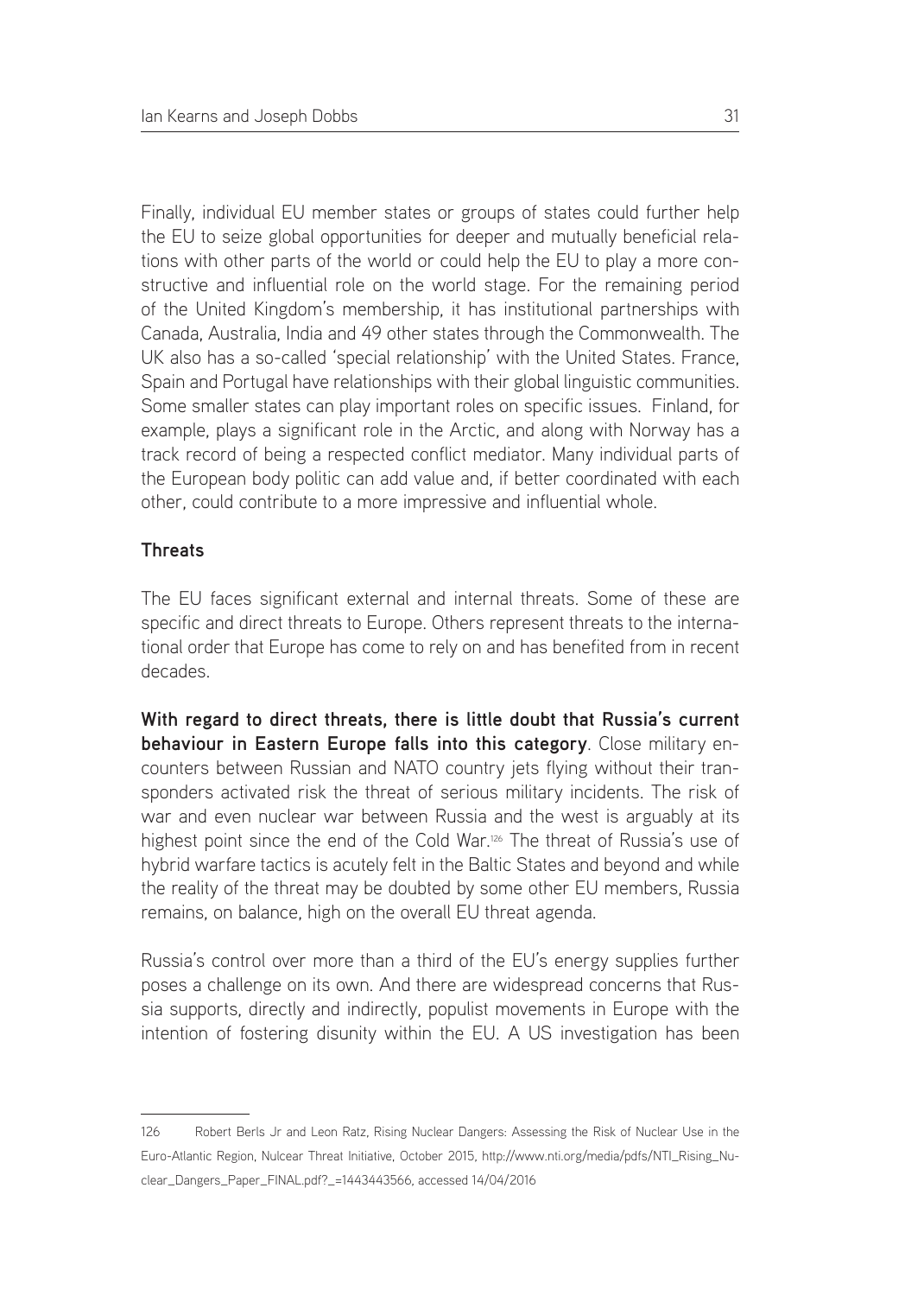Finally, individual EU member states or groups of states could further help the EU to seize global opportunities for deeper and mutually beneficial relations with other parts of the world or could help the EU to play a more constructive and influential role on the world stage. For the remaining period of the United Kingdom's membership, it has institutional partnerships with Canada, Australia, India and 49 other states through the Commonwealth. The UK also has a so-called 'special relationship' with the United States. France, Spain and Portugal have relationships with their global linguistic communities. Some smaller states can play important roles on specific issues. Finland, for example, plays a significant role in the Arctic, and along with Norway has a track record of being a respected conflict mediator. Many individual parts of the European body politic can add value and, if better coordinated with each other, could contribute to a more impressive and influential whole.

### Threats

The EU faces significant external and internal threats. Some of these are specific and direct threats to Europe. Others represent threats to the international order that Europe has come to rely on and has benefited from in recent decades.

**With regard to direct threats, there is little doubt that Russia's current behaviour in Eastern Europe falls into this category**. Close military encounters between Russian and NATO country jets flying without their transponders activated risk the threat of serious military incidents. The risk of war and even nuclear war between Russia and the west is arguably at its highest point since the end of the Cold War.[126] The threat of Russia's use of hybrid warfare tactics is acutely felt in the Baltic States and beyond and while the reality of the threat may be doubted by some other EU members, Russia remains, on balance, high on the overall EU threat agenda.

Russia's control over more than a third of the EU's energy supplies further poses a challenge on its own. And there are widespread concerns that Russia supports, directly and indirectly, populist movements in Europe with the intention of fostering disunity within the EU. A US investigation has been

---

126 Robert Berls Jr and Leon Ratz, Rising Nuclear Dangers: Assessing the Risk of Nuclear Use in the Euro-Atlantic Region, Nulcear Threat Initiative, October 2015, http://www.nti.org/media/pdfs/NTI_Rising_Nuclear_Dangers_Paper_FINAL.pdf?_=1443443566, accessed 14/04/2016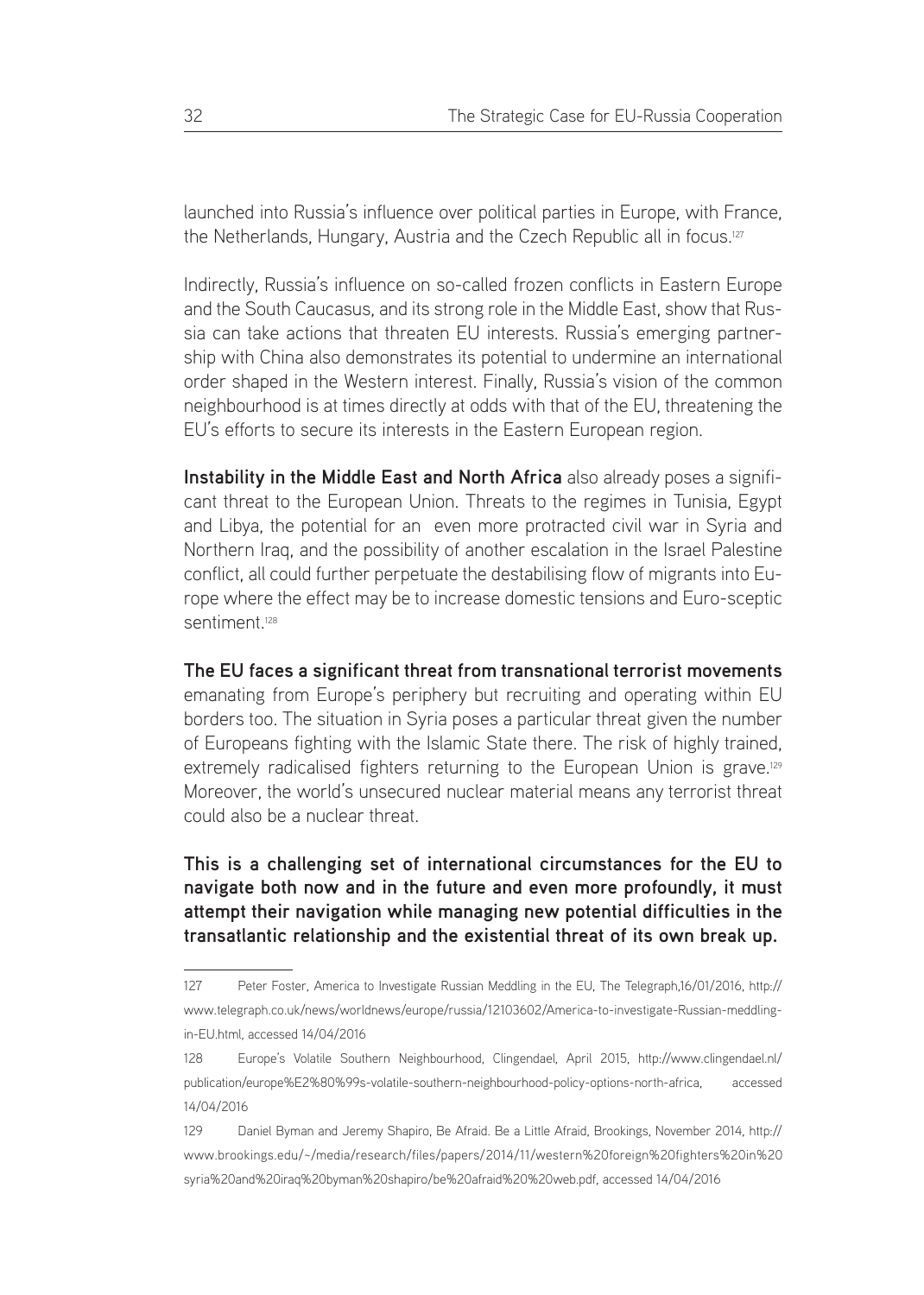launched into Russia's influence over political parties in Europe, with France, the Netherlands, Hungary, Austria and the Czech Republic all in focus.[127]

Indirectly, Russia's influence on so-called frozen conflicts in Eastern Europe and the South Caucasus, and its strong role in the Middle East, show that Russia can take actions that threaten EU interests. Russia's emerging partnership with China also demonstrates its potential to undermine an international order shaped in the Western interest. Finally, Russia's vision of the common neighbourhood is at times directly at odds with that of the EU, threatening the EU's efforts to secure its interests in the Eastern European region.

**Instability in the Middle East and North Africa** also already poses a significant threat to the European Union. Threats to the regimes in Tunisia, Egypt and Libya, the potential for an even more protracted civil war in Syria and Northern Iraq, and the possibility of another escalation in the Israel Palestine conflict, all could further perpetuate the destabilising flow of migrants into Europe where the effect may be to increase domestic tensions and Euro-sceptic sentiment.[128]

**The EU faces a significant threat from transnational terrorist movements** emanating from Europe's periphery but recruiting and operating within EU borders too. The situation in Syria poses a particular threat given the number of Europeans fighting with the Islamic State there. The risk of highly trained, extremely radicalised fighters returning to the European Union is grave.[129] Moreover, the world's unsecured nuclear material means any terrorist threat could also be a nuclear threat.

**This is a challenging set of international circumstances for the EU to navigate both now and in the future and even more profoundly, it must attempt their navigation while managing new potential difficulties in the transatlantic relationship and the existential threat of its own break up.**

---

127 Peter Foster, America to Investigate Russian Meddling in the EU, The Telegraph,16/01/2016, http://www.telegraph.co.uk/news/worldnews/europe/russia/12103602/America-to-investigate-Russian-meddling-in-EU.html, accessed 14/04/2016

128 Europe's Volatile Southern Neighbourhood, Clingendael, April 2015, http://www.clingendael.nl/publication/europe%E2%80%99s-volatile-southern-neighbourhood-policy-options-north-africa, accessed 14/04/2016

129 Daniel Byman and Jeremy Shapiro, Be Afraid. Be a Little Afraid, Brookings, November 2014, http://www.brookings.edu/~/media/research/files/papers/2014/11/western%20foreign%20fighters%20in%20syria%20and%20iraq%20byman%20shapiro/be%20afraid%20%20web.pdf, accessed 14/04/2016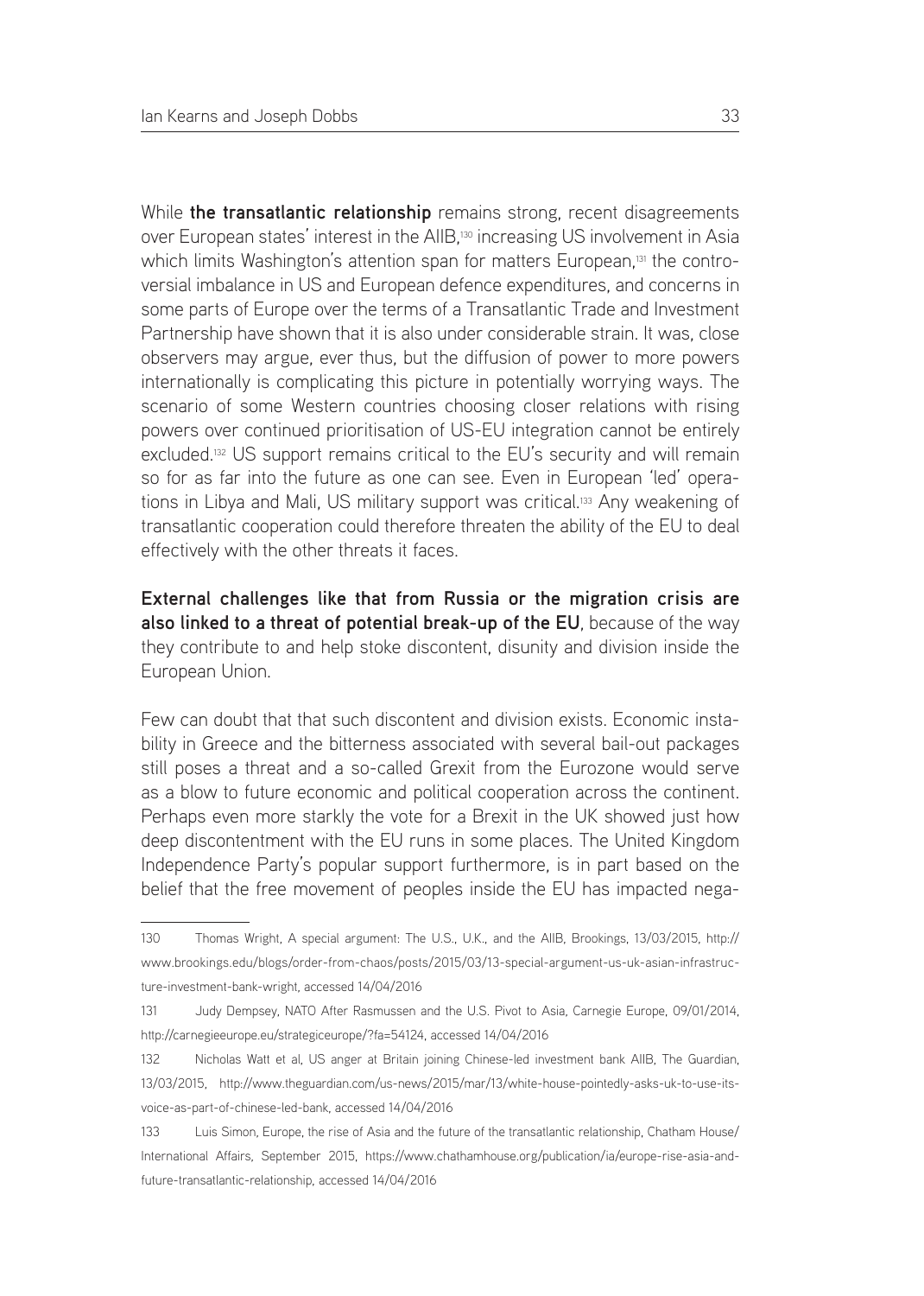While **the transatlantic relationship** remains strong, recent disagreements over European states' interest in the AIIB,[130] increasing US involvement in Asia which limits Washington's attention span for matters European,[131] the controversial imbalance in US and European defence expenditures, and concerns in some parts of Europe over the terms of a Transatlantic Trade and Investment Partnership have shown that it is also under considerable strain. It was, close observers may argue, ever thus, but the diffusion of power to more powers internationally is complicating this picture in potentially worrying ways. The scenario of some Western countries choosing closer relations with rising powers over continued prioritisation of US-EU integration cannot be entirely excluded.[132] US support remains critical to the EU's security and will remain so for as far into the future as one can see. Even in European 'led' operations in Libya and Mali, US military support was critical.[133] Any weakening of transatlantic cooperation could therefore threaten the ability of the EU to deal effectively with the other threats it faces.

**External challenges like that from Russia or the migration crisis are also linked to a threat of potential break-up of the EU**, because of the way they contribute to and help stoke discontent, disunity and division inside the European Union.

Few can doubt that that such discontent and division exists. Economic instability in Greece and the bitterness associated with several bail-out packages still poses a threat and a so-called Grexit from the Eurozone would serve as a blow to future economic and political cooperation across the continent. Perhaps even more starkly the vote for a Brexit in the UK showed just how deep discontentment with the EU runs in some places. The United Kingdom Independence Party's popular support furthermore, is in part based on the belief that the free movement of peoples inside the EU has impacted nega-

---

130 Thomas Wright, A special argument: The U.S., U.K., and the AIIB, Brookings, 13/03/2015, http://www.brookings.edu/blogs/order-from-chaos/posts/2015/03/13-special-argument-us-uk-asian-infrastructure-investment-bank-wright, accessed 14/04/2016

131 Judy Dempsey, NATO After Rasmussen and the U.S. Pivot to Asia, Carnegie Europe, 09/01/2014, http://carnegieeurope.eu/strategiceurope/?fa=54124, accessed 14/04/2016

132 Nicholas Watt et al, US anger at Britain joining Chinese-led investment bank AIIB, The Guardian, 13/03/2015, http://www.theguardian.com/us-news/2015/mar/13/white-house-pointedly-asks-uk-to-use-its-voice-as-part-of-chinese-led-bank, accessed 14/04/2016

133 Luis Simon, Europe, the rise of Asia and the future of the transatlantic relationship, Chatham House/International Affairs, September 2015, https://www.chathamhouse.org/publication/ia/europe-rise-asia-and-future-transatlantic-relationship, accessed 14/04/2016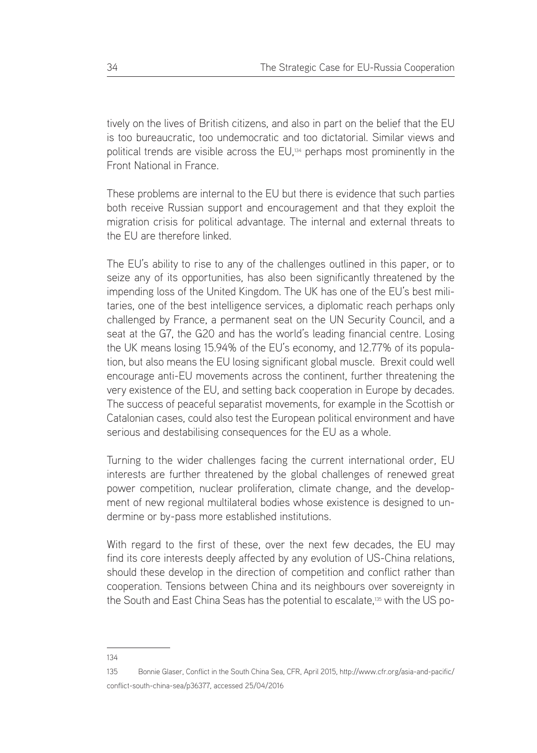tively on the lives of British citizens, and also in part on the belief that the EU is too bureaucratic, too undemocratic and too dictatorial. Similar views and political trends are visible across the EU,[134] perhaps most prominently in the Front National in France.

These problems are internal to the EU but there is evidence that such parties both receive Russian support and encouragement and that they exploit the migration crisis for political advantage. The internal and external threats to the EU are therefore linked.

The EU's ability to rise to any of the challenges outlined in this paper, or to seize any of its opportunities, has also been significantly threatened by the impending loss of the United Kingdom. The UK has one of the EU's best militaries, one of the best intelligence services, a diplomatic reach perhaps only challenged by France, a permanent seat on the UN Security Council, and a seat at the G7, the G20 and has the world's leading financial centre. Losing the UK means losing 15.94% of the EU's economy, and 12.77% of its population, but also means the EU losing significant global muscle. Brexit could well encourage anti-EU movements across the continent, further threatening the very existence of the EU, and setting back cooperation in Europe by decades. The success of peaceful separatist movements, for example in the Scottish or Catalonian cases, could also test the European political environment and have serious and destabilising consequences for the EU as a whole.

Turning to the wider challenges facing the current international order, EU interests are further threatened by the global challenges of renewed great power competition, nuclear proliferation, climate change, and the development of new regional multilateral bodies whose existence is designed to undermine or by-pass more established institutions.

With regard to the first of these, over the next few decades, the EU may find its core interests deeply affected by any evolution of US-China relations, should these develop in the direction of competition and conflict rather than cooperation. Tensions between China and its neighbours over sovereignty in the South and East China Seas has the potential to escalate,[135] with the US po-

---

134

135 Bonnie Glaser, Conflict in the South China Sea, CFR, April 2015, http://www.cfr.org/asia-and-pacific/conflict-south-china-sea/p36377, accessed 25/04/2016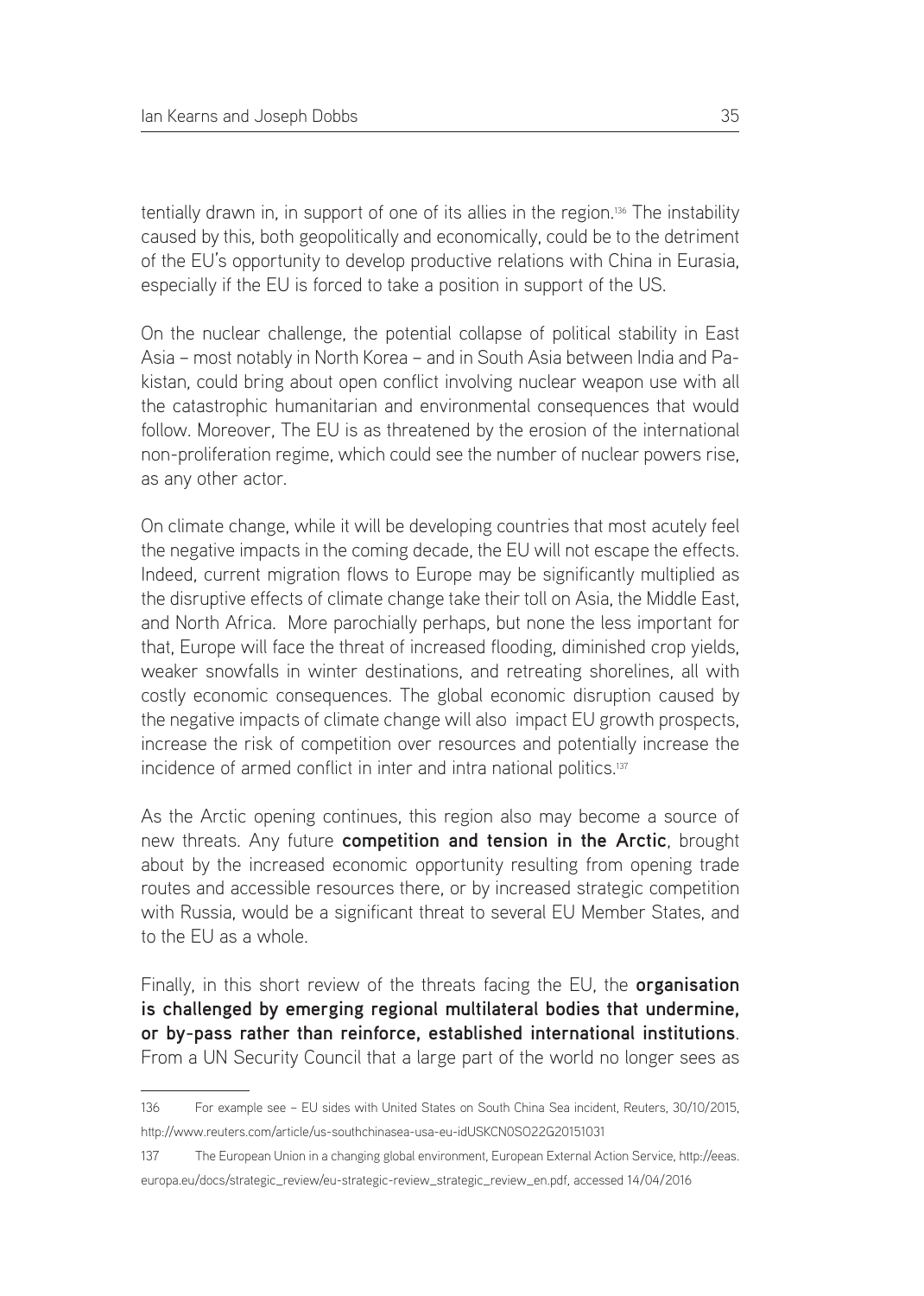tentially drawn in, in support of one of its allies in the region.[136] The instability caused by this, both geopolitically and economically, could be to the detriment of the EU's opportunity to develop productive relations with China in Eurasia, especially if the EU is forced to take a position in support of the US.

On the nuclear challenge, the potential collapse of political stability in East Asia – most notably in North Korea – and in South Asia between India and Pakistan, could bring about open conflict involving nuclear weapon use with all the catastrophic humanitarian and environmental consequences that would follow. Moreover, The EU is as threatened by the erosion of the international non-proliferation regime, which could see the number of nuclear powers rise, as any other actor.

On climate change, while it will be developing countries that most acutely feel the negative impacts in the coming decade, the EU will not escape the effects. Indeed, current migration flows to Europe may be significantly multiplied as the disruptive effects of climate change take their toll on Asia, the Middle East, and North Africa. More parochially perhaps, but none the less important for that, Europe will face the threat of increased flooding, diminished crop yields, weaker snowfalls in winter destinations, and retreating shorelines, all with costly economic consequences. The global economic disruption caused by the negative impacts of climate change will also impact EU growth prospects, increase the risk of competition over resources and potentially increase the incidence of armed conflict in inter and intra national politics.[137]

As the Arctic opening continues, this region also may become a source of new threats. Any future **competition and tension in the Arctic**, brought about by the increased economic opportunity resulting from opening trade routes and accessible resources there, or by increased strategic competition with Russia, would be a significant threat to several EU Member States, and to the EU as a whole.

Finally, in this short review of the threats facing the EU, the **organisation is challenged by emerging regional multilateral bodies that undermine, or by-pass rather than reinforce, established international institutions**. From a UN Security Council that a large part of the world no longer sees as

---

136 For example see – EU sides with United States on South China Sea incident, Reuters, 30/10/2015, http://www.reuters.com/article/us-southchinasea-usa-eu-idUSKCN0SO22G20151031

137 The European Union in a changing global environment, European External Action Service, http://eeas.europa.eu/docs/strategic_review/eu-strategic-review_strategic_review_en.pdf, accessed 14/04/2016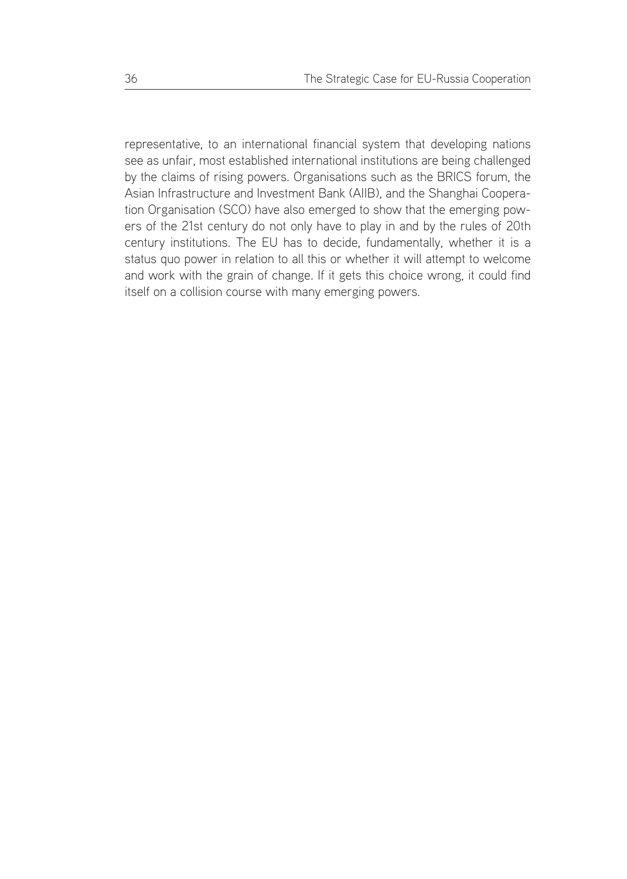representative, to an international financial system that developing nations see as unfair, most established international institutions are being challenged by the claims of rising powers. Organisations such as the BRICS forum, the Asian Infrastructure and Investment Bank (AIIB), and the Shanghai Cooperation Organisation (SCO) have also emerged to show that the emerging powers of the 21st century do not only have to play in and by the rules of 20th century institutions. The EU has to decide, fundamentally, whether it is a status quo power in relation to all this or whether it will attempt to welcome and work with the grain of change. If it gets this choice wrong, it could find itself on a collision course with many emerging powers.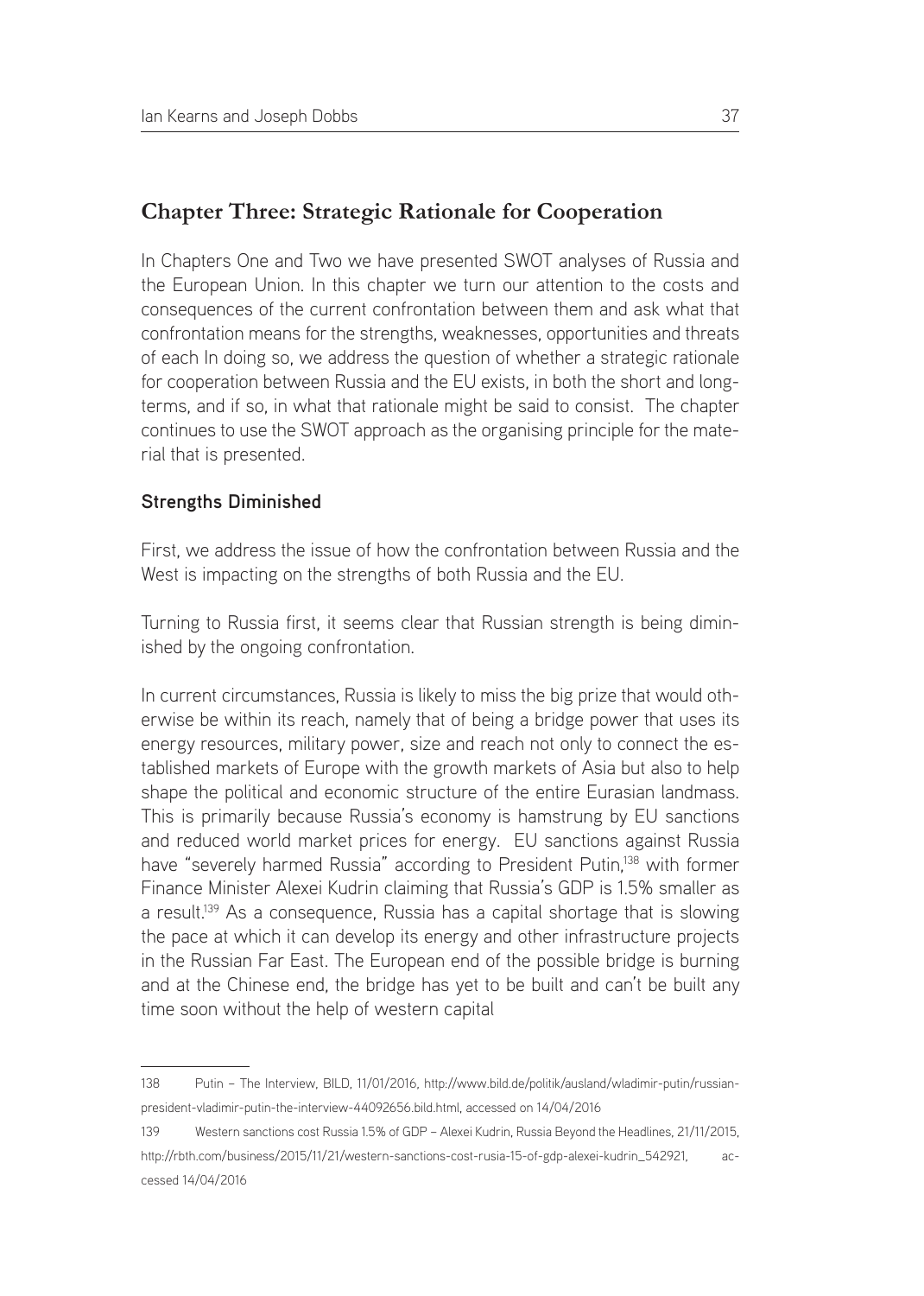## Chapter Three: Strategic Rationale for Cooperation

In Chapters One and Two we have presented SWOT analyses of Russia and the European Union. In this chapter we turn our attention to the costs and consequences of the current confrontation between them and ask what that confrontation means for the strengths, weaknesses, opportunities and threats of each In doing so, we address the question of whether a strategic rationale for cooperation between Russia and the EU exists, in both the short and long-terms, and if so, in what that rationale might be said to consist. The chapter continues to use the SWOT approach as the organising principle for the material that is presented.

### Strengths Diminished

First, we address the issue of how the confrontation between Russia and the West is impacting on the strengths of both Russia and the EU.

Turning to Russia first, it seems clear that Russian strength is being diminished by the ongoing confrontation.

In current circumstances, Russia is likely to miss the big prize that would otherwise be within its reach, namely that of being a bridge power that uses its energy resources, military power, size and reach not only to connect the established markets of Europe with the growth markets of Asia but also to help shape the political and economic structure of the entire Eurasian landmass. This is primarily because Russia's economy is hamstrung by EU sanctions and reduced world market prices for energy. EU sanctions against Russia have "severely harmed Russia" according to President Putin,[138] with former Finance Minister Alexei Kudrin claiming that Russia's GDP is 1.5% smaller as a result.[139] As a consequence, Russia has a capital shortage that is slowing the pace at which it can develop its energy and other infrastructure projects in the Russian Far East. The European end of the possible bridge is burning and at the Chinese end, the bridge has yet to be built and can't be built any time soon without the help of western capital

---

138 Putin – The Interview, BILD, 11/01/2016, http://www.bild.de/politik/ausland/wladimir-putin/russian-president-vladimir-putin-the-interview-44092656.bild.html, accessed on 14/04/2016

139 Western sanctions cost Russia 1.5% of GDP – Alexei Kudrin, Russia Beyond the Headlines, 21/11/2015, http://rbth.com/business/2015/11/21/western-sanctions-cost-rusia-15-of-gdp-alexei-kudrin_542921, accessed 14/04/2016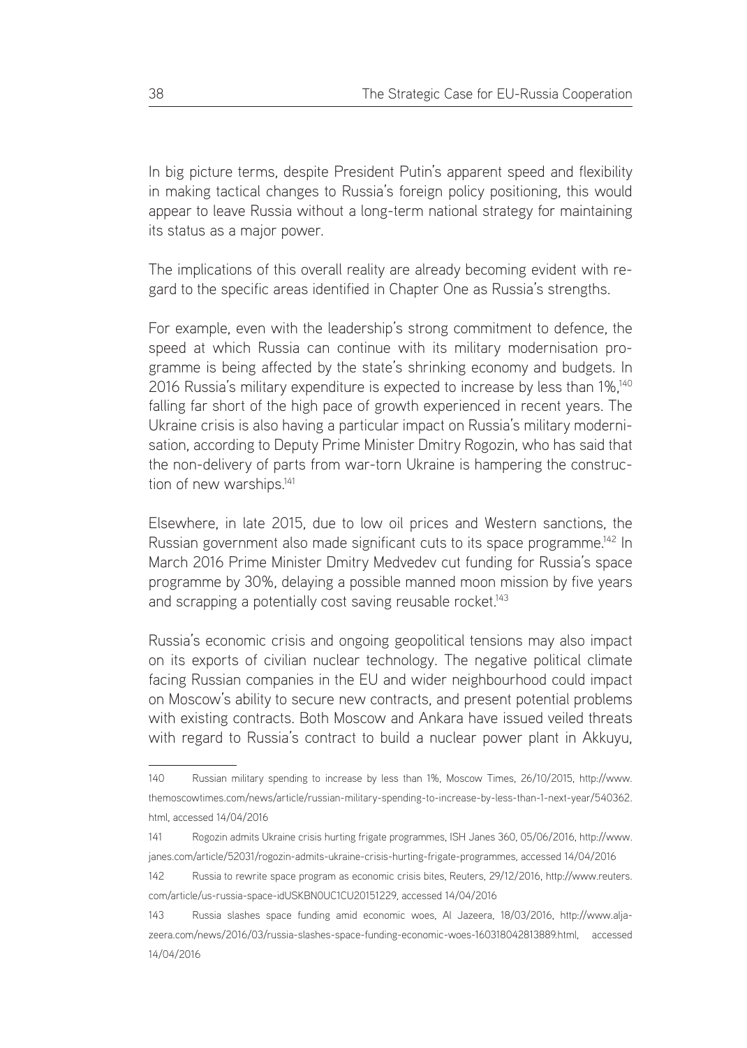In big picture terms, despite President Putin's apparent speed and flexibility in making tactical changes to Russia's foreign policy positioning, this would appear to leave Russia without a long-term national strategy for maintaining its status as a major power.

The implications of this overall reality are already becoming evident with regard to the specific areas identified in Chapter One as Russia's strengths.

For example, even with the leadership's strong commitment to defence, the speed at which Russia can continue with its military modernisation programme is being affected by the state's shrinking economy and budgets. In 2016 Russia's military expenditure is expected to increase by less than 1%,[140] falling far short of the high pace of growth experienced in recent years. The Ukraine crisis is also having a particular impact on Russia's military modernisation, according to Deputy Prime Minister Dmitry Rogozin, who has said that the non-delivery of parts from war-torn Ukraine is hampering the construction of new warships.[141]

Elsewhere, in late 2015, due to low oil prices and Western sanctions, the Russian government also made significant cuts to its space programme.[142] In March 2016 Prime Minister Dmitry Medvedev cut funding for Russia's space programme by 30%, delaying a possible manned moon mission by five years and scrapping a potentially cost saving reusable rocket.[143]

Russia's economic crisis and ongoing geopolitical tensions may also impact on its exports of civilian nuclear technology. The negative political climate facing Russian companies in the EU and wider neighbourhood could impact on Moscow's ability to secure new contracts, and present potential problems with existing contracts. Both Moscow and Ankara have issued veiled threats with regard to Russia's contract to build a nuclear power plant in Akkuyu,

---

140 Russian military spending to increase by less than 1%, Moscow Times, 26/10/2015, http://www.themoscowtimes.com/news/article/russian-military-spending-to-increase-by-less-than-1-next-year/540362.html, accessed 14/04/2016

141 Rogozin admits Ukraine crisis hurting frigate programmes, ISH Janes 360, 05/06/2016, http://www.janes.com/article/52031/rogozin-admits-ukraine-crisis-hurting-frigate-programmes, accessed 14/04/2016

142 Russia to rewrite space program as economic crisis bites, Reuters, 29/12/2016, http://www.reuters.com/article/us-russia-space-idUSKBN0UC1CU20151229, accessed 14/04/2016

143 Russia slashes space funding amid economic woes, Al Jazeera, 18/03/2016, http://www.aljazeera.com/news/2016/03/russia-slashes-space-funding-economic-woes-160318042813889.html, accessed 14/04/2016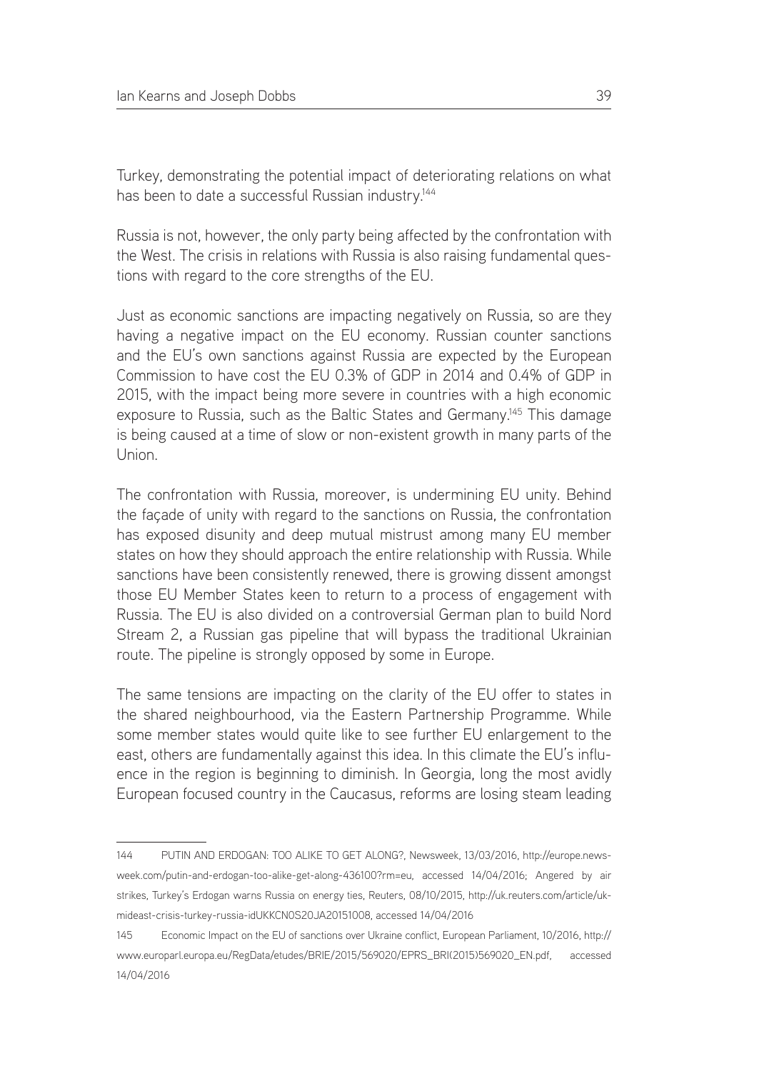Turkey, demonstrating the potential impact of deteriorating relations on what has been to date a successful Russian industry.[144]

Russia is not, however, the only party being affected by the confrontation with the West. The crisis in relations with Russia is also raising fundamental questions with regard to the core strengths of the EU.

Just as economic sanctions are impacting negatively on Russia, so are they having a negative impact on the EU economy. Russian counter sanctions and the EU's own sanctions against Russia are expected by the European Commission to have cost the EU 0.3% of GDP in 2014 and 0.4% of GDP in 2015, with the impact being more severe in countries with a high economic exposure to Russia, such as the Baltic States and Germany.[145] This damage is being caused at a time of slow or non-existent growth in many parts of the Union.

The confrontation with Russia, moreover, is undermining EU unity. Behind the façade of unity with regard to the sanctions on Russia, the confrontation has exposed disunity and deep mutual mistrust among many EU member states on how they should approach the entire relationship with Russia. While sanctions have been consistently renewed, there is growing dissent amongst those EU Member States keen to return to a process of engagement with Russia. The EU is also divided on a controversial German plan to build Nord Stream 2, a Russian gas pipeline that will bypass the traditional Ukrainian route. The pipeline is strongly opposed by some in Europe.

The same tensions are impacting on the clarity of the EU offer to states in the shared neighbourhood, via the Eastern Partnership Programme. While some member states would quite like to see further EU enlargement to the east, others are fundamentally against this idea. In this climate the EU's influence in the region is beginning to diminish. In Georgia, long the most avidly European focused country in the Caucasus, reforms are losing steam leading

---

144 PUTIN AND ERDOGAN: TOO ALIKE TO GET ALONG?, Newsweek, 13/03/2016, http://europe.newsweek.com/putin-and-erdogan-too-alike-get-along-436100?rm=eu, accessed 14/04/2016; Angered by air strikes, Turkey's Erdogan warns Russia on energy ties, Reuters, 08/10/2015, http://uk.reuters.com/article/uk-mideast-crisis-turkey-russia-idUKKCN0S20JA20151008, accessed 14/04/2016

145 Economic Impact on the EU of sanctions over Ukraine conflict, European Parliament, 10/2016, http://www.europarl.europa.eu/RegData/etudes/BRIE/2015/569020/EPRS_BRI(2015)569020_EN.pdf, accessed 14/04/2016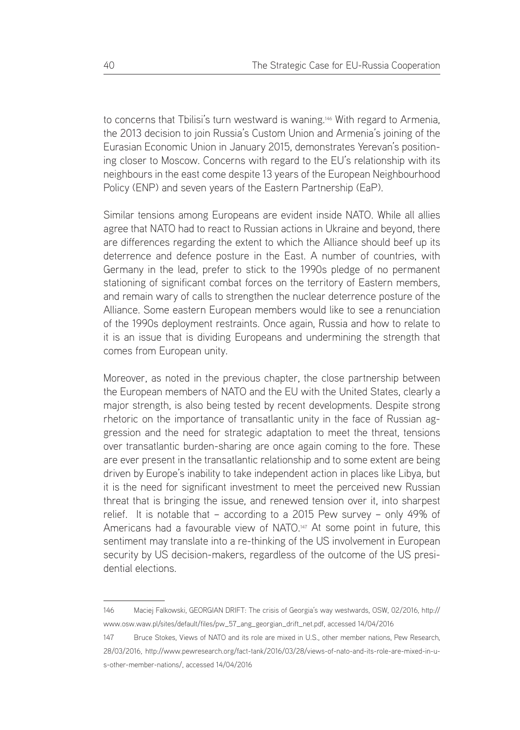to concerns that Tbilisi's turn westward is waning.[146] With regard to Armenia, the 2013 decision to join Russia's Custom Union and Armenia's joining of the Eurasian Economic Union in January 2015, demonstrates Yerevan's positioning closer to Moscow. Concerns with regard to the EU's relationship with its neighbours in the east come despite 13 years of the European Neighbourhood Policy (ENP) and seven years of the Eastern Partnership (EaP).

Similar tensions among Europeans are evident inside NATO. While all allies agree that NATO had to react to Russian actions in Ukraine and beyond, there are differences regarding the extent to which the Alliance should beef up its deterrence and defence posture in the East. A number of countries, with Germany in the lead, prefer to stick to the 1990s pledge of no permanent stationing of significant combat forces on the territory of Eastern members, and remain wary of calls to strengthen the nuclear deterrence posture of the Alliance. Some eastern European members would like to see a renunciation of the 1990s deployment restraints. Once again, Russia and how to relate to it is an issue that is dividing Europeans and undermining the strength that comes from European unity.

Moreover, as noted in the previous chapter, the close partnership between the European members of NATO and the EU with the United States, clearly a major strength, is also being tested by recent developments. Despite strong rhetoric on the importance of transatlantic unity in the face of Russian aggression and the need for strategic adaptation to meet the threat, tensions over transatlantic burden-sharing are once again coming to the fore. These are ever present in the transatlantic relationship and to some extent are being driven by Europe's inability to take independent action in places like Libya, but it is the need for significant investment to meet the perceived new Russian threat that is bringing the issue, and renewed tension over it, into sharpest relief. It is notable that – according to a 2015 Pew survey – only 49% of Americans had a favourable view of NATO.[147] At some point in future, this sentiment may translate into a re-thinking of the US involvement in European security by US decision-makers, regardless of the outcome of the US presidential elections.

---

146 Maciej Falkowski, GEORGIAN DRIFT: The crisis of Georgia's way westwards, OSW, 02/2016, http://www.osw.waw.pl/sites/default/files/pw_57_ang_georgian_drift_net.pdf, accessed 14/04/2016

147 Bruce Stokes, Views of NATO and its role are mixed in U.S., other member nations, Pew Research, 28/03/2016, http://www.pewresearch.org/fact-tank/2016/03/28/views-of-nato-and-its-role-are-mixed-in-u-s-other-member-nations/, accessed 14/04/2016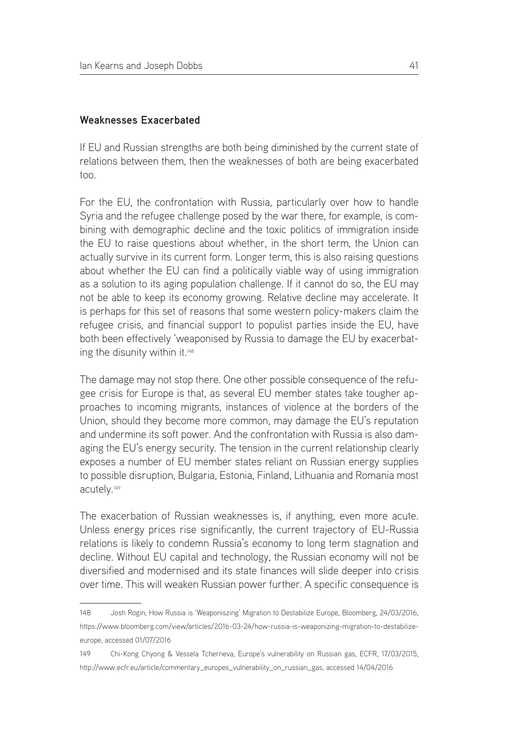## Weaknesses Exacerbated

If EU and Russian strengths are both being diminished by the current state of relations between them, then the weaknesses of both are being exacerbated too.

For the EU, the confrontation with Russia, particularly over how to handle Syria and the refugee challenge posed by the war there, for example, is combining with demographic decline and the toxic politics of immigration inside the EU to raise questions about whether, in the short term, the Union can actually survive in its current form. Longer term, this is also raising questions about whether the EU can find a politically viable way of using immigration as a solution to its aging population challenge. If it cannot do so, the EU may not be able to keep its economy growing. Relative decline may accelerate. It is perhaps for this set of reasons that some western policy-makers claim the refugee crisis, and financial support to populist parties inside the EU, have both been effectively 'weaponised by Russia to damage the EU by exacerbating the disunity within it.[148]

The damage may not stop there. One other possible consequence of the refugee crisis for Europe is that, as several EU member states take tougher approaches to incoming migrants, instances of violence at the borders of the Union, should they become more common, may damage the EU's reputation and undermine its soft power. And the confrontation with Russia is also damaging the EU's energy security. The tension in the current relationship clearly exposes a number of EU member states reliant on Russian energy supplies to possible disruption, Bulgaria, Estonia, Finland, Lithuania and Romania most acutely.[149]

The exacerbation of Russian weaknesses is, if anything, even more acute. Unless energy prices rise significantly, the current trajectory of EU-Russia relations is likely to condemn Russia's economy to long term stagnation and decline. Without EU capital and technology, the Russian economy will not be diversified and modernised and its state finances will slide deeper into crisis over time. This will weaken Russian power further. A specific consequence is

---

148 Josh Rogin, How Russia is 'Weaponiszing' Migration to Destabilize Europe, Bloomberg, 24/03/2016, https://www.bloomberg.com/view/articles/2016-03-24/how-russia-is-weaponizing-migration-to-destabilize-europe, accessed 01/07/2016

149 Chi-Kong Chyong & Vessela Tcherneva, Europe's vulnerability on Russian gas, ECFR, 17/03/2015, http://www.ecfr.eu/article/commentary_europes_vulnerability_on_russian_gas, accessed 14/04/2016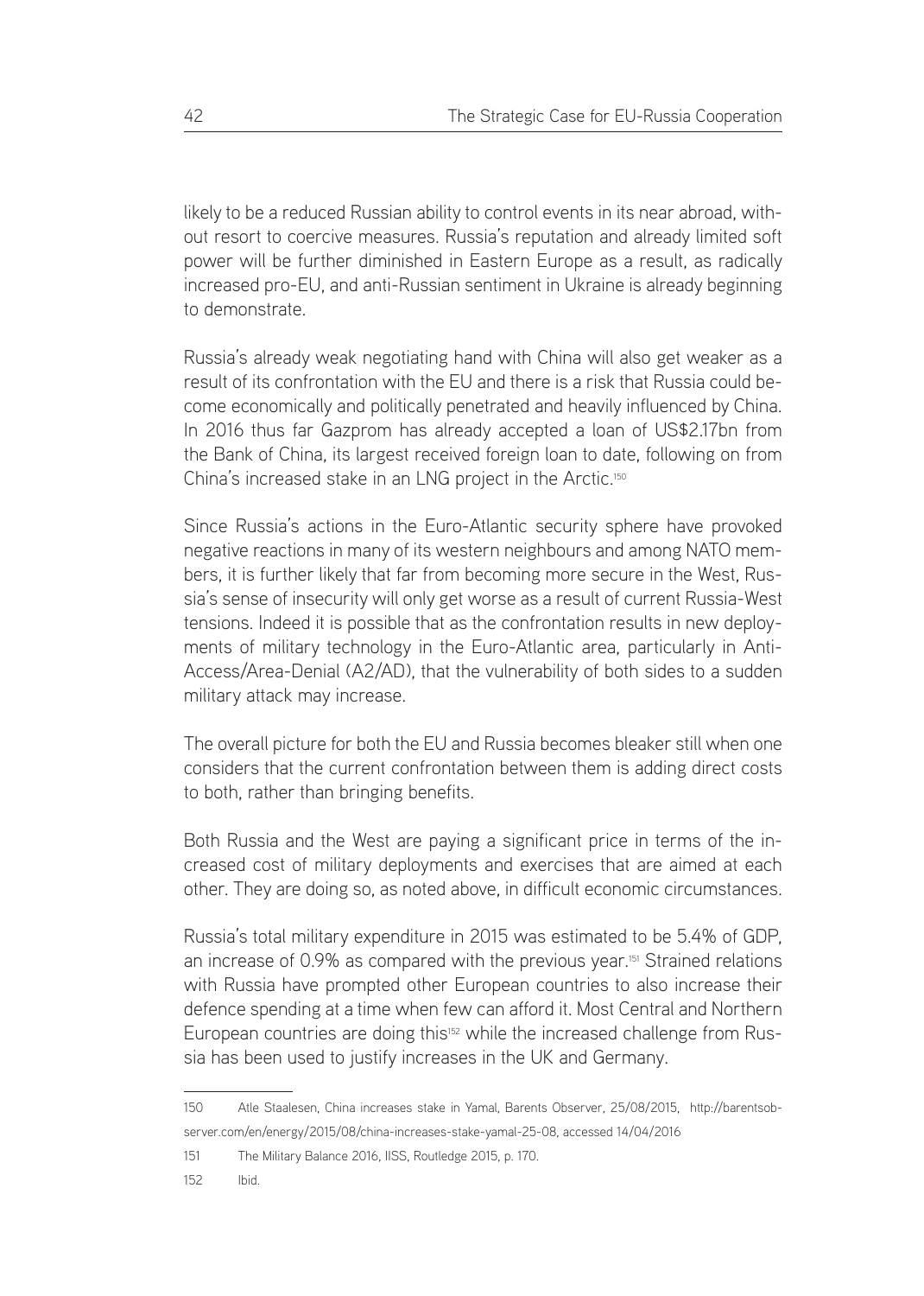likely to be a reduced Russian ability to control events in its near abroad, without resort to coercive measures. Russia's reputation and already limited soft power will be further diminished in Eastern Europe as a result, as radically increased pro-EU, and anti-Russian sentiment in Ukraine is already beginning to demonstrate.

Russia's already weak negotiating hand with China will also get weaker as a result of its confrontation with the EU and there is a risk that Russia could become economically and politically penetrated and heavily influenced by China. In 2016 thus far Gazprom has already accepted a loan of US$2.17bn from the Bank of China, its largest received foreign loan to date, following on from China's increased stake in an LNG project in the Arctic.[150]

Since Russia's actions in the Euro-Atlantic security sphere have provoked negative reactions in many of its western neighbours and among NATO members, it is further likely that far from becoming more secure in the West, Russia's sense of insecurity will only get worse as a result of current Russia-West tensions. Indeed it is possible that as the confrontation results in new deployments of military technology in the Euro-Atlantic area, particularly in Anti-Access/Area-Denial (A2/AD), that the vulnerability of both sides to a sudden military attack may increase.

The overall picture for both the EU and Russia becomes bleaker still when one considers that the current confrontation between them is adding direct costs to both, rather than bringing benefits.

Both Russia and the West are paying a significant price in terms of the increased cost of military deployments and exercises that are aimed at each other. They are doing so, as noted above, in difficult economic circumstances.

Russia's total military expenditure in 2015 was estimated to be 5.4% of GDP, an increase of 0.9% as compared with the previous year.[151] Strained relations with Russia have prompted other European countries to also increase their defence spending at a time when few can afford it. Most Central and Northern European countries are doing this[152] while the increased challenge from Russia has been used to justify increases in the UK and Germany.

---

150 Atle Staalesen, China increases stake in Yamal, Barents Observer, 25/08/2015, http://barentsobserver.com/en/energy/2015/08/china-increases-stake-yamal-25-08, accessed 14/04/2016

151 The Military Balance 2016, IISS, Routledge 2015, p. 170.

152 Ibid.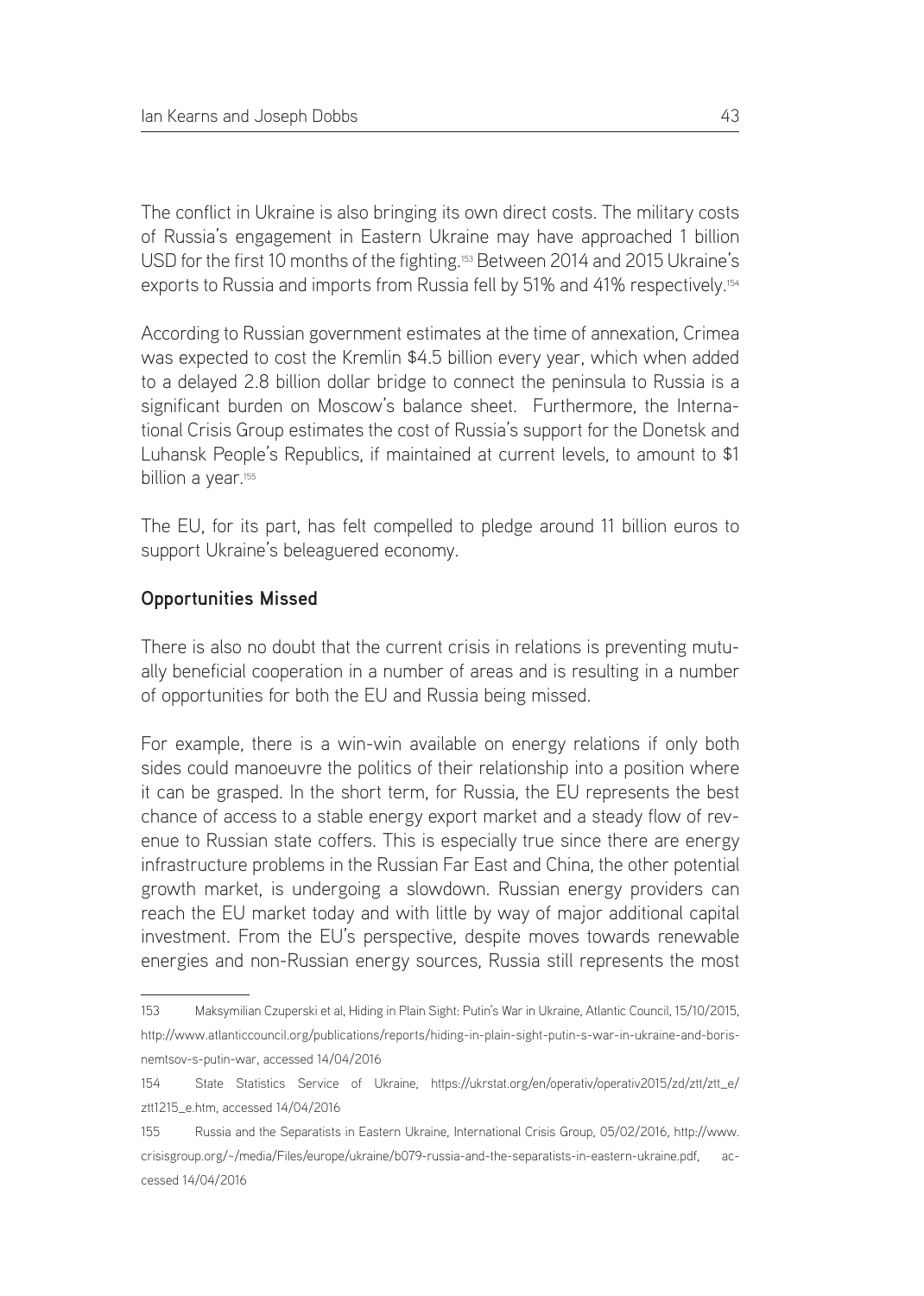The conflict in Ukraine is also bringing its own direct costs. The military costs of Russia's engagement in Eastern Ukraine may have approached 1 billion USD for the first 10 months of the fighting.[153] Between 2014 and 2015 Ukraine's exports to Russia and imports from Russia fell by 51% and 41% respectively.[154]

According to Russian government estimates at the time of annexation, Crimea was expected to cost the Kremlin $4.5 billion every year, which when added to a delayed 2.8 billion dollar bridge to connect the peninsula to Russia is a significant burden on Moscow's balance sheet. Furthermore, the International Crisis Group estimates the cost of Russia's support for the Donetsk and Luhansk People's Republics, if maintained at current levels, to amount to $1 billion a year.[155]

The EU, for its part, has felt compelled to pledge around 11 billion euros to support Ukraine's beleaguered economy.

## Opportunities Missed

There is also no doubt that the current crisis in relations is preventing mutually beneficial cooperation in a number of areas and is resulting in a number of opportunities for both the EU and Russia being missed.

For example, there is a win-win available on energy relations if only both sides could manoeuvre the politics of their relationship into a position where it can be grasped. In the short term, for Russia, the EU represents the best chance of access to a stable energy export market and a steady flow of revenue to Russian state coffers. This is especially true since there are energy infrastructure problems in the Russian Far East and China, the other potential growth market, is undergoing a slowdown. Russian energy providers can reach the EU market today and with little by way of major additional capital investment. From the EU's perspective, despite moves towards renewable energies and non-Russian energy sources, Russia still represents the most

---

153 Maksymilian Czuperski et al, Hiding in Plain Sight: Putin's War in Ukraine, Atlantic Council, 15/10/2015, http://www.atlanticcouncil.org/publications/reports/hiding-in-plain-sight-putin-s-war-in-ukraine-and-boris-nemtsov-s-putin-war, accessed 14/04/2016

154 State Statistics Service of Ukraine, https://ukrstat.org/en/operativ/operativ2015/zd/ztt/ztt_e/ztt1215_e.htm, accessed 14/04/2016

155 Russia and the Separatists in Eastern Ukraine, International Crisis Group, 05/02/2016, http://www.crisisgroup.org/~/media/Files/europe/ukraine/b079-russia-and-the-separatists-in-eastern-ukraine.pdf, accessed 14/04/2016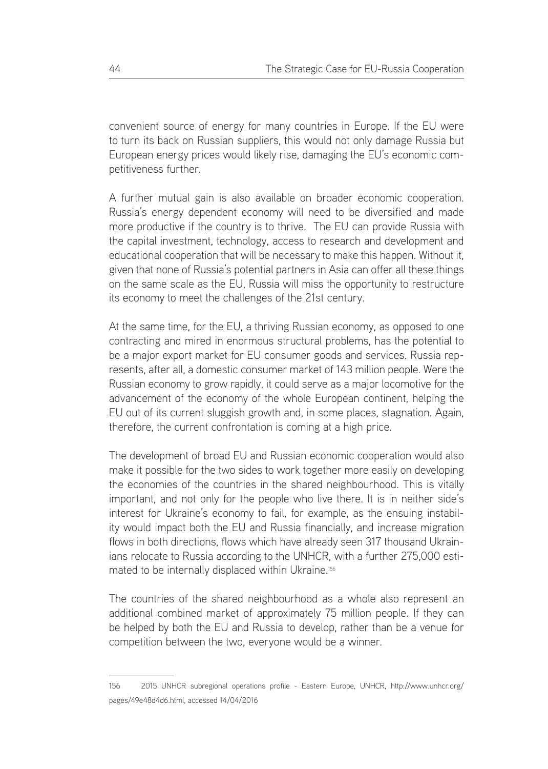convenient source of energy for many countries in Europe. If the EU were to turn its back on Russian suppliers, this would not only damage Russia but European energy prices would likely rise, damaging the EU's economic competitiveness further.

A further mutual gain is also available on broader economic cooperation. Russia's energy dependent economy will need to be diversified and made more productive if the country is to thrive. The EU can provide Russia with the capital investment, technology, access to research and development and educational cooperation that will be necessary to make this happen. Without it, given that none of Russia's potential partners in Asia can offer all these things on the same scale as the EU, Russia will miss the opportunity to restructure its economy to meet the challenges of the 21st century.

At the same time, for the EU, a thriving Russian economy, as opposed to one contracting and mired in enormous structural problems, has the potential to be a major export market for EU consumer goods and services. Russia represents, after all, a domestic consumer market of 143 million people. Were the Russian economy to grow rapidly, it could serve as a major locomotive for the advancement of the economy of the whole European continent, helping the EU out of its current sluggish growth and, in some places, stagnation. Again, therefore, the current confrontation is coming at a high price.

The development of broad EU and Russian economic cooperation would also make it possible for the two sides to work together more easily on developing the economies of the countries in the shared neighbourhood. This is vitally important, and not only for the people who live there. It is in neither side's interest for Ukraine's economy to fail, for example, as the ensuing instability would impact both the EU and Russia financially, and increase migration flows in both directions, flows which have already seen 317 thousand Ukrainians relocate to Russia according to the UNHCR, with a further 275,000 estimated to be internally displaced within Ukraine.[156]

The countries of the shared neighbourhood as a whole also represent an additional combined market of approximately 75 million people. If they can be helped by both the EU and Russia to develop, rather than be a venue for competition between the two, everyone would be a winner.

---

156 2015 UNHCR subregional operations profile - Eastern Europe, UNHCR, http://www.unhcr.org/pages/49e48d4d6.html, accessed 14/04/2016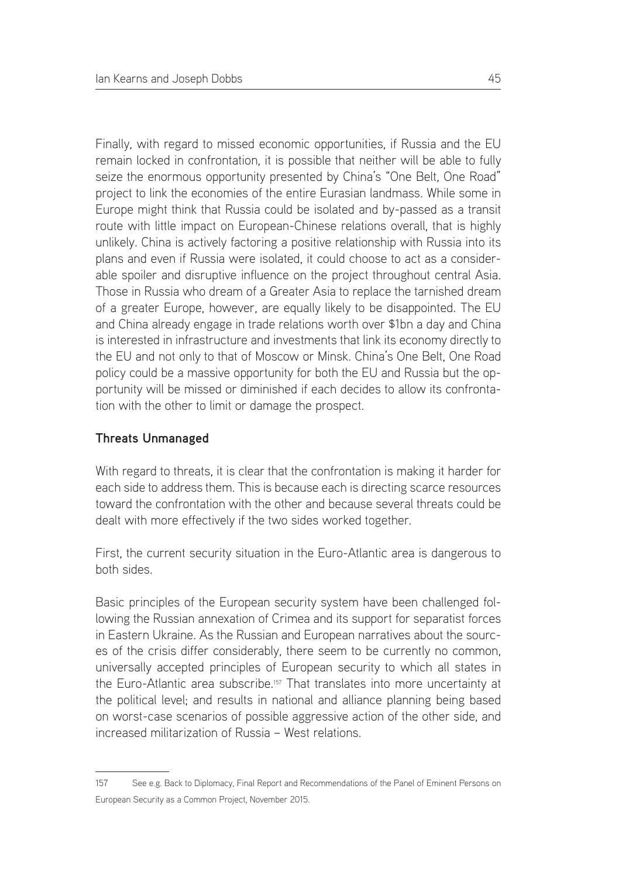Finally, with regard to missed economic opportunities, if Russia and the EU remain locked in confrontation, it is possible that neither will be able to fully seize the enormous opportunity presented by China's "One Belt, One Road" project to link the economies of the entire Eurasian landmass. While some in Europe might think that Russia could be isolated and by-passed as a transit route with little impact on European-Chinese relations overall, that is highly unlikely. China is actively factoring a positive relationship with Russia into its plans and even if Russia were isolated, it could choose to act as a considerable spoiler and disruptive influence on the project throughout central Asia. Those in Russia who dream of a Greater Asia to replace the tarnished dream of a greater Europe, however, are equally likely to be disappointed. The EU and China already engage in trade relations worth over $1bn a day and China is interested in infrastructure and investments that link its economy directly to the EU and not only to that of Moscow or Minsk. China's One Belt, One Road policy could be a massive opportunity for both the EU and Russia but the opportunity will be missed or diminished if each decides to allow its confrontation with the other to limit or damage the prospect.

**Threats Unmanaged**

With regard to threats, it is clear that the confrontation is making it harder for each side to address them. This is because each is directing scarce resources toward the confrontation with the other and because several threats could be dealt with more effectively if the two sides worked together.

First, the current security situation in the Euro-Atlantic area is dangerous to both sides.

Basic principles of the European security system have been challenged following the Russian annexation of Crimea and its support for separatist forces in Eastern Ukraine. As the Russian and European narratives about the sources of the crisis differ considerably, there seem to be currently no common, universally accepted principles of European security to which all states in the Euro-Atlantic area subscribe.[157] That translates into more uncertainty at the political level; and results in national and alliance planning being based on worst-case scenarios of possible aggressive action of the other side, and increased militarization of Russia – West relations.

---

157 See e.g. Back to Diplomacy, Final Report and Recommendations of the Panel of Eminent Persons on European Security as a Common Project, November 2015.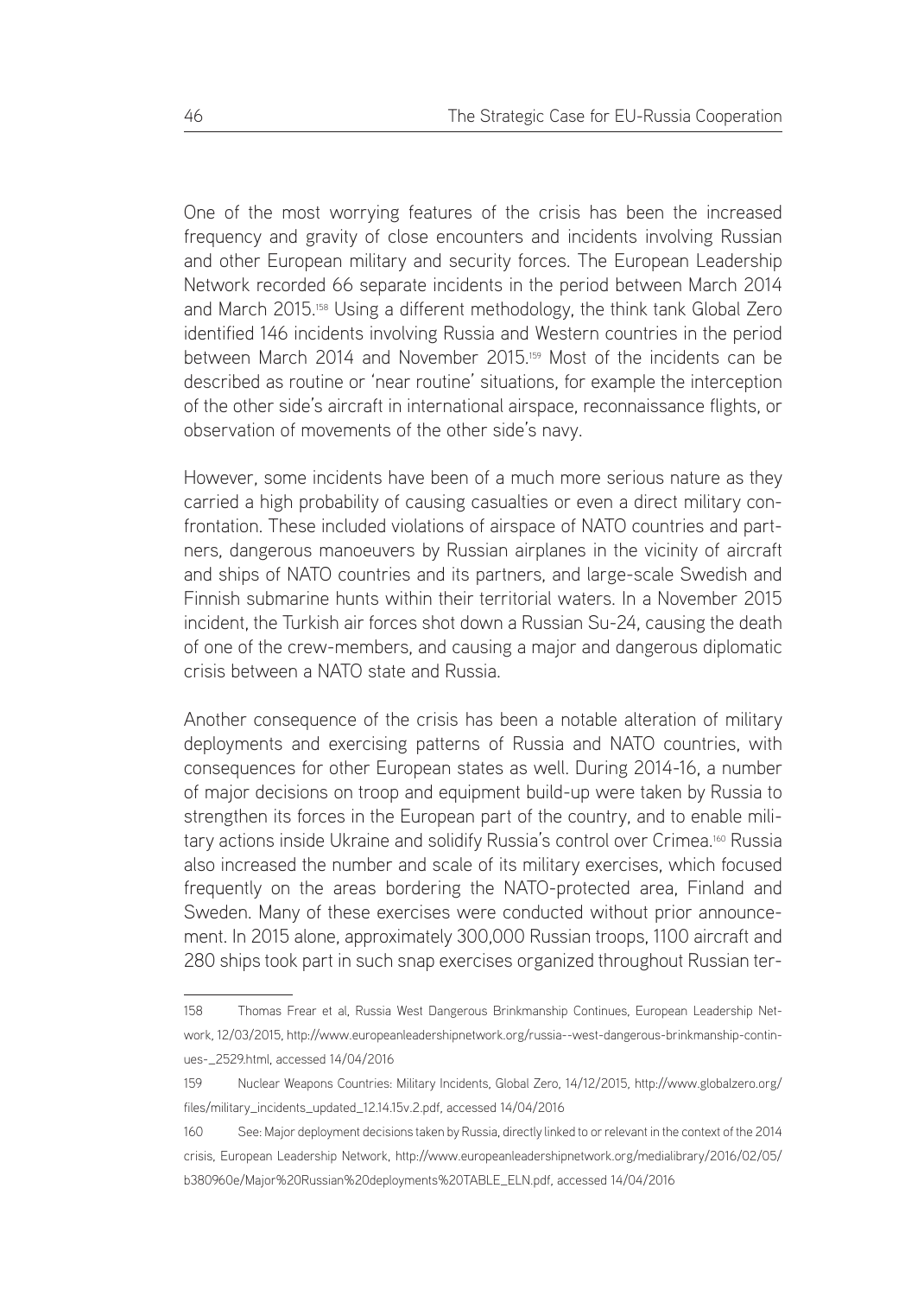One of the most worrying features of the crisis has been the increased frequency and gravity of close encounters and incidents involving Russian and other European military and security forces. The European Leadership Network recorded 66 separate incidents in the period between March 2014 and March 2015.[158] Using a different methodology, the think tank Global Zero identified 146 incidents involving Russia and Western countries in the period between March 2014 and November 2015.[159] Most of the incidents can be described as routine or 'near routine' situations, for example the interception of the other side's aircraft in international airspace, reconnaissance flights, or observation of movements of the other side's navy.

However, some incidents have been of a much more serious nature as they carried a high probability of causing casualties or even a direct military confrontation. These included violations of airspace of NATO countries and partners, dangerous manoeuvers by Russian airplanes in the vicinity of aircraft and ships of NATO countries and its partners, and large-scale Swedish and Finnish submarine hunts within their territorial waters. In a November 2015 incident, the Turkish air forces shot down a Russian Su-24, causing the death of one of the crew-members, and causing a major and dangerous diplomatic crisis between a NATO state and Russia.

Another consequence of the crisis has been a notable alteration of military deployments and exercising patterns of Russia and NATO countries, with consequences for other European states as well. During 2014-16, a number of major decisions on troop and equipment build-up were taken by Russia to strengthen its forces in the European part of the country, and to enable military actions inside Ukraine and solidify Russia's control over Crimea.[160] Russia also increased the number and scale of its military exercises, which focused frequently on the areas bordering the NATO-protected area, Finland and Sweden. Many of these exercises were conducted without prior announcement. In 2015 alone, approximately 300,000 Russian troops, 1100 aircraft and 280 ships took part in such snap exercises organized throughout Russian ter-

---

158 Thomas Frear et al, Russia West Dangerous Brinkmanship Continues, European Leadership Network, 12/03/2015, http://www.europeanleadershipnetwork.org/russia--west-dangerous-brinkmanship-continues-_2529.html, accessed 14/04/2016

159 Nuclear Weapons Countries: Military Incidents, Global Zero, 14/12/2015, http://www.globalzero.org/files/military_incidents_updated_12.14.15v.2.pdf, accessed 14/04/2016

160 See: Major deployment decisions taken by Russia, directly linked to or relevant in the context of the 2014 crisis, European Leadership Network, http://www.europeanleadershipnetwork.org/medialibrary/2016/02/05/b380960e/Major%20Russian%20deployments%20TABLE_ELN.pdf, accessed 14/04/2016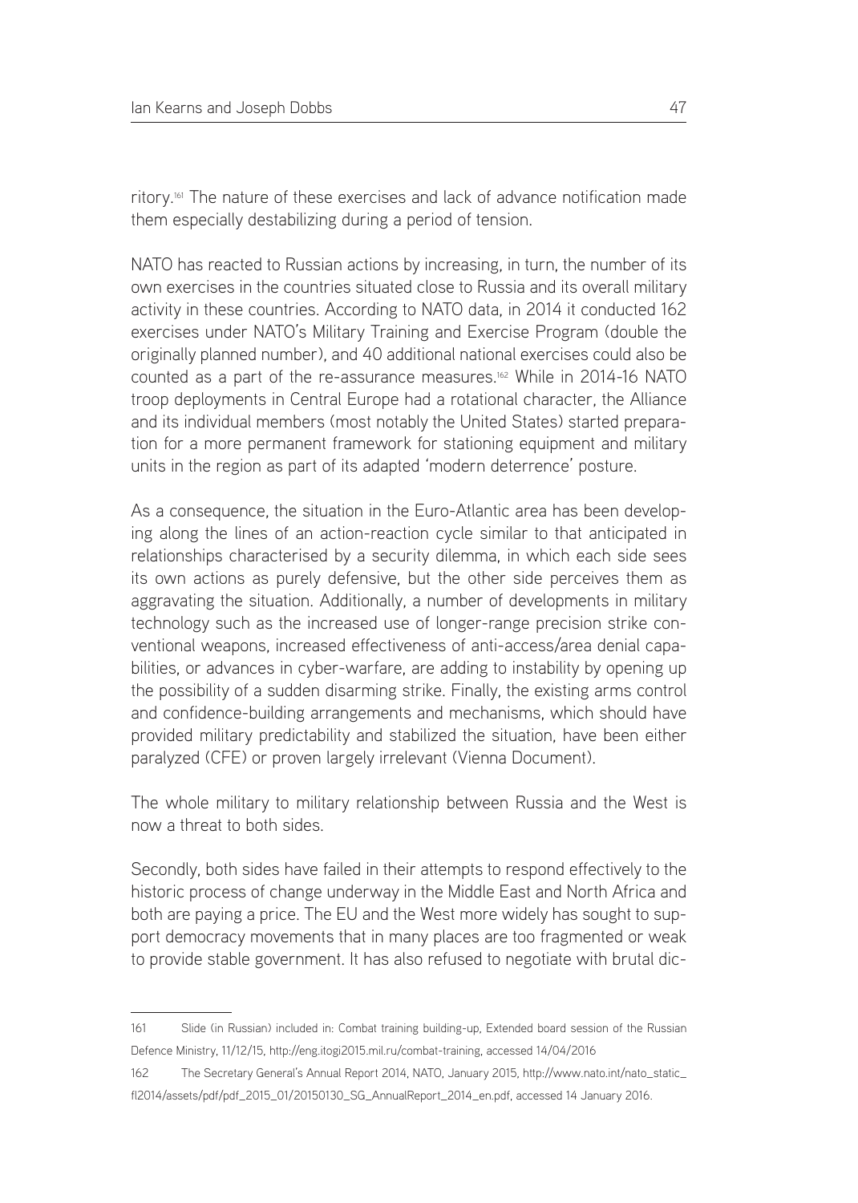ritory.[161] The nature of these exercises and lack of advance notification made them especially destabilizing during a period of tension.

NATO has reacted to Russian actions by increasing, in turn, the number of its own exercises in the countries situated close to Russia and its overall military activity in these countries. According to NATO data, in 2014 it conducted 162 exercises under NATO's Military Training and Exercise Program (double the originally planned number), and 40 additional national exercises could also be counted as a part of the re-assurance measures.[162] While in 2014-16 NATO troop deployments in Central Europe had a rotational character, the Alliance and its individual members (most notably the United States) started preparation for a more permanent framework for stationing equipment and military units in the region as part of its adapted 'modern deterrence' posture.

As a consequence, the situation in the Euro-Atlantic area has been developing along the lines of an action-reaction cycle similar to that anticipated in relationships characterised by a security dilemma, in which each side sees its own actions as purely defensive, but the other side perceives them as aggravating the situation. Additionally, a number of developments in military technology such as the increased use of longer-range precision strike conventional weapons, increased effectiveness of anti-access/area denial capabilities, or advances in cyber-warfare, are adding to instability by opening up the possibility of a sudden disarming strike. Finally, the existing arms control and confidence-building arrangements and mechanisms, which should have provided military predictability and stabilized the situation, have been either paralyzed (CFE) or proven largely irrelevant (Vienna Document).

The whole military to military relationship between Russia and the West is now a threat to both sides.

Secondly, both sides have failed in their attempts to respond effectively to the historic process of change underway in the Middle East and North Africa and both are paying a price. The EU and the West more widely has sought to support democracy movements that in many places are too fragmented or weak to provide stable government. It has also refused to negotiate with brutal dic-

---

161 Slide (in Russian) included in: Combat training building-up, Extended board session of the Russian Defence Ministry, 11/12/15, http://eng.itogi2015.mil.ru/combat-training, accessed 14/04/2016

162 The Secretary General's Annual Report 2014, NATO, January 2015, http://www.nato.int/nato_static_fl2014/assets/pdf/pdf_2015_01/20150130_SG_AnnualReport_2014_en.pdf, accessed 14 January 2016.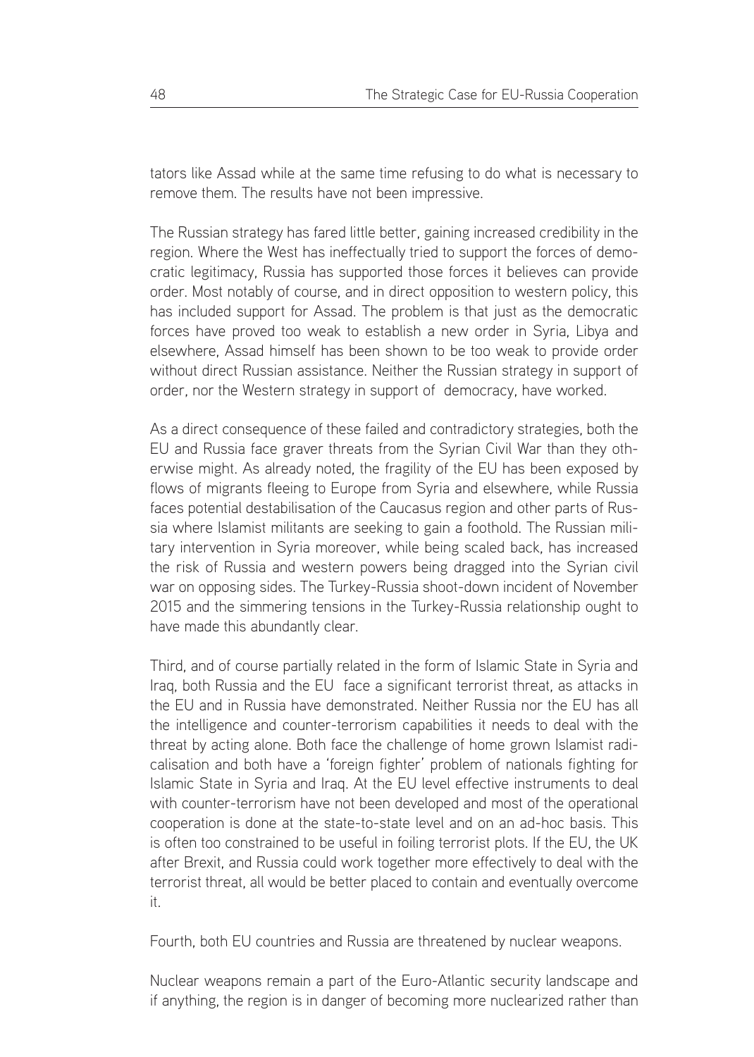tators like Assad while at the same time refusing to do what is necessary to remove them. The results have not been impressive.

The Russian strategy has fared little better, gaining increased credibility in the region. Where the West has ineffectually tried to support the forces of democratic legitimacy, Russia has supported those forces it believes can provide order. Most notably of course, and in direct opposition to western policy, this has included support for Assad. The problem is that just as the democratic forces have proved too weak to establish a new order in Syria, Libya and elsewhere, Assad himself has been shown to be too weak to provide order without direct Russian assistance. Neither the Russian strategy in support of order, nor the Western strategy in support of democracy, have worked.

As a direct consequence of these failed and contradictory strategies, both the EU and Russia face graver threats from the Syrian Civil War than they otherwise might. As already noted, the fragility of the EU has been exposed by flows of migrants fleeing to Europe from Syria and elsewhere, while Russia faces potential destabilisation of the Caucasus region and other parts of Russia where Islamist militants are seeking to gain a foothold. The Russian military intervention in Syria moreover, while being scaled back, has increased the risk of Russia and western powers being dragged into the Syrian civil war on opposing sides. The Turkey-Russia shoot-down incident of November 2015 and the simmering tensions in the Turkey-Russia relationship ought to have made this abundantly clear.

Third, and of course partially related in the form of Islamic State in Syria and Iraq, both Russia and the EU face a significant terrorist threat, as attacks in the EU and in Russia have demonstrated. Neither Russia nor the EU has all the intelligence and counter-terrorism capabilities it needs to deal with the threat by acting alone. Both face the challenge of home grown Islamist radicalisation and both have a 'foreign fighter' problem of nationals fighting for Islamic State in Syria and Iraq. At the EU level effective instruments to deal with counter-terrorism have not been developed and most of the operational cooperation is done at the state-to-state level and on an ad-hoc basis. This is often too constrained to be useful in foiling terrorist plots. If the EU, the UK after Brexit, and Russia could work together more effectively to deal with the terrorist threat, all would be better placed to contain and eventually overcome it.

Fourth, both EU countries and Russia are threatened by nuclear weapons.

Nuclear weapons remain a part of the Euro-Atlantic security landscape and if anything, the region is in danger of becoming more nuclearized rather than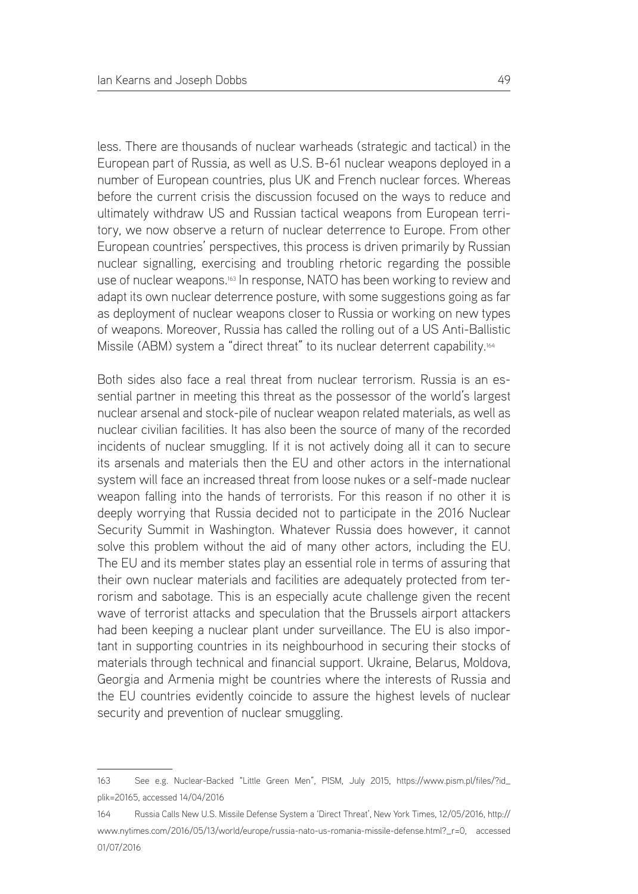less. There are thousands of nuclear warheads (strategic and tactical) in the European part of Russia, as well as U.S. B-61 nuclear weapons deployed in a number of European countries, plus UK and French nuclear forces. Whereas before the current crisis the discussion focused on the ways to reduce and ultimately withdraw US and Russian tactical weapons from European territory, we now observe a return of nuclear deterrence to Europe. From other European countries' perspectives, this process is driven primarily by Russian nuclear signalling, exercising and troubling rhetoric regarding the possible use of nuclear weapons.[163] In response, NATO has been working to review and adapt its own nuclear deterrence posture, with some suggestions going as far as deployment of nuclear weapons closer to Russia or working on new types of weapons. Moreover, Russia has called the rolling out of a US Anti-Ballistic Missile (ABM) system a "direct threat" to its nuclear deterrent capability.[164]

Both sides also face a real threat from nuclear terrorism. Russia is an essential partner in meeting this threat as the possessor of the world's largest nuclear arsenal and stock-pile of nuclear weapon related materials, as well as nuclear civilian facilities. It has also been the source of many of the recorded incidents of nuclear smuggling. If it is not actively doing all it can to secure its arsenals and materials then the EU and other actors in the international system will face an increased threat from loose nukes or a self-made nuclear weapon falling into the hands of terrorists. For this reason if no other it is deeply worrying that Russia decided not to participate in the 2016 Nuclear Security Summit in Washington. Whatever Russia does however, it cannot solve this problem without the aid of many other actors, including the EU. The EU and its member states play an essential role in terms of assuring that their own nuclear materials and facilities are adequately protected from terrorism and sabotage. This is an especially acute challenge given the recent wave of terrorist attacks and speculation that the Brussels airport attackers had been keeping a nuclear plant under surveillance. The EU is also important in supporting countries in its neighbourhood in securing their stocks of materials through technical and financial support. Ukraine, Belarus, Moldova, Georgia and Armenia might be countries where the interests of Russia and the EU countries evidently coincide to assure the highest levels of nuclear security and prevention of nuclear smuggling.

---

163 See e.g. Nuclear-Backed "Little Green Men", PISM, July 2015, https://www.pism.pl/files/?id_plik=20165, accessed 14/04/2016

164 Russia Calls New U.S. Missile Defense System a 'Direct Threat', New York Times, 12/05/2016, http://www.nytimes.com/2016/05/13/world/europe/russia-nato-us-romania-missile-defense.html?_r=0, accessed 01/07/2016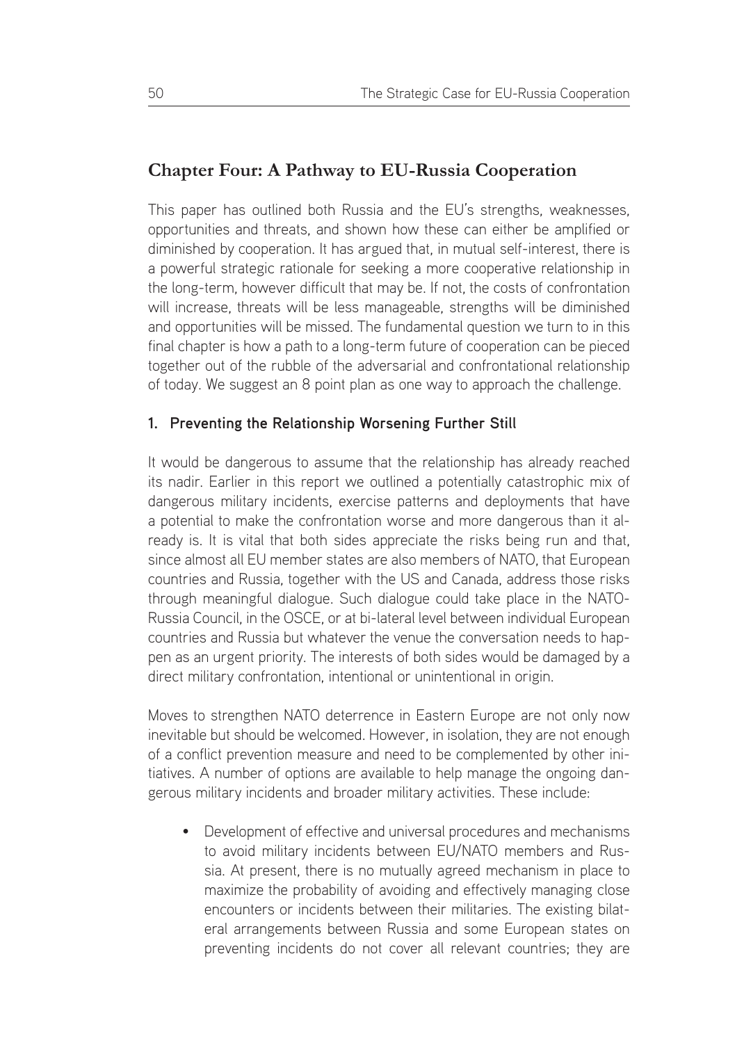## Chapter Four: A Pathway to EU-Russia Cooperation

This paper has outlined both Russia and the EU's strengths, weaknesses, opportunities and threats, and shown how these can either be amplified or diminished by cooperation. It has argued that, in mutual self-interest, there is a powerful strategic rationale for seeking a more cooperative relationship in the long-term, however difficult that may be. If not, the costs of confrontation will increase, threats will be less manageable, strengths will be diminished and opportunities will be missed. The fundamental question we turn to in this final chapter is how a path to a long-term future of cooperation can be pieced together out of the rubble of the adversarial and confrontational relationship of today. We suggest an 8 point plan as one way to approach the challenge.

### 1. Preventing the Relationship Worsening Further Still

It would be dangerous to assume that the relationship has already reached its nadir. Earlier in this report we outlined a potentially catastrophic mix of dangerous military incidents, exercise patterns and deployments that have a potential to make the confrontation worse and more dangerous than it already is. It is vital that both sides appreciate the risks being run and that, since almost all EU member states are also members of NATO, that European countries and Russia, together with the US and Canada, address those risks through meaningful dialogue. Such dialogue could take place in the NATO-Russia Council, in the OSCE, or at bi-lateral level between individual European countries and Russia but whatever the venue the conversation needs to happen as an urgent priority. The interests of both sides would be damaged by a direct military confrontation, intentional or unintentional in origin.

Moves to strengthen NATO deterrence in Eastern Europe are not only now inevitable but should be welcomed. However, in isolation, they are not enough of a conflict prevention measure and need to be complemented by other initiatives. A number of options are available to help manage the ongoing dangerous military incidents and broader military activities. These include:

- Development of effective and universal procedures and mechanisms to avoid military incidents between EU/NATO members and Russia. At present, there is no mutually agreed mechanism in place to maximize the probability of avoiding and effectively managing close encounters or incidents between their militaries. The existing bilateral arrangements between Russia and some European states on preventing incidents do not cover all relevant countries; they are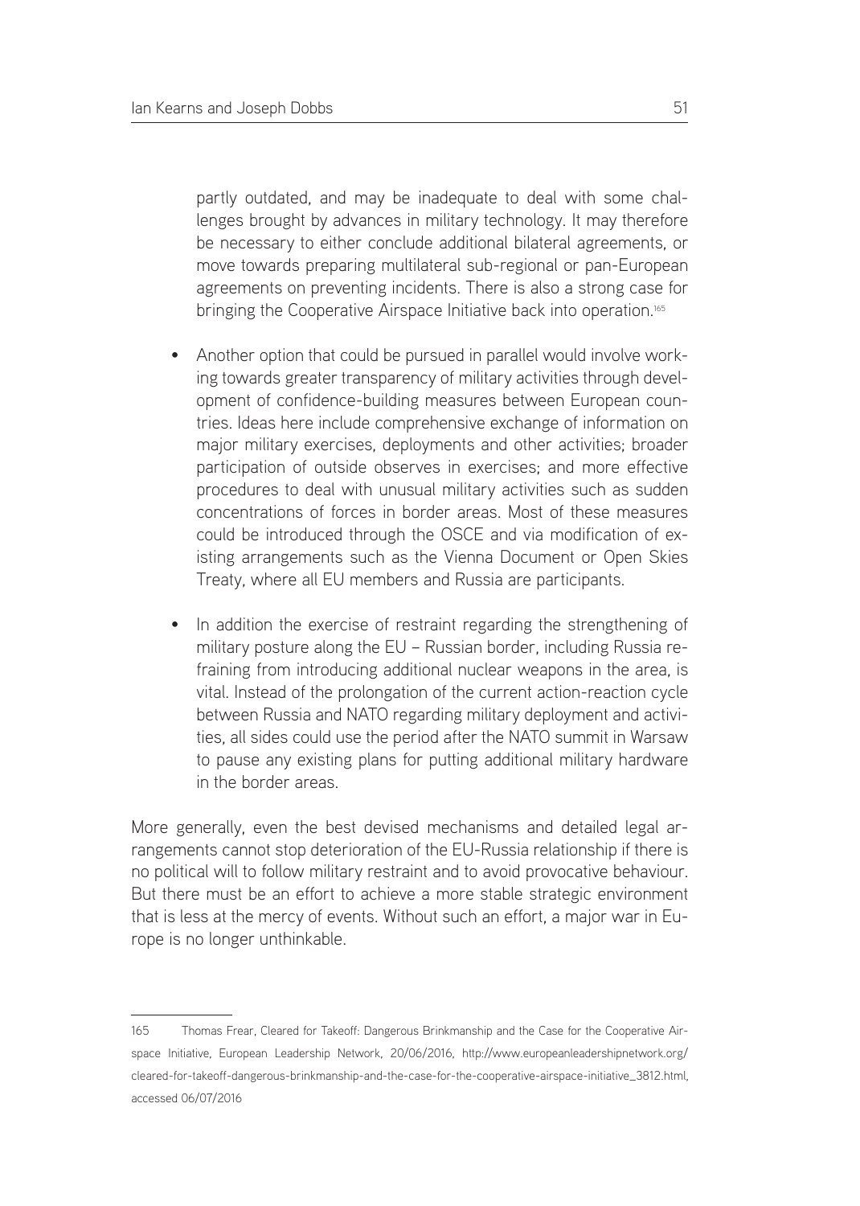partly outdated, and may be inadequate to deal with some challenges brought by advances in military technology. It may therefore be necessary to either conclude additional bilateral agreements, or move towards preparing multilateral sub-regional or pan-European agreements on preventing incidents. There is also a strong case for bringing the Cooperative Airspace Initiative back into operation.[165]

- Another option that could be pursued in parallel would involve working towards greater transparency of military activities through development of confidence-building measures between European countries. Ideas here include comprehensive exchange of information on major military exercises, deployments and other activities; broader participation of outside observes in exercises; and more effective procedures to deal with unusual military activities such as sudden concentrations of forces in border areas. Most of these measures could be introduced through the OSCE and via modification of existing arrangements such as the Vienna Document or Open Skies Treaty, where all EU members and Russia are participants.

- In addition the exercise of restraint regarding the strengthening of military posture along the EU – Russian border, including Russia refraining from introducing additional nuclear weapons in the area, is vital. Instead of the prolongation of the current action-reaction cycle between Russia and NATO regarding military deployment and activities, all sides could use the period after the NATO summit in Warsaw to pause any existing plans for putting additional military hardware in the border areas.

More generally, even the best devised mechanisms and detailed legal arrangements cannot stop deterioration of the EU-Russia relationship if there is no political will to follow military restraint and to avoid provocative behaviour. But there must be an effort to achieve a more stable strategic environment that is less at the mercy of events. Without such an effort, a major war in Europe is no longer unthinkable.

---

165 Thomas Frear, Cleared for Takeoff: Dangerous Brinkmanship and the Case for the Cooperative Airspace Initiative, European Leadership Network, 20/06/2016, http://www.europeanleadershipnetwork.org/cleared-for-takeoff-dangerous-brinkmanship-and-the-case-for-the-cooperative-airspace-initiative_3812.html, accessed 06/07/2016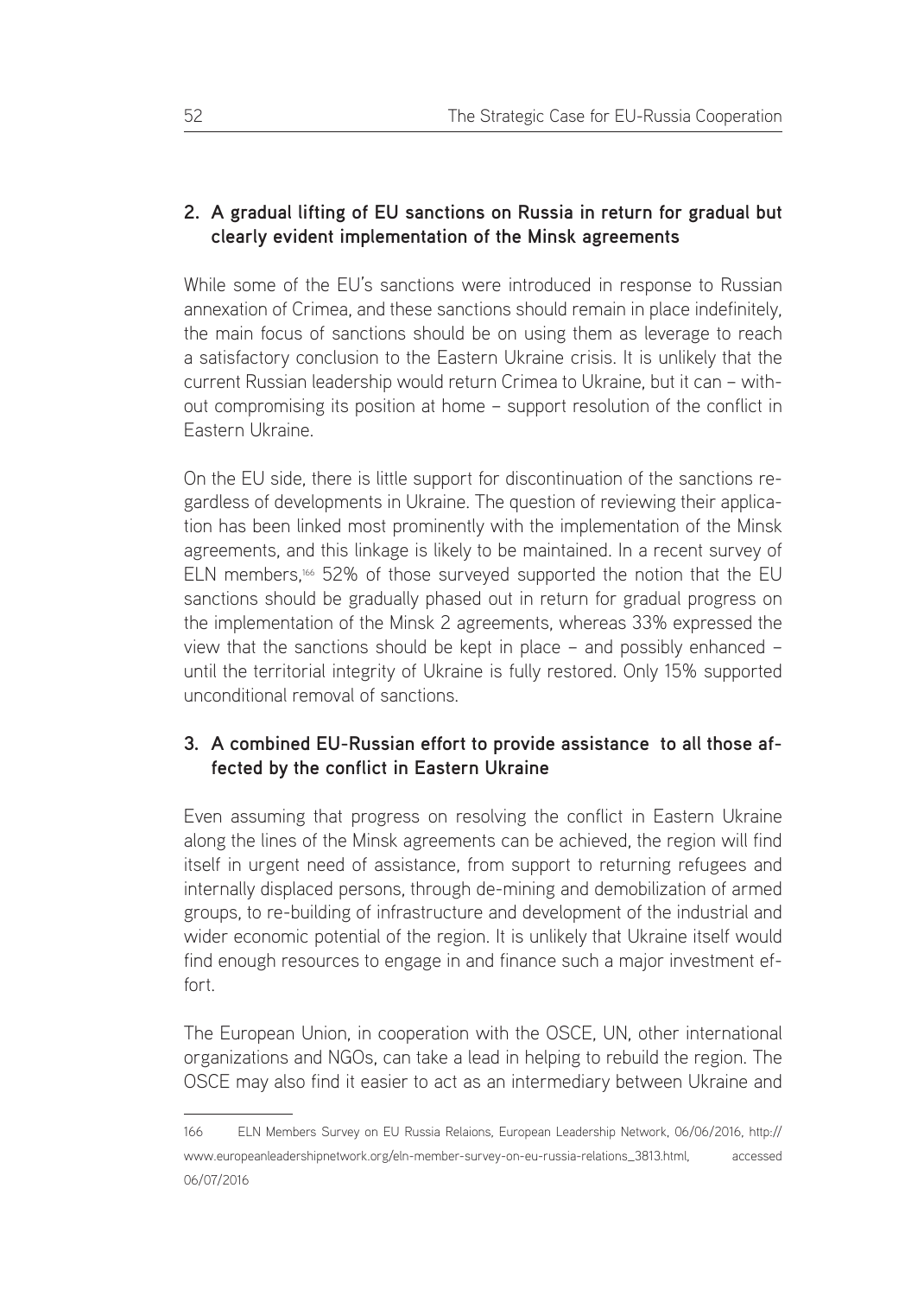## 2. A gradual lifting of EU sanctions on Russia in return for gradual but clearly evident implementation of the Minsk agreements

While some of the EU's sanctions were introduced in response to Russian annexation of Crimea, and these sanctions should remain in place indefinitely, the main focus of sanctions should be on using them as leverage to reach a satisfactory conclusion to the Eastern Ukraine crisis. It is unlikely that the current Russian leadership would return Crimea to Ukraine, but it can – without compromising its position at home – support resolution of the conflict in Eastern Ukraine.

On the EU side, there is little support for discontinuation of the sanctions regardless of developments in Ukraine. The question of reviewing their application has been linked most prominently with the implementation of the Minsk agreements, and this linkage is likely to be maintained. In a recent survey of ELN members,[166] 52% of those surveyed supported the notion that the EU sanctions should be gradually phased out in return for gradual progress on the implementation of the Minsk 2 agreements, whereas 33% expressed the view that the sanctions should be kept in place – and possibly enhanced – until the territorial integrity of Ukraine is fully restored. Only 15% supported unconditional removal of sanctions.

## 3. A combined EU-Russian effort to provide assistance to all those affected by the conflict in Eastern Ukraine

Even assuming that progress on resolving the conflict in Eastern Ukraine along the lines of the Minsk agreements can be achieved, the region will find itself in urgent need of assistance, from support to returning refugees and internally displaced persons, through de-mining and demobilization of armed groups, to re-building of infrastructure and development of the industrial and wider economic potential of the region. It is unlikely that Ukraine itself would find enough resources to engage in and finance such a major investment effort.

The European Union, in cooperation with the OSCE, UN, other international organizations and NGOs, can take a lead in helping to rebuild the region. The OSCE may also find it easier to act as an intermediary between Ukraine and

---

166 ELN Members Survey on EU Russia Relaions, European Leadership Network, 06/06/2016, http://www.europeanleadershipnetwork.org/eln-member-survey-on-eu-russia-relations_3813.html, accessed 06/07/2016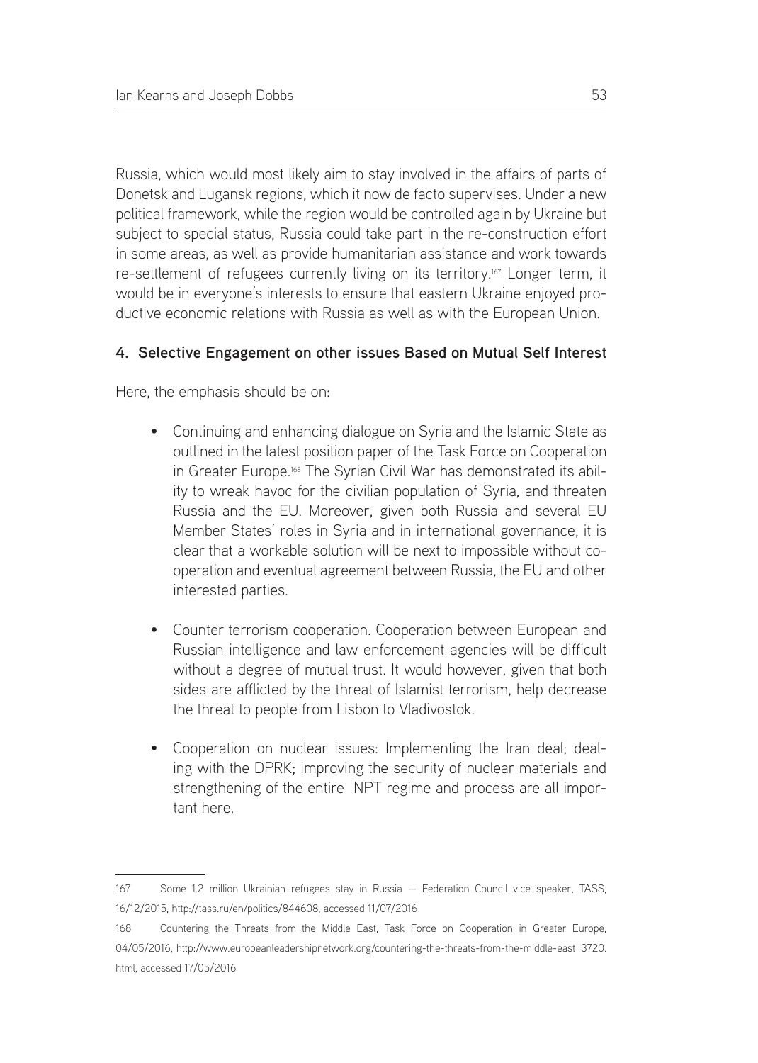Russia, which would most likely aim to stay involved in the affairs of parts of Donetsk and Lugansk regions, which it now de facto supervises. Under a new political framework, while the region would be controlled again by Ukraine but subject to special status, Russia could take part in the re-construction effort in some areas, as well as provide humanitarian assistance and work towards re-settlement of refugees currently living on its territory.[167] Longer term, it would be in everyone's interests to ensure that eastern Ukraine enjoyed productive economic relations with Russia as well as with the European Union.

**4. Selective Engagement on other issues Based on Mutual Self Interest**

Here, the emphasis should be on:

- Continuing and enhancing dialogue on Syria and the Islamic State as outlined in the latest position paper of the Task Force on Cooperation in Greater Europe.[168] The Syrian Civil War has demonstrated its ability to wreak havoc for the civilian population of Syria, and threaten Russia and the EU. Moreover, given both Russia and several EU Member States' roles in Syria and in international governance, it is clear that a workable solution will be next to impossible without co-operation and eventual agreement between Russia, the EU and other interested parties.

- Counter terrorism cooperation. Cooperation between European and Russian intelligence and law enforcement agencies will be difficult without a degree of mutual trust. It would however, given that both sides are afflicted by the threat of Islamist terrorism, help decrease the threat to people from Lisbon to Vladivostok.

- Cooperation on nuclear issues: Implementing the Iran deal; dealing with the DPRK; improving the security of nuclear materials and strengthening of the entire NPT regime and process are all important here.

---

167 Some 1.2 million Ukrainian refugees stay in Russia — Federation Council vice speaker, TASS, 16/12/2015, http://tass.ru/en/politics/844608, accessed 11/07/2016

168 Countering the Threats from the Middle East, Task Force on Cooperation in Greater Europe, 04/05/2016, http://www.europeanleadershipnetwork.org/countering-the-threats-from-the-middle-east_3720.html, accessed 17/05/2016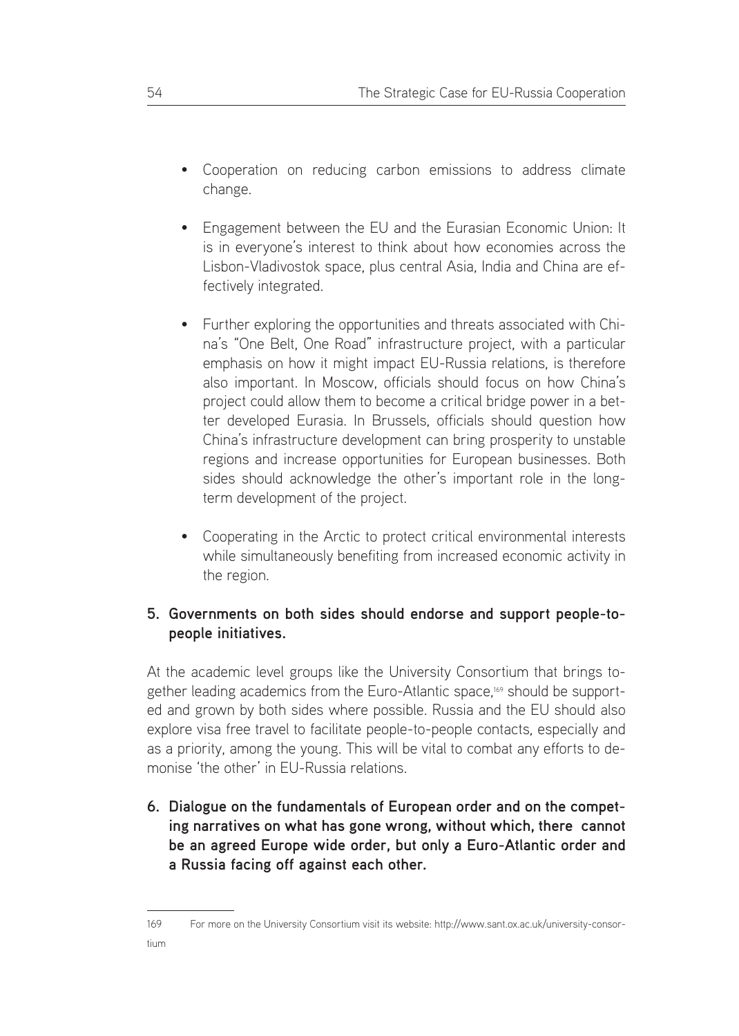- Cooperation on reducing carbon emissions to address climate change.
- Engagement between the EU and the Eurasian Economic Union: It is in everyone's interest to think about how economies across the Lisbon-Vladivostok space, plus central Asia, India and China are effectively integrated.
- Further exploring the opportunities and threats associated with China's "One Belt, One Road" infrastructure project, with a particular emphasis on how it might impact EU-Russia relations, is therefore also important. In Moscow, officials should focus on how China's project could allow them to become a critical bridge power in a better developed Eurasia. In Brussels, officials should question how China's infrastructure development can bring prosperity to unstable regions and increase opportunities for European businesses. Both sides should acknowledge the other's important role in the long-term development of the project.
- Cooperating in the Arctic to protect critical environmental interests while simultaneously benefiting from increased economic activity in the region.

**5. Governments on both sides should endorse and support people-to-people initiatives.**

At the academic level groups like the University Consortium that brings together leading academics from the Euro-Atlantic space,[169] should be supported and grown by both sides where possible. Russia and the EU should also explore visa free travel to facilitate people-to-people contacts, especially and as a priority, among the young. This will be vital to combat any efforts to demonise 'the other' in EU-Russia relations.

**6. Dialogue on the fundamentals of European order and on the competing narratives on what has gone wrong, without which, there cannot be an agreed Europe wide order, but only a Euro-Atlantic order and a Russia facing off against each other.**

---

169 For more on the University Consortium visit its website: http://www.sant.ox.ac.uk/university-consortium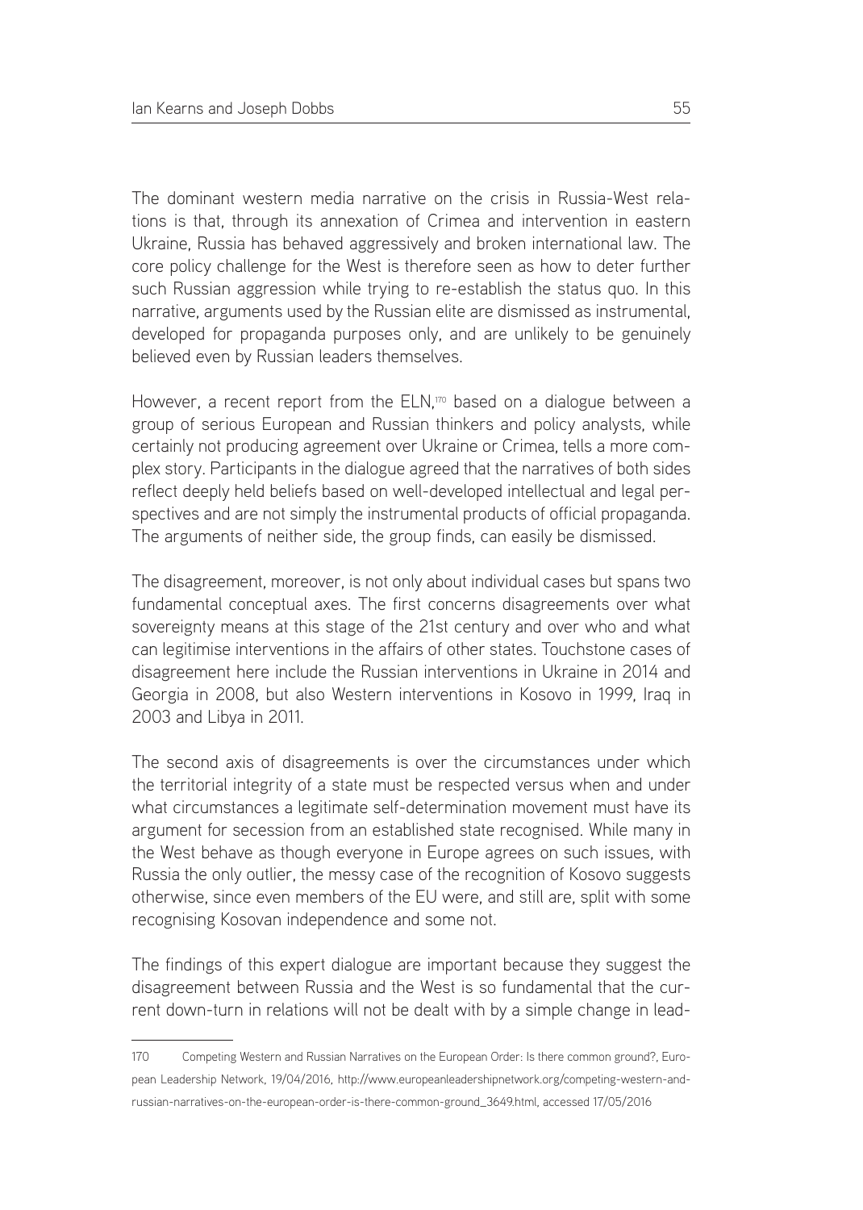The dominant western media narrative on the crisis in Russia-West relations is that, through its annexation of Crimea and intervention in eastern Ukraine, Russia has behaved aggressively and broken international law. The core policy challenge for the West is therefore seen as how to deter further such Russian aggression while trying to re-establish the status quo. In this narrative, arguments used by the Russian elite are dismissed as instrumental, developed for propaganda purposes only, and are unlikely to be genuinely believed even by Russian leaders themselves.

However, a recent report from the ELN,[170] based on a dialogue between a group of serious European and Russian thinkers and policy analysts, while certainly not producing agreement over Ukraine or Crimea, tells a more complex story. Participants in the dialogue agreed that the narratives of both sides reflect deeply held beliefs based on well-developed intellectual and legal perspectives and are not simply the instrumental products of official propaganda. The arguments of neither side, the group finds, can easily be dismissed.

The disagreement, moreover, is not only about individual cases but spans two fundamental conceptual axes. The first concerns disagreements over what sovereignty means at this stage of the 21st century and over who and what can legitimise interventions in the affairs of other states. Touchstone cases of disagreement here include the Russian interventions in Ukraine in 2014 and Georgia in 2008, but also Western interventions in Kosovo in 1999, Iraq in 2003 and Libya in 2011.

The second axis of disagreements is over the circumstances under which the territorial integrity of a state must be respected versus when and under what circumstances a legitimate self-determination movement must have its argument for secession from an established state recognised. While many in the West behave as though everyone in Europe agrees on such issues, with Russia the only outlier, the messy case of the recognition of Kosovo suggests otherwise, since even members of the EU were, and still are, split with some recognising Kosovan independence and some not.

The findings of this expert dialogue are important because they suggest the disagreement between Russia and the West is so fundamental that the current down-turn in relations will not be dealt with by a simple change in lead-

---

170 Competing Western and Russian Narratives on the European Order: Is there common ground?, European Leadership Network, 19/04/2016, http://www.europeanleadershipnetwork.org/competing-western-and-russian-narratives-on-the-european-order-is-there-common-ground_3649.html, accessed 17/05/2016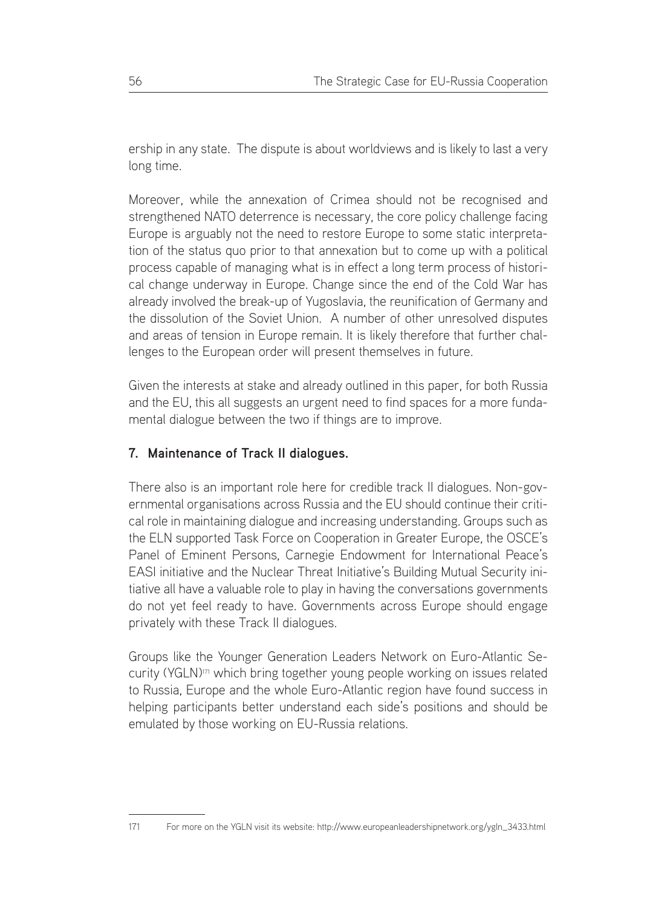ership in any state. The dispute is about worldviews and is likely to last a very long time.

Moreover, while the annexation of Crimea should not be recognised and strengthened NATO deterrence is necessary, the core policy challenge facing Europe is arguably not the need to restore Europe to some static interpretation of the status quo prior to that annexation but to come up with a political process capable of managing what is in effect a long term process of historical change underway in Europe. Change since the end of the Cold War has already involved the break-up of Yugoslavia, the reunification of Germany and the dissolution of the Soviet Union. A number of other unresolved disputes and areas of tension in Europe remain. It is likely therefore that further challenges to the European order will present themselves in future.

Given the interests at stake and already outlined in this paper, for both Russia and the EU, this all suggests an urgent need to find spaces for a more fundamental dialogue between the two if things are to improve.

### 7. Maintenance of Track II dialogues.

There also is an important role here for credible track II dialogues. Non-governmental organisations across Russia and the EU should continue their critical role in maintaining dialogue and increasing understanding. Groups such as the ELN supported Task Force on Cooperation in Greater Europe, the OSCE's Panel of Eminent Persons, Carnegie Endowment for International Peace's EASI initiative and the Nuclear Threat Initiative's Building Mutual Security initiative all have a valuable role to play in having the conversations governments do not yet feel ready to have. Governments across Europe should engage privately with these Track II dialogues.

Groups like the Younger Generation Leaders Network on Euro-Atlantic Security (YGLN)[171] which bring together young people working on issues related to Russia, Europe and the whole Euro-Atlantic region have found success in helping participants better understand each side's positions and should be emulated by those working on EU-Russia relations.

---

171 For more on the YGLN visit its website: http://www.europeanleadershipnetwork.org/ygln_3433.html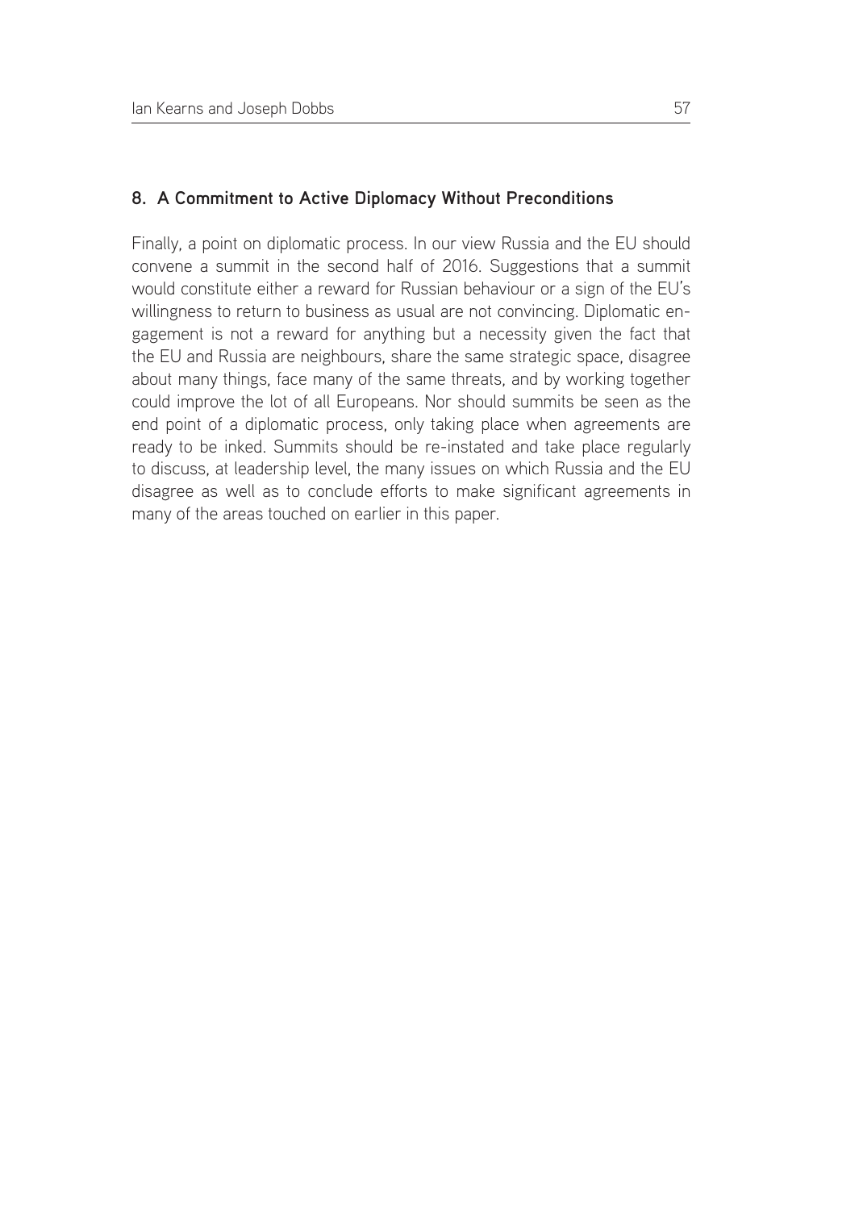## 8. A Commitment to Active Diplomacy Without Preconditions

Finally, a point on diplomatic process. In our view Russia and the EU should convene a summit in the second half of 2016. Suggestions that a summit would constitute either a reward for Russian behaviour or a sign of the EU's willingness to return to business as usual are not convincing. Diplomatic engagement is not a reward for anything but a necessity given the fact that the EU and Russia are neighbours, share the same strategic space, disagree about many things, face many of the same threats, and by working together could improve the lot of all Europeans. Nor should summits be seen as the end point of a diplomatic process, only taking place when agreements are ready to be inked. Summits should be re-instated and take place regularly to discuss, at leadership level, the many issues on which Russia and the EU disagree as well as to conclude efforts to make significant agreements in many of the areas touched on earlier in this paper.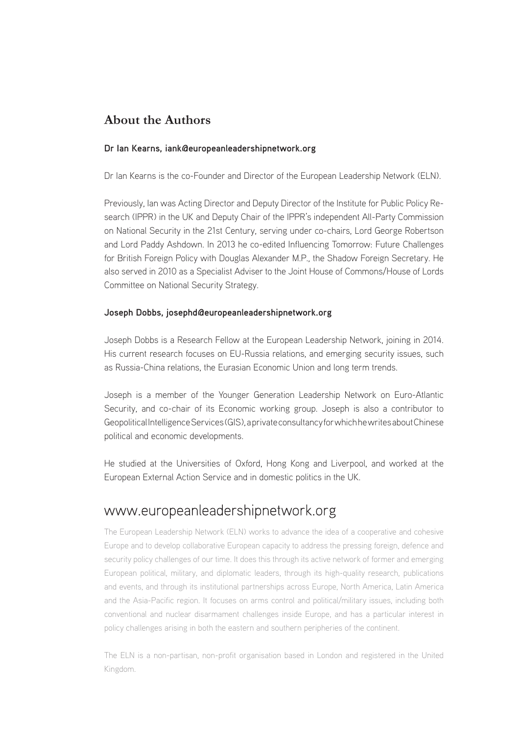## About the Authors

**Dr Ian Kearns, iank@europeanleadershipnetwork.org**

Dr Ian Kearns is the co-Founder and Director of the European Leadership Network (ELN).

Previously, Ian was Acting Director and Deputy Director of the Institute for Public Policy Research (IPPR) in the UK and Deputy Chair of the IPPR's independent All-Party Commission on National Security in the 21st Century, serving under co-chairs, Lord George Robertson and Lord Paddy Ashdown. In 2013 he co-edited Influencing Tomorrow: Future Challenges for British Foreign Policy with Douglas Alexander M.P., the Shadow Foreign Secretary. He also served in 2010 as a Specialist Adviser to the Joint House of Commons/House of Lords Committee on National Security Strategy.

**Joseph Dobbs, josephd@europeanleadershipnetwork.org**

Joseph Dobbs is a Research Fellow at the European Leadership Network, joining in 2014. His current research focuses on EU-Russia relations, and emerging security issues, such as Russia-China relations, the Eurasian Economic Union and long term trends.

Joseph is a member of the Younger Generation Leadership Network on Euro-Atlantic Security, and co-chair of its Economic working group. Joseph is also a contributor to Geopolitical Intelligence Services (GIS), a private consultancy for which he writes about Chinese political and economic developments.

He studied at the Universities of Oxford, Hong Kong and Liverpool, and worked at the European External Action Service and in domestic politics in the UK.

## www.europeanleadershipnetwork.org

The European Leadership Network (ELN) works to advance the idea of a cooperative and cohesive Europe and to develop collaborative European capacity to address the pressing foreign, defence and security policy challenges of our time. It does this through its active network of former and emerging European political, military, and diplomatic leaders, through its high-quality research, publications and events, and through its institutional partnerships across Europe, North America, Latin America and the Asia-Pacific region. It focuses on arms control and political/military issues, including both conventional and nuclear disarmament challenges inside Europe, and has a particular interest in policy challenges arising in both the eastern and southern peripheries of the continent.

The ELN is a non-partisan, non-profit organisation based in London and registered in the United Kingdom.